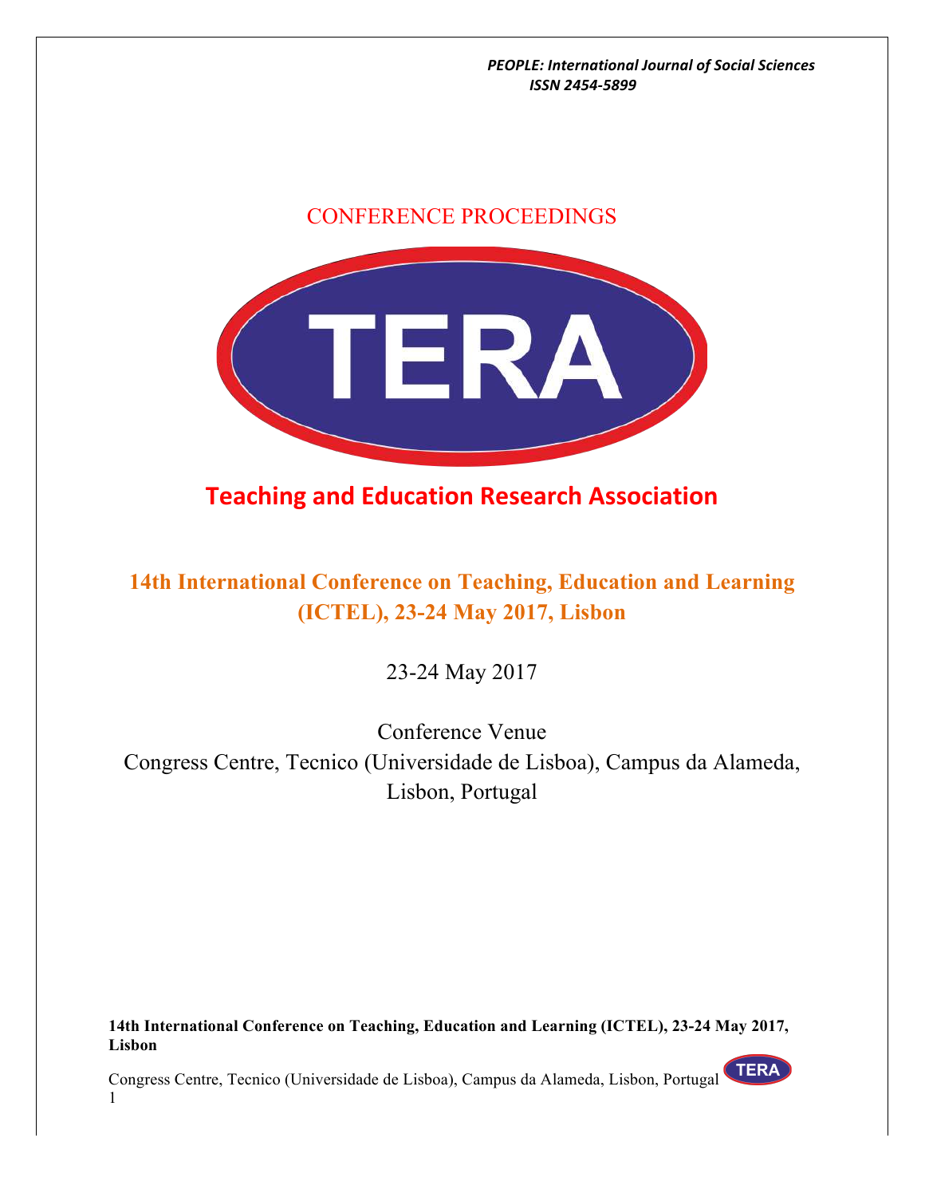PEOPLE: International Journal of Social Sciences
ISSN 2454-5899

CONFERENCE PROCEEDINGS

TERA

## Teaching and Education Research Association

# 14th International Conference on Teaching, Education and Learning (ICTEL), 23-24 May 2017, Lisbon

23-24 May 2017

Conference Venue
Congress Centre, Tecnico (Universidade de Lisboa), Campus da Alameda, Lisbon, Portugal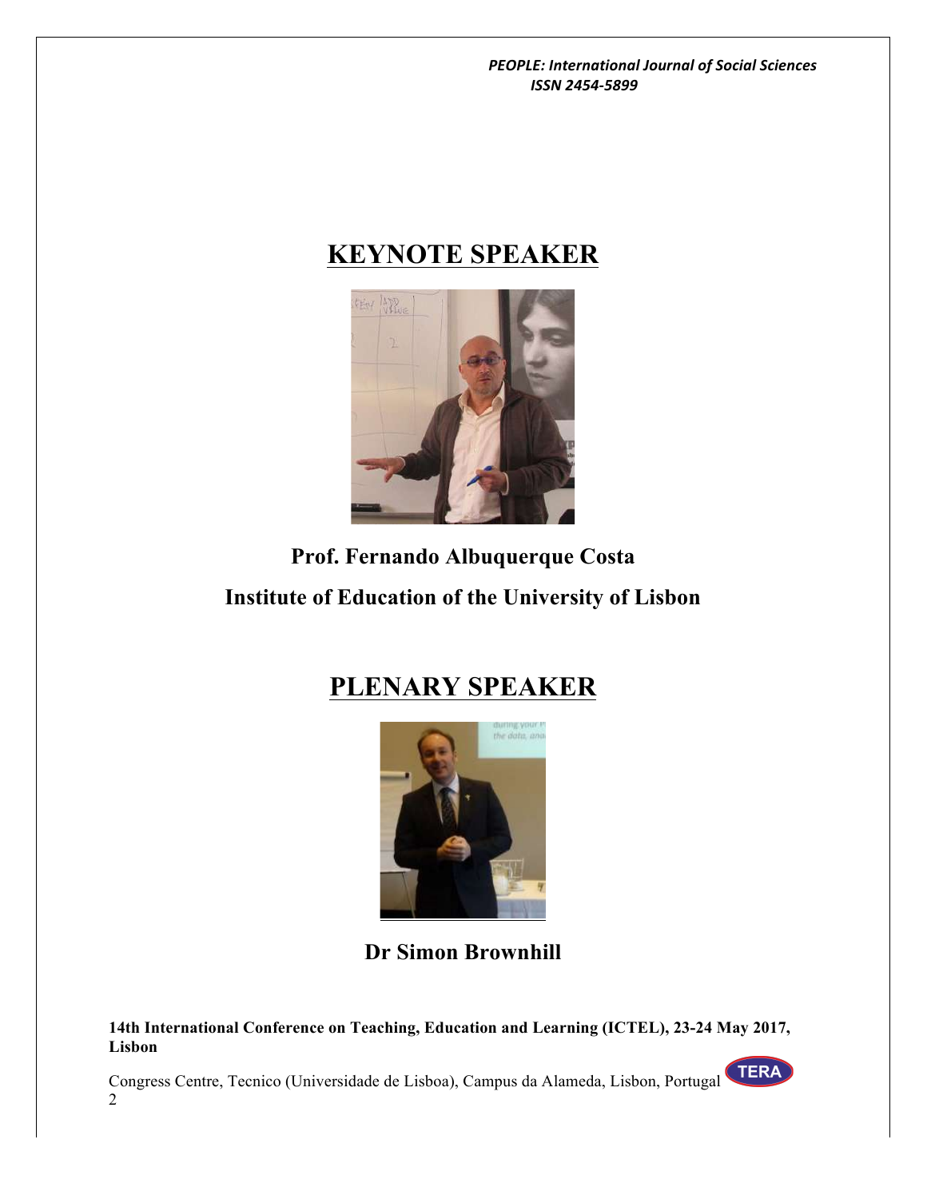## KEYNOTE SPEAKER

**Prof. Fernando Albuquerque Costa**

**Institute of Education of the University of Lisbon**

## PLENARY SPEAKER

**Dr Simon Brownhill**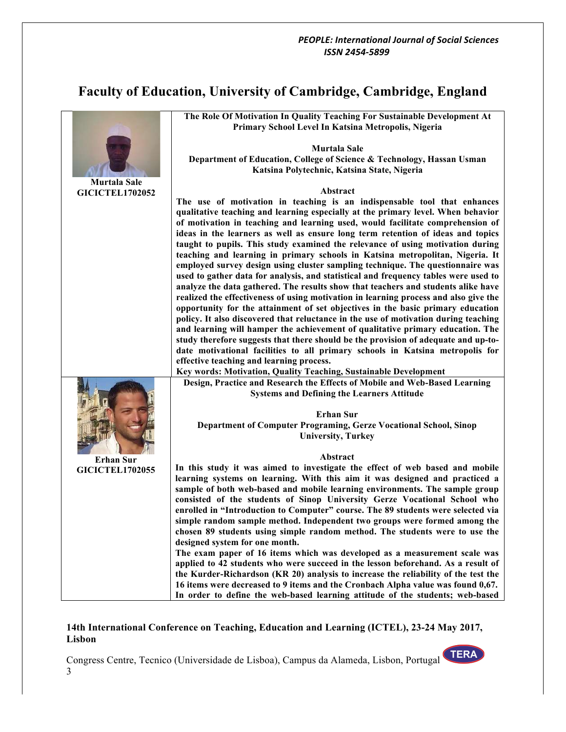# Faculty of Education, University of Cambridge, Cambridge, England

**Murtala Sale**
**GICICTEL1702052**

### The Role Of Motivation In Quality Teaching For Sustainable Development At Primary School Level In Katsina Metropolis, Nigeria

**Murtala Sale**
**Department of Education, College of Science & Technology, Hassan Usman Katsina Polytechnic, Katsina State, Nigeria**

**Abstract**

**The use of motivation in teaching is an indispensable tool that enhances qualitative teaching and learning especially at the primary level. When behavior of motivation in teaching and learning used, would facilitate comprehension of ideas in the learners as well as ensure long term retention of ideas and topics taught to pupils. This study examined the relevance of using motivation during teaching and learning in primary schools in Katsina metropolitan, Nigeria. It employed survey design using cluster sampling technique. The questionnaire was used to gather data for analysis, and statistical and frequency tables were used to analyze the data gathered. The results show that teachers and students alike have realized the effectiveness of using motivation in learning process and also give the opportunity for the attainment of set objectives in the basic primary education policy. It also discovered that reluctance in the use of motivation during teaching and learning will hamper the achievement of qualitative primary education. The study therefore suggests that there should be the provision of adequate and up-to-date motivational facilities to all primary schools in Katsina metropolis for effective teaching and learning process.**

**Key words: Motivation, Quality Teaching, Sustainable Development**

**Erhan Sur**
**GICICTEL1702055**

### Design, Practice and Research the Effects of Mobile and Web-Based Learning Systems and Defining the Learners Attitude

**Erhan Sur**
**Department of Computer Programing, Gerze Vocational School, Sinop University, Turkey**

**Abstract**

**In this study it was aimed to investigate the effect of web based and mobile learning systems on learning. With this aim it was designed and practiced a sample of both web-based and mobile learning environments. The sample group consisted of the students of Sinop University Gerze Vocational School who enrolled in "Introduction to Computer" course. The 89 students were selected via simple random sample method. Independent two groups were formed among the chosen 89 students using simple random method. The students were to use the designed system for one month.**

**The exam paper of 16 items which was developed as a measurement scale was applied to 42 students who were succeed in the lesson beforehand. As a result of the Kurder-Richardson (KR 20) analysis to increase the reliability of the test the 16 items were decreased to 9 items and the Cronbach Alpha value was found 0,67. In order to define the web-based learning attitude of the students; web-based**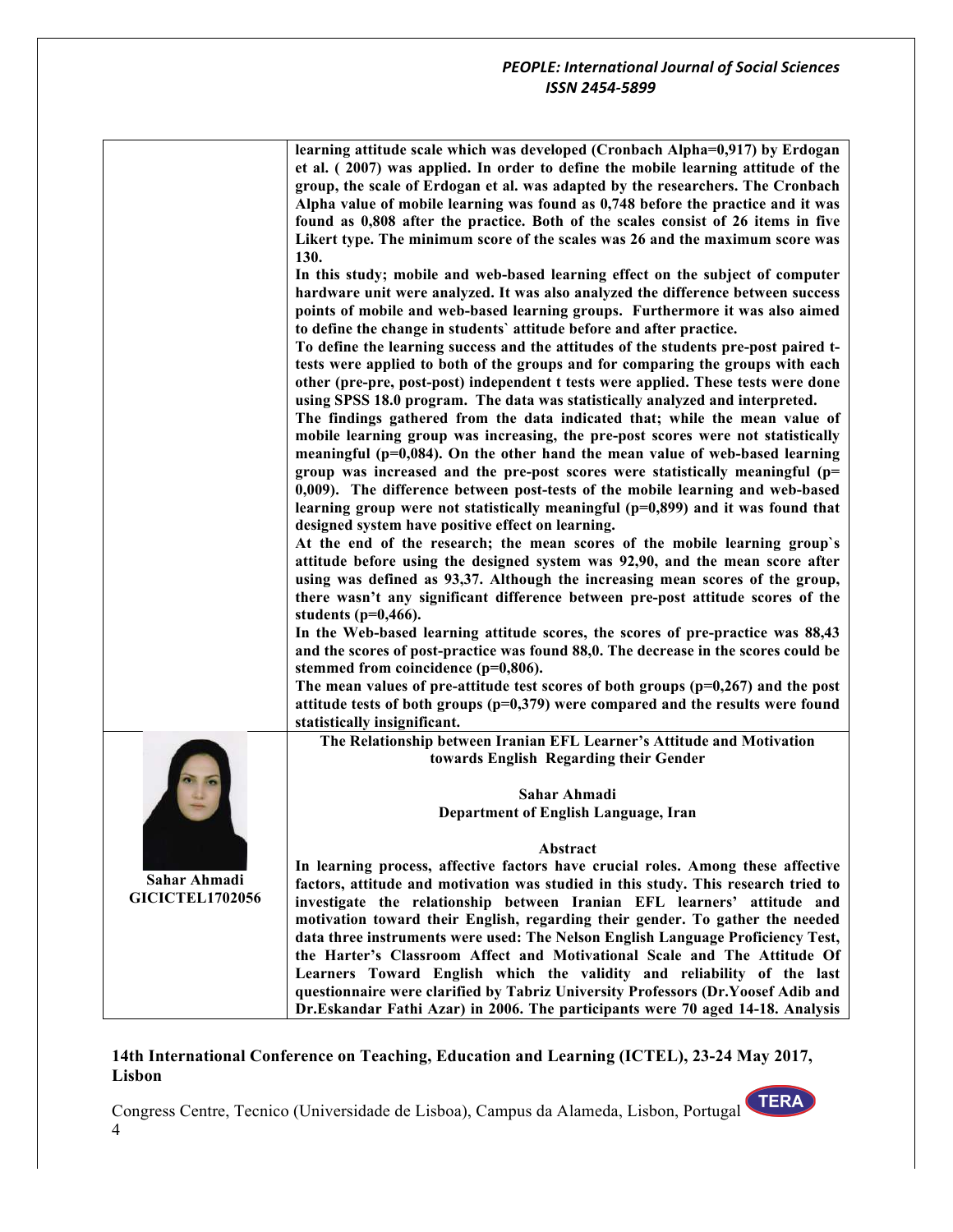**learning attitude scale which was developed (Cronbach Alpha=0,917) by Erdogan et al. ( 2007) was applied. In order to define the mobile learning attitude of the group, the scale of Erdogan et al. was adapted by the researchers. The Cronbach Alpha value of mobile learning was found as 0,748 before the practice and it was found as 0,808 after the practice. Both of the scales consist of 26 items in five Likert type. The minimum score of the scales was 26 and the maximum score was 130.**

**In this study; mobile and web-based learning effect on the subject of computer hardware unit were analyzed. It was also analyzed the difference between success points of mobile and web-based learning groups. Furthermore it was also aimed to define the change in students` attitude before and after practice.**

**To define the learning success and the attitudes of the students pre-post paired t-tests were applied to both of the groups and for comparing the groups with each other (pre-pre, post-post) independent t tests were applied. These tests were done using SPSS 18.0 program. The data was statistically analyzed and interpreted.**

**The findings gathered from the data indicated that; while the mean value of mobile learning group was increasing, the pre-post scores were not statistically meaningful (p=0,084). On the other hand the mean value of web-based learning group was increased and the pre-post scores were statistically meaningful (p= 0,009). The difference between post-tests of the mobile learning and web-based learning group were not statistically meaningful (p=0,899) and it was found that designed system have positive effect on learning.**

**At the end of the research; the mean scores of the mobile learning group`s attitude before using the designed system was 92,90, and the mean score after using was defined as 93,37. Although the increasing mean scores of the group, there wasn't any significant difference between pre-post attitude scores of the students (p=0,466).**

**In the Web-based learning attitude scores, the scores of pre-practice was 88,43 and the scores of post-practice was found 88,0. The decrease in the scores could be stemmed from coincidence (p=0,806).**

**The mean values of pre-attitude test scores of both groups (p=0,267) and the post attitude tests of both groups (p=0,379) were compared and the results were found statistically insignificant.**

**Sahar Ahmadi**
**GICICTEL1702056**

## The Relationship between Iranian EFL Learner's Attitude and Motivation towards English Regarding their Gender

**Sahar Ahmadi**
**Department of English Language, Iran**

**Abstract**

**In learning process, affective factors have crucial roles. Among these affective factors, attitude and motivation was studied in this study. This research tried to investigate the relationship between Iranian EFL learners' attitude and motivation toward their English, regarding their gender. To gather the needed data three instruments were used: The Nelson English Language Proficiency Test, the Harter's Classroom Affect and Motivational Scale and The Attitude Of Learners Toward English which the validity and reliability of the last questionnaire were clarified by Tabriz University Professors (Dr.Yoosef Adib and Dr.Eskandar Fathi Azar) in 2006. The participants were 70 aged 14-18. Analysis**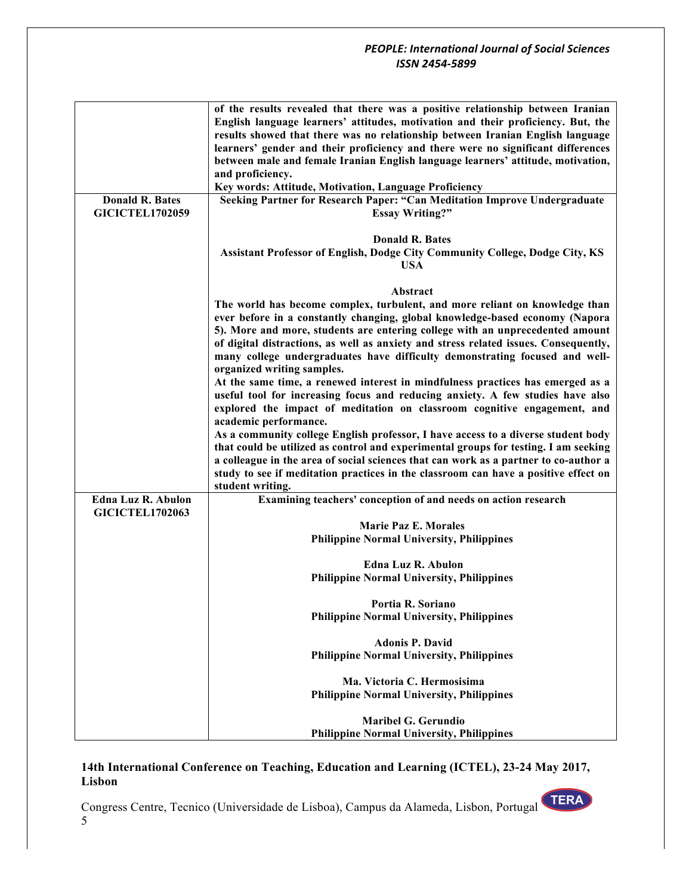| | |
|---|---|
| | **of the results revealed that there was a positive relationship between Iranian English language learners' attitudes, motivation and their proficiency. But, the results showed that there was no relationship between Iranian English language learners' gender and their proficiency and there were no significant differences between male and female Iranian English language learners' attitude, motivation, and proficiency.**<br>**Key words: Attitude, Motivation, Language Proficiency** |
| **Donald R. Bates**<br>**GICICTEL1702059** | **Seeking Partner for Research Paper: "Can Meditation Improve Undergraduate Essay Writing?"**<br><br>**Donald R. Bates**<br>**Assistant Professor of English, Dodge City Community College, Dodge City, KS USA**<br><br>**Abstract**<br>**The world has become complex, turbulent, and more reliant on knowledge than ever before in a constantly changing, global knowledge-based economy (Napora 5). More and more, students are entering college with an unprecedented amount of digital distractions, as well as anxiety and stress related issues. Consequently, many college undergraduates have difficulty demonstrating focused and well-organized writing samples.**<br>**At the same time, a renewed interest in mindfulness practices has emerged as a useful tool for increasing focus and reducing anxiety. A few studies have also explored the impact of meditation on classroom cognitive engagement, and academic performance.**<br>**As a community college English professor, I have access to a diverse student body that could be utilized as control and experimental groups for testing. I am seeking a colleague in the area of social sciences that can work as a partner to co-author a study to see if meditation practices in the classroom can have a positive effect on student writing.** |
| **Edna Luz R. Abulon**<br>**GICICTEL1702063** | **Examining teachers' conception of and needs on action research**<br><br>**Marie Paz E. Morales**<br>**Philippine Normal University, Philippines**<br><br>**Edna Luz R. Abulon**<br>**Philippine Normal University, Philippines**<br><br>**Portia R. Soriano**<br>**Philippine Normal University, Philippines**<br><br>**Adonis P. David**<br>**Philippine Normal University, Philippines**<br><br>**Ma. Victoria C. Hermosisima**<br>**Philippine Normal University, Philippines**<br><br>**Maribel G. Gerundio**<br>**Philippine Normal University, Philippines** |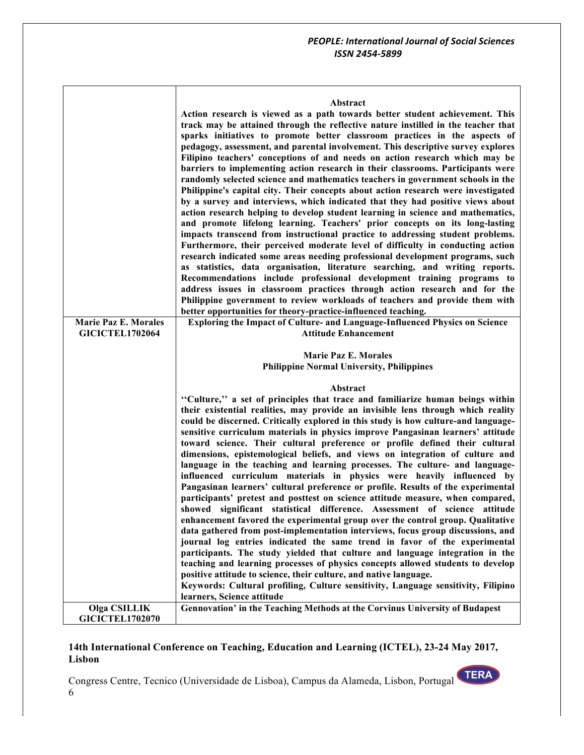| | |
|---|---|
| | **Abstract**<br>**Action research is viewed as a path towards better student achievement. This track may be attained through the reflective nature instilled in the teacher that sparks initiatives to promote better classroom practices in the aspects of pedagogy, assessment, and parental involvement. This descriptive survey explores Filipino teachers' conceptions of and needs on action research which may be barriers to implementing action research in their classrooms. Participants were randomly selected science and mathematics teachers in government schools in the Philippine's capital city. Their concepts about action research were investigated by a survey and interviews, which indicated that they had positive views about action research helping to develop student learning in science and mathematics, and promote lifelong learning. Teachers' prior concepts on its long-lasting impacts transcend from instructional practice to addressing student problems. Furthermore, their perceived moderate level of difficulty in conducting action research indicated some areas needing professional development programs, such as statistics, data organisation, literature searching, and writing reports. Recommendations include professional development training programs to address issues in classroom practices through action research and for the Philippine government to review workloads of teachers and provide them with better opportunities for theory-practice-influenced teaching.** |
| **Marie Paz E. Morales**<br>**GICICTEL1702064** | **Exploring the Impact of Culture- and Language-Influenced Physics on Science Attitude Enhancement**<br><br>**Marie Paz E. Morales**<br>**Philippine Normal University, Philippines**<br><br>**Abstract**<br>**''Culture,'' a set of principles that trace and familiarize human beings within their existential realities, may provide an invisible lens through which reality could be discerned. Critically explored in this study is how culture-and language-sensitive curriculum materials in physics improve Pangasinan learners' attitude toward science. Their cultural preference or profile defined their cultural dimensions, epistemological beliefs, and views on integration of culture and language in the teaching and learning processes. The culture- and language-influenced curriculum materials in physics were heavily influenced by Pangasinan learners' cultural preference or profile. Results of the experimental participants' pretest and posttest on science attitude measure, when compared, showed significant statistical difference. Assessment of science attitude enhancement favored the experimental group over the control group. Qualitative data gathered from post-implementation interviews, focus group discussions, and journal log entries indicated the same trend in favor of the experimental participants. The study yielded that culture and language integration in the teaching and learning processes of physics concepts allowed students to develop positive attitude to science, their culture, and native language.**<br>**Keywords: Cultural profiling, Culture sensitivity, Language sensitivity, Filipino learners, Science attitude** |
| **Olga CSILLIK**<br>**GICICTEL1702070** | **Gennovation' in the Teaching Methods at the Corvinus University of Budapest** |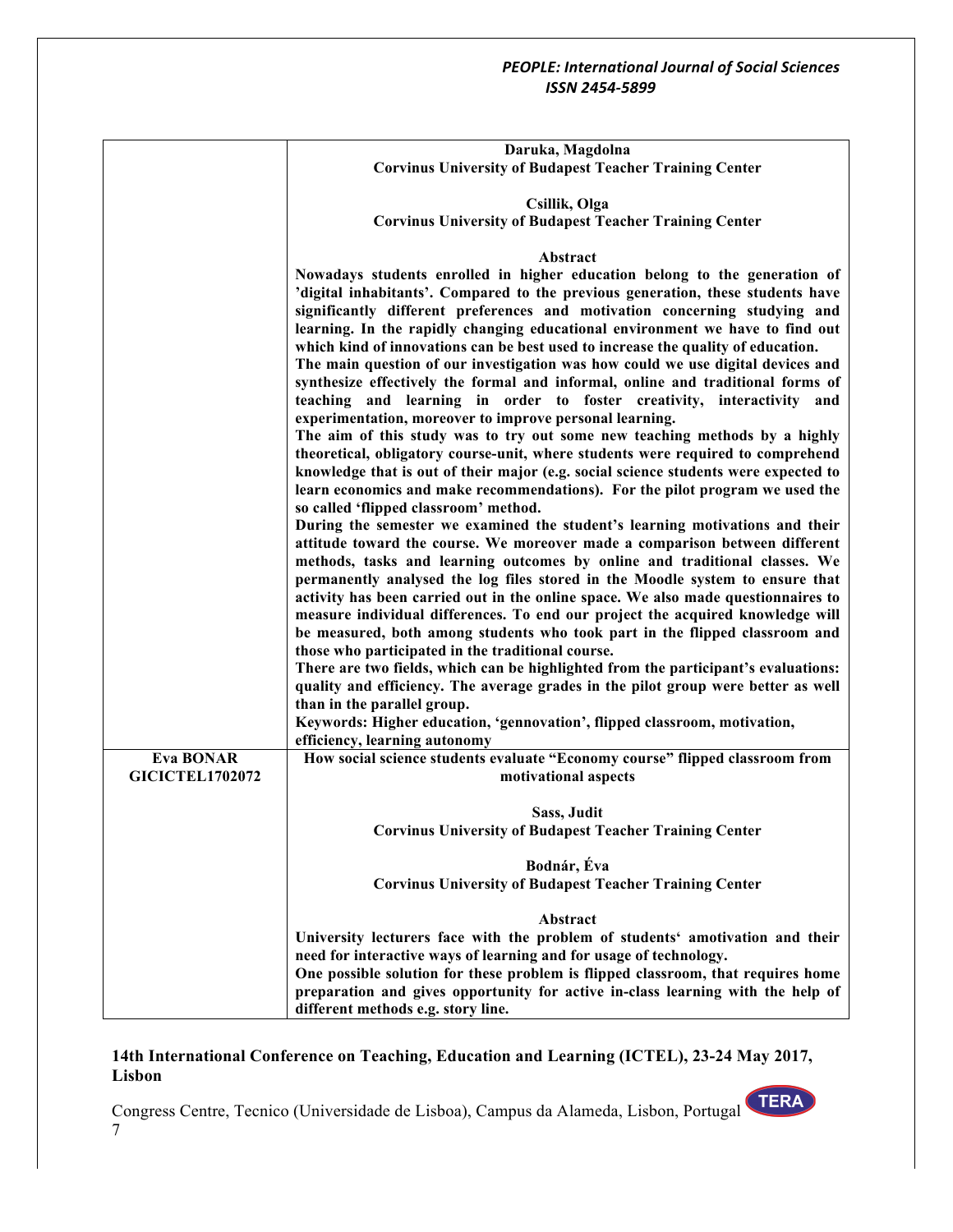| | |
|---|---|
| | **Daruka, Magdolna**<br>**Corvinus University of Budapest Teacher Training Center**<br><br>**Csillik, Olga**<br>**Corvinus University of Budapest Teacher Training Center**<br><br>**Abstract**<br>**Nowadays students enrolled in higher education belong to the generation of 'digital inhabitants'. Compared to the previous generation, these students have significantly different preferences and motivation concerning studying and learning. In the rapidly changing educational environment we have to find out which kind of innovations can be best used to increase the quality of education.**<br>**The main question of our investigation was how could we use digital devices and synthesize effectively the formal and informal, online and traditional forms of teaching and learning in order to foster creativity, interactivity and experimentation, moreover to improve personal learning.**<br>**The aim of this study was to try out some new teaching methods by a highly theoretical, obligatory course-unit, where students were required to comprehend knowledge that is out of their major (e.g. social science students were expected to learn economics and make recommendations). For the pilot program we used the so called 'flipped classroom' method.**<br>**During the semester we examined the student's learning motivations and their attitude toward the course. We moreover made a comparison between different methods, tasks and learning outcomes by online and traditional classes. We permanently analysed the log files stored in the Moodle system to ensure that activity has been carried out in the online space. We also made questionnaires to measure individual differences. To end our project the acquired knowledge will be measured, both among students who took part in the flipped classroom and those who participated in the traditional course.**<br>**There are two fields, which can be highlighted from the participant's evaluations: quality and efficiency. The average grades in the pilot group were better as well than in the parallel group.**<br>**Keywords: Higher education, 'gennovation', flipped classroom, motivation, efficiency, learning autonomy** |
| **Eva BONAR**<br>**GICICTEL1702072** | **How social science students evaluate "Economy course" flipped classroom from motivational aspects**<br><br>**Sass, Judit**<br>**Corvinus University of Budapest Teacher Training Center**<br><br>**Bodnár, Éva**<br>**Corvinus University of Budapest Teacher Training Center**<br><br>**Abstract**<br>**University lecturers face with the problem of students' amotivation and their need for interactive ways of learning and for usage of technology.**<br>**One possible solution for these problem is flipped classroom, that requires home preparation and gives opportunity for active in-class learning with the help of different methods e.g. story line.** |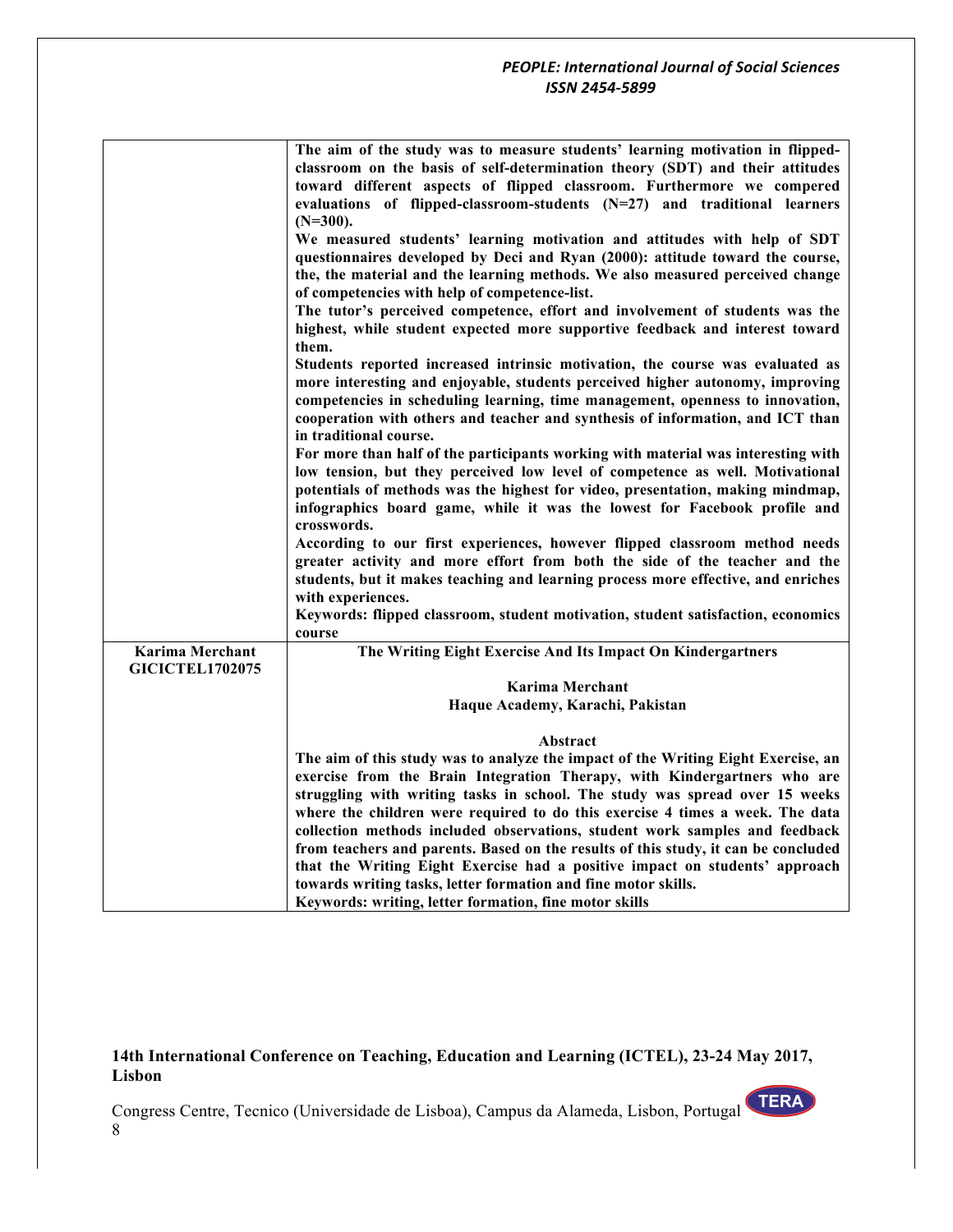| | |
|---|---|
| | **The aim of the study was to measure students' learning motivation in flipped-classroom on the basis of self-determination theory (SDT) and their attitudes toward different aspects of flipped classroom. Furthermore we compered evaluations of flipped-classroom-students (N=27) and traditional learners (N=300).** <br> **We measured students' learning motivation and attitudes with help of SDT questionnaires developed by Deci and Ryan (2000): attitude toward the course, the, the material and the learning methods. We also measured perceived change of competencies with help of competence-list.** <br> **The tutor's perceived competence, effort and involvement of students was the highest, while student expected more supportive feedback and interest toward them.** <br> **Students reported increased intrinsic motivation, the course was evaluated as more interesting and enjoyable, students perceived higher autonomy, improving competencies in scheduling learning, time management, openness to innovation, cooperation with others and teacher and synthesis of information, and ICT than in traditional course.** <br> **For more than half of the participants working with material was interesting with low tension, but they perceived low level of competence as well. Motivational potentials of methods was the highest for video, presentation, making mindmap, infographics board game, while it was the lowest for Facebook profile and crosswords.** <br> **According to our first experiences, however flipped classroom method needs greater activity and more effort from both the side of the teacher and the students, but it makes teaching and learning process more effective, and enriches with experiences.** <br> **Keywords: flipped classroom, student motivation, student satisfaction, economics course** |
| **Karima Merchant** <br> **GICICTEL1702075** | **The Writing Eight Exercise And Its Impact On Kindergartners** <br><br> **Karima Merchant** <br> **Haque Academy, Karachi, Pakistan** <br><br> **Abstract** <br> **The aim of this study was to analyze the impact of the Writing Eight Exercise, an exercise from the Brain Integration Therapy, with Kindergartners who are struggling with writing tasks in school. The study was spread over 15 weeks where the children were required to do this exercise 4 times a week. The data collection methods included observations, student work samples and feedback from teachers and parents. Based on the results of this study, it can be concluded that the Writing Eight Exercise had a positive impact on students' approach towards writing tasks, letter formation and fine motor skills.** <br> **Keywords: writing, letter formation, fine motor skills** |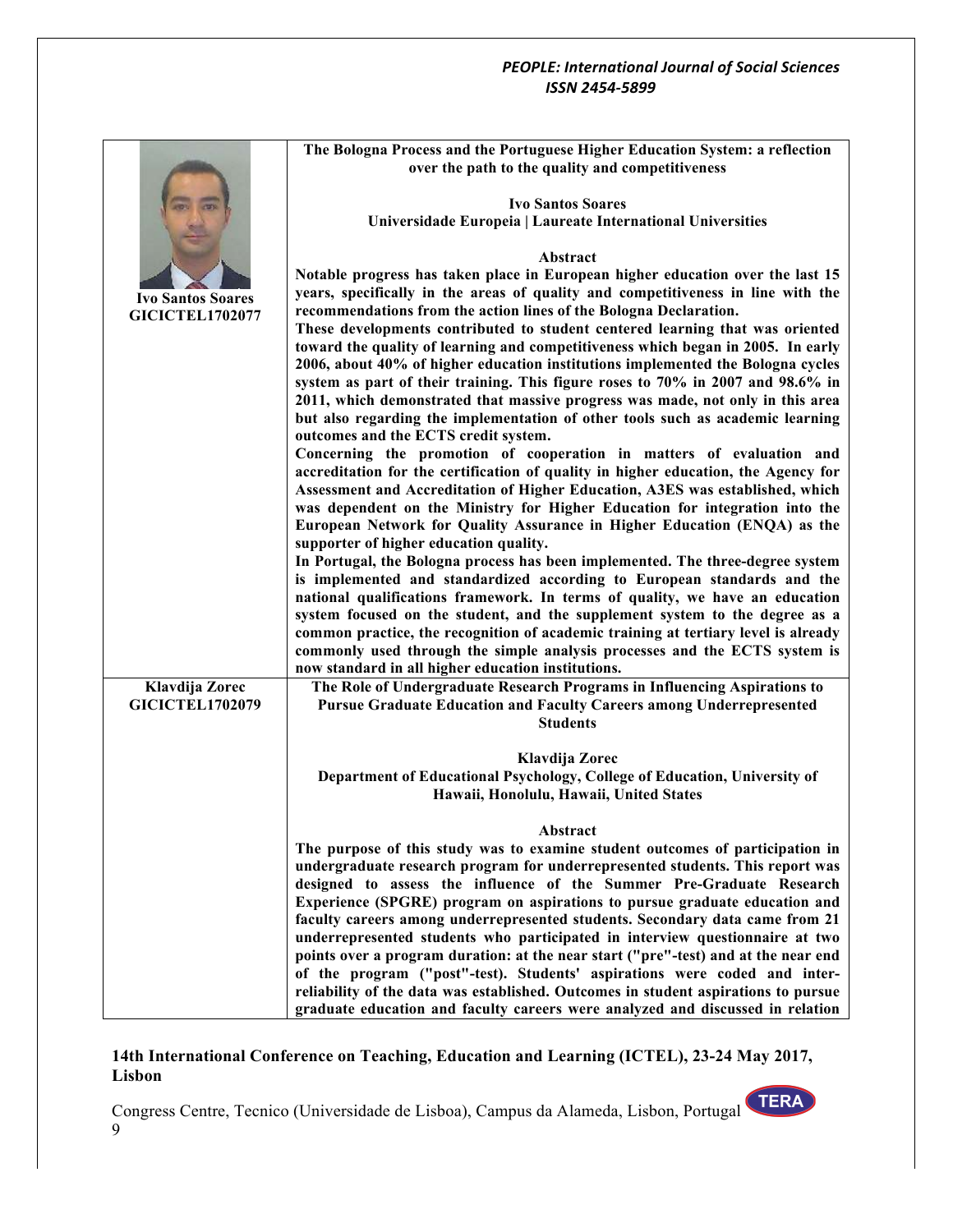**Ivo Santos Soares**
**GICICTEL1702077**

## The Bologna Process and the Portuguese Higher Education System: a reflection over the path to the quality and competitiveness

**Ivo Santos Soares**
**Universidade Europeia | Laureate International Universities**

### Abstract

**Notable progress has taken place in European higher education over the last 15 years, specifically in the areas of quality and competitiveness in line with the recommendations from the action lines of the Bologna Declaration.**

**These developments contributed to student centered learning that was oriented toward the quality of learning and competitiveness which began in 2005. In early 2006, about 40% of higher education institutions implemented the Bologna cycles system as part of their training. This figure roses to 70% in 2007 and 98.6% in 2011, which demonstrated that massive progress was made, not only in this area but also regarding the implementation of other tools such as academic learning outcomes and the ECTS credit system.**

**Concerning the promotion of cooperation in matters of evaluation and accreditation for the certification of quality in higher education, the Agency for Assessment and Accreditation of Higher Education, A3ES was established, which was dependent on the Ministry for Higher Education for integration into the European Network for Quality Assurance in Higher Education (ENQA) as the supporter of higher education quality.**

**In Portugal, the Bologna process has been implemented. The three-degree system is implemented and standardized according to European standards and the national qualifications framework. In terms of quality, we have an education system focused on the student, and the supplement system to the degree as a common practice, the recognition of academic training at tertiary level is already commonly used through the simple analysis processes and the ECTS system is now standard in all higher education institutions.**

**Klavdija Zorec**
**GICICTEL1702079**

## The Role of Undergraduate Research Programs in Influencing Aspirations to Pursue Graduate Education and Faculty Careers among Underrepresented Students

**Klavdija Zorec**
**Department of Educational Psychology, College of Education, University of Hawaii, Honolulu, Hawaii, United States**

### Abstract

**The purpose of this study was to examine student outcomes of participation in undergraduate research program for underrepresented students. This report was designed to assess the influence of the Summer Pre-Graduate Research Experience (SPGRE) program on aspirations to pursue graduate education and faculty careers among underrepresented students. Secondary data came from 21 underrepresented students who participated in interview questionnaire at two points over a program duration: at the near start ("pre"-test) and at the near end of the program ("post"-test). Students' aspirations were coded and inter-reliability of the data was established. Outcomes in student aspirations to pursue graduate education and faculty careers were analyzed and discussed in relation**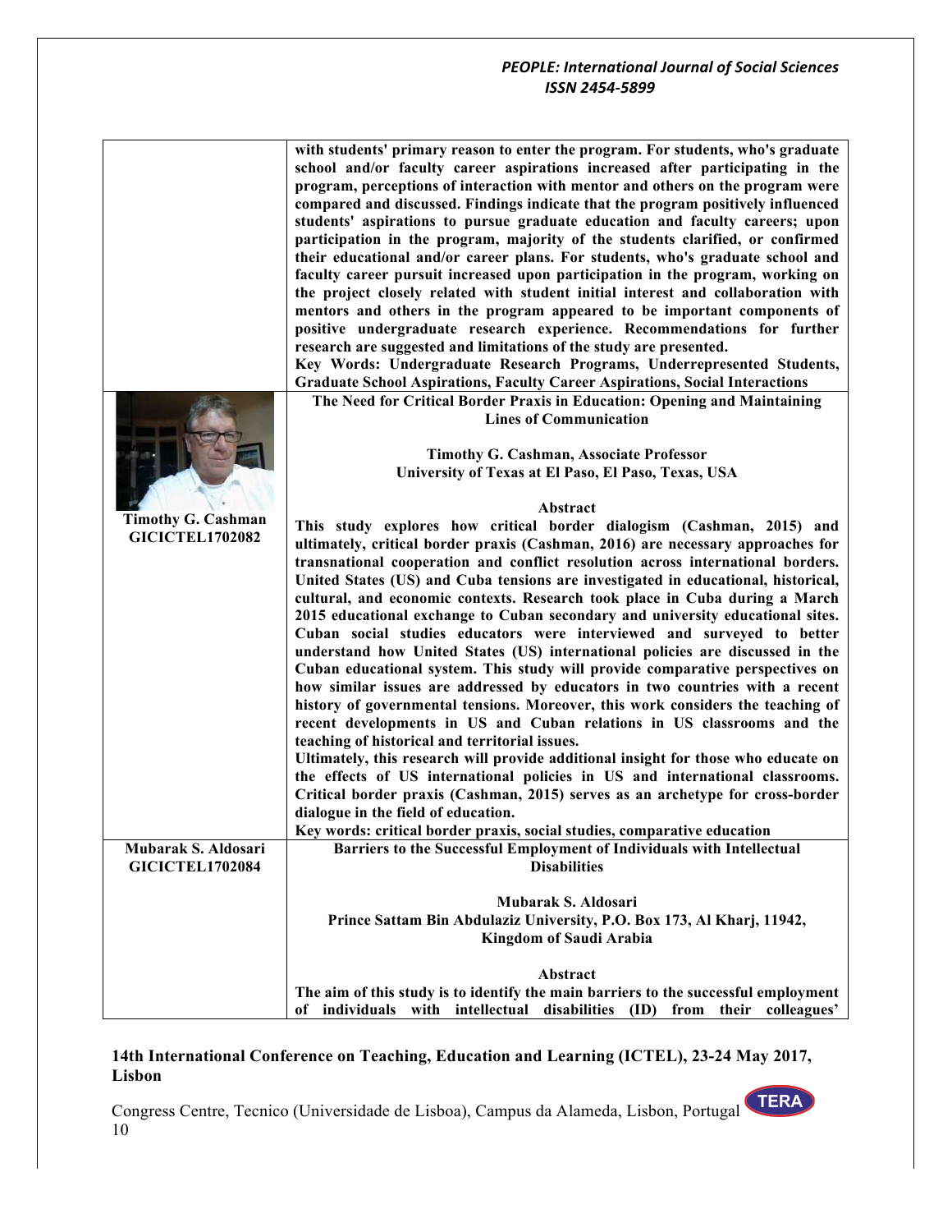| | |
|---|---|
| | **with students' primary reason to enter the program. For students, who's graduate school and/or faculty career aspirations increased after participating in the program, perceptions of interaction with mentor and others on the program were compared and discussed. Findings indicate that the program positively influenced students' aspirations to pursue graduate education and faculty careers; upon participation in the program, majority of the students clarified, or confirmed their educational and/or career plans. For students, who's graduate school and faculty career pursuit increased upon participation in the program, working on the project closely related with student initial interest and collaboration with mentors and others in the program appeared to be important components of positive undergraduate research experience. Recommendations for further research are suggested and limitations of the study are presented.** <br> **Key Words: Undergraduate Research Programs, Underrepresented Students, Graduate School Aspirations, Faculty Career Aspirations, Social Interactions** |
| **Timothy G. Cashman** <br> **GICICTEL1702082** | **The Need for Critical Border Praxis in Education: Opening and Maintaining Lines of Communication** <br><br> **Timothy G. Cashman, Associate Professor** <br> **University of Texas at El Paso, El Paso, Texas, USA** <br><br> **Abstract** <br> **This study explores how critical border dialogism (Cashman, 2015) and ultimately, critical border praxis (Cashman, 2016) are necessary approaches for transnational cooperation and conflict resolution across international borders. United States (US) and Cuba tensions are investigated in educational, historical, cultural, and economic contexts. Research took place in Cuba during a March 2015 educational exchange to Cuban secondary and university educational sites. Cuban social studies educators were interviewed and surveyed to better understand how United States (US) international policies are discussed in the Cuban educational system. This study will provide comparative perspectives on how similar issues are addressed by educators in two countries with a recent history of governmental tensions. Moreover, this work considers the teaching of recent developments in US and Cuban relations in US classrooms and the teaching of historical and territorial issues.** <br> **Ultimately, this research will provide additional insight for those who educate on the effects of US international policies in US and international classrooms. Critical border praxis (Cashman, 2015) serves as an archetype for cross-border dialogue in the field of education.** <br> **Key words: critical border praxis, social studies, comparative education** |
| **Mubarak S. Aldosari** <br> **GICICTEL1702084** | **Barriers to the Successful Employment of Individuals with Intellectual Disabilities** <br><br> **Mubarak S. Aldosari** <br> **Prince Sattam Bin Abdulaziz University, P.O. Box 173, Al Kharj, 11942, Kingdom of Saudi Arabia** <br><br> **Abstract** <br> **The aim of this study is to identify the main barriers to the successful employment of individuals with intellectual disabilities (ID) from their colleagues'** |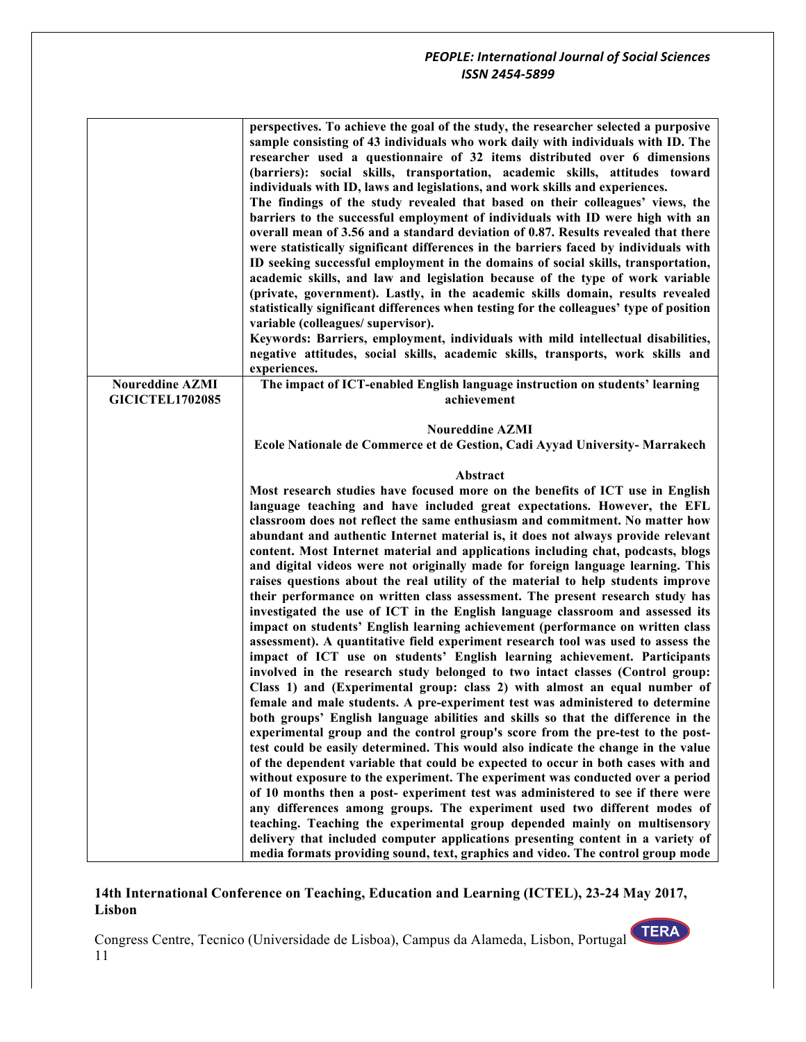| | |
|---|---|
| | perspectives. To achieve the goal of the study, the researcher selected a purposive sample consisting of 43 individuals who work daily with individuals with ID. The researcher used a questionnaire of 32 items distributed over 6 dimensions (barriers): social skills, transportation, academic skills, attitudes toward individuals with ID, laws and legislations, and work skills and experiences. The findings of the study revealed that based on their colleagues' views, the barriers to the successful employment of individuals with ID were high with an overall mean of 3.56 and a standard deviation of 0.87. Results revealed that there were statistically significant differences in the barriers faced by individuals with ID seeking successful employment in the domains of social skills, transportation, academic skills, and law and legislation because of the type of work variable (private, government). Lastly, in the academic skills domain, results revealed statistically significant differences when testing for the colleagues' type of position variable (colleagues/ supervisor). Keywords: Barriers, employment, individuals with mild intellectual disabilities, negative attitudes, social skills, academic skills, transports, work skills and experiences. |
| **Noureddine AZMI GICICTEL1702085** | **The impact of ICT-enabled English language instruction on students' learning achievement** <br><br> **Noureddine AZMI** <br> **Ecole Nationale de Commerce et de Gestion, Cadi Ayyad University- Marrakech** <br><br> **Abstract** <br> Most research studies have focused more on the benefits of ICT use in English language teaching and have included great expectations. However, the EFL classroom does not reflect the same enthusiasm and commitment. No matter how abundant and authentic Internet material is, it does not always provide relevant content. Most Internet material and applications including chat, podcasts, blogs and digital videos were not originally made for foreign language learning. This raises questions about the real utility of the material to help students improve their performance on written class assessment. The present research study has investigated the use of ICT in the English language classroom and assessed its impact on students' English learning achievement (performance on written class assessment). A quantitative field experiment research tool was used to assess the impact of ICT use on students' English learning achievement. Participants involved in the research study belonged to two intact classes (Control group: Class 1) and (Experimental group: class 2) with almost an equal number of female and male students. A pre-experiment test was administered to determine both groups' English language abilities and skills so that the difference in the experimental group and the control group's score from the pre-test to the post-test could be easily determined. This would also indicate the change in the value of the dependent variable that could be expected to occur in both cases with and without exposure to the experiment. The experiment was conducted over a period of 10 months then a post- experiment test was administered to see if there were any differences among groups. The experiment used two different modes of teaching. Teaching the experimental group depended mainly on multisensory delivery that included computer applications presenting content in a variety of media formats providing sound, text, graphics and video. The control group mode |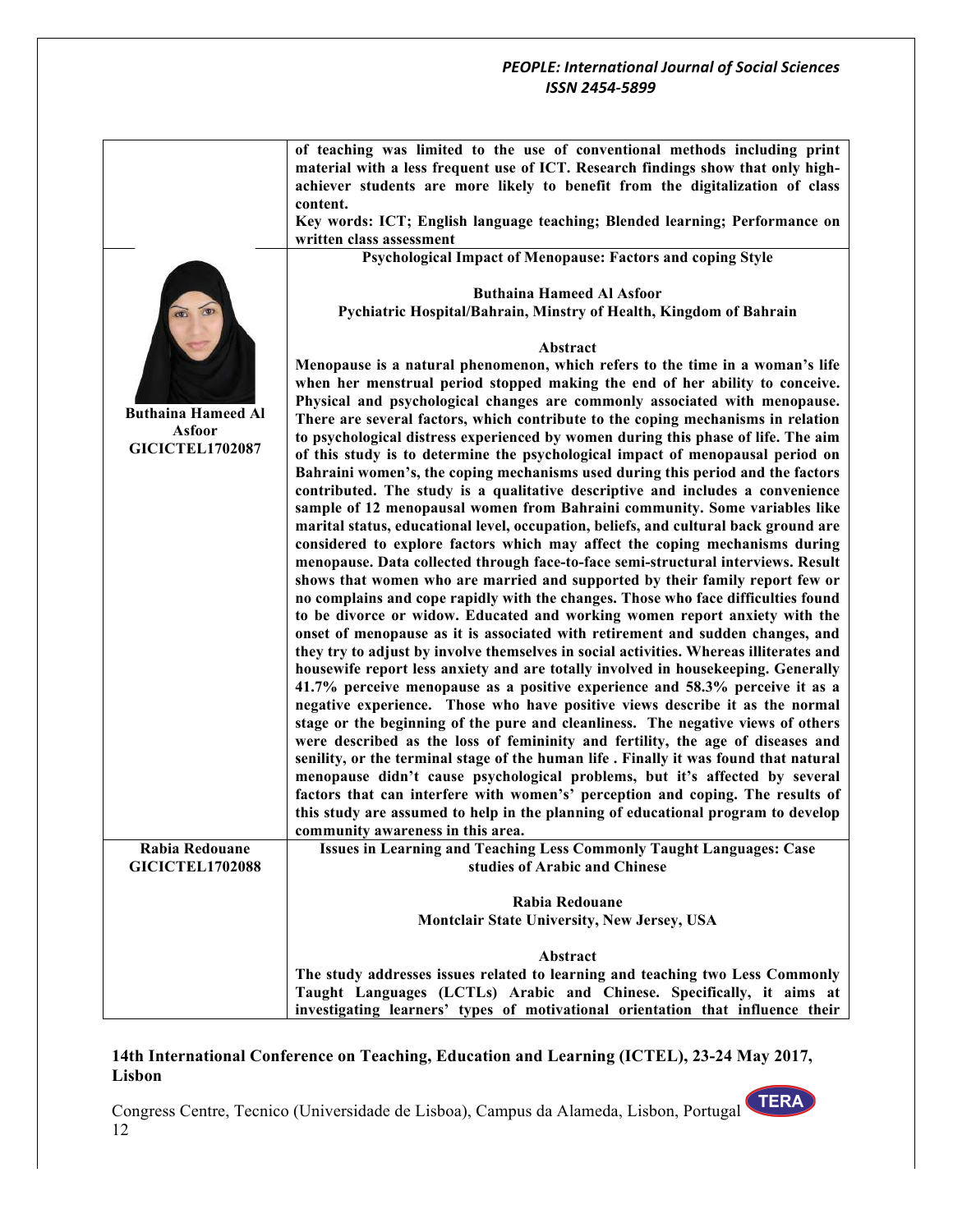**of teaching was limited to the use of conventional methods including print material with a less frequent use of ICT. Research findings show that only high-achiever students are more likely to benefit from the digitalization of class content.**

**Key words: ICT; English language teaching; Blended learning; Performance on written class assessment**

---

**Buthaina Hameed Al Asfoor**
**GICICTEL1702087**

### Psychological Impact of Menopause: Factors and coping Style

**Buthaina Hameed Al Asfoor**
**Pychiatric Hospital/Bahrain, Minstry of Health, Kingdom of Bahrain**

**Abstract**

**Menopause is a natural phenomenon, which refers to the time in a woman's life when her menstrual period stopped making the end of her ability to conceive. Physical and psychological changes are commonly associated with menopause. There are several factors, which contribute to the coping mechanisms in relation to psychological distress experienced by women during this phase of life. The aim of this study is to determine the psychological impact of menopausal period on Bahraini women's, the coping mechanisms used during this period and the factors contributed. The study is a qualitative descriptive and includes a convenience sample of 12 menopausal women from Bahraini community. Some variables like marital status, educational level, occupation, beliefs, and cultural back ground are considered to explore factors which may affect the coping mechanisms during menopause. Data collected through face-to-face semi-structural interviews. Result shows that women who are married and supported by their family report few or no complains and cope rapidly with the changes. Those who face difficulties found to be divorce or widow. Educated and working women report anxiety with the onset of menopause as it is associated with retirement and sudden changes, and they try to adjust by involve themselves in social activities. Whereas illiterates and housewife report less anxiety and are totally involved in housekeeping. Generally 41.7% perceive menopause as a positive experience and 58.3% perceive it as a negative experience. Those who have positive views describe it as the normal stage or the beginning of the pure and cleanliness. The negative views of others were described as the loss of femininity and fertility, the age of diseases and senility, or the terminal stage of the human life . Finally it was found that natural menopause didn't cause psychological problems, but it's affected by several factors that can interfere with women's' perception and coping. The results of this study are assumed to help in the planning of educational program to develop community awareness in this area.**

---

**Rabia Redouane**
**GICICTEL1702088**

### Issues in Learning and Teaching Less Commonly Taught Languages: Case studies of Arabic and Chinese

**Rabia Redouane**
**Montclair State University, New Jersey, USA**

**Abstract**

**The study addresses issues related to learning and teaching two Less Commonly Taught Languages (LCTLs) Arabic and Chinese. Specifically, it aims at investigating learners' types of motivational orientation that influence their**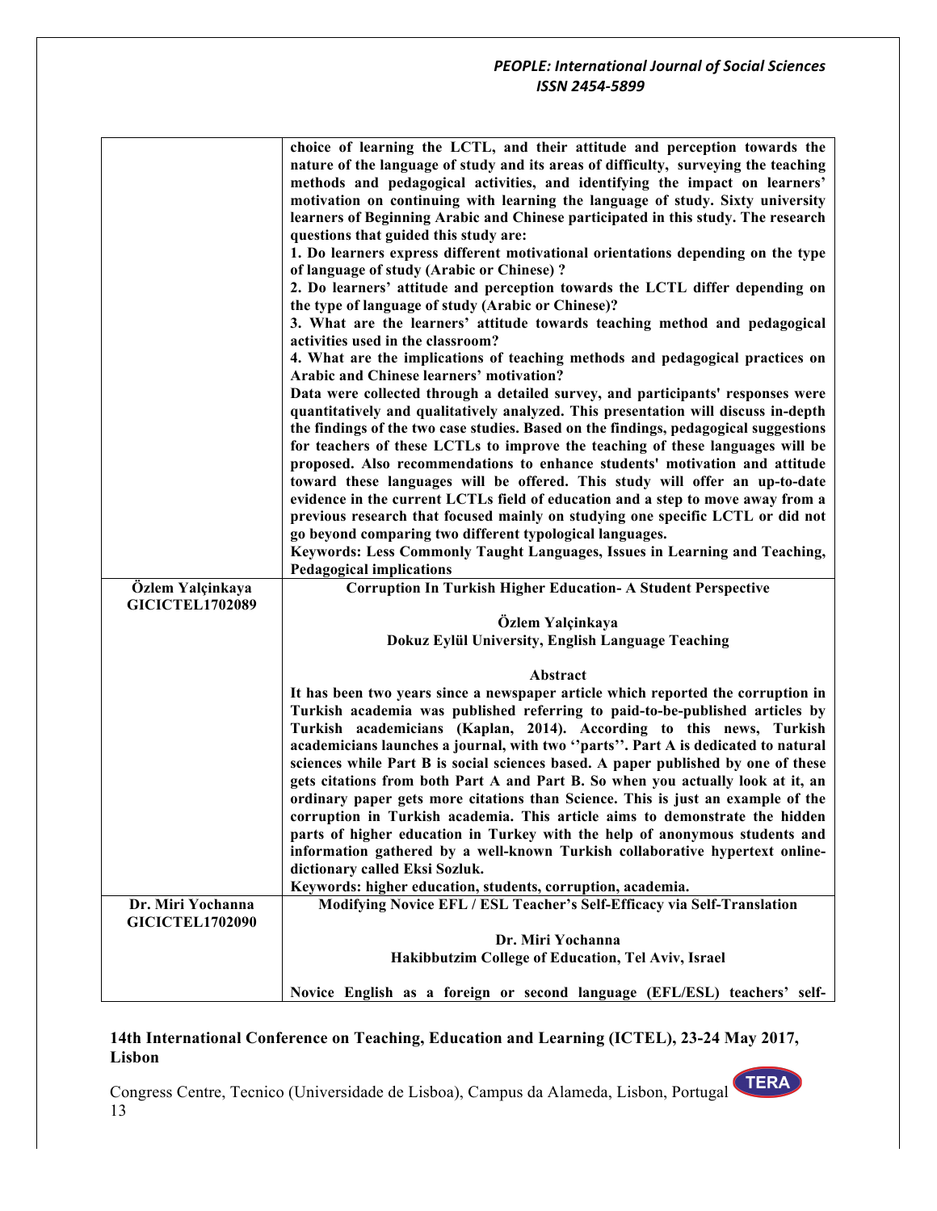| | |
|---|---|
| | **choice of learning the LCTL, and their attitude and perception towards the nature of the language of study and its areas of difficulty, surveying the teaching methods and pedagogical activities, and identifying the impact on learners' motivation on continuing with learning the language of study. Sixty university learners of Beginning Arabic and Chinese participated in this study. The research questions that guided this study are:**<br>**1. Do learners express different motivational orientations depending on the type of language of study (Arabic or Chinese) ?**<br>**2. Do learners' attitude and perception towards the LCTL differ depending on the type of language of study (Arabic or Chinese)?**<br>**3. What are the learners' attitude towards teaching method and pedagogical activities used in the classroom?**<br>**4. What are the implications of teaching methods and pedagogical practices on Arabic and Chinese learners' motivation?**<br>**Data were collected through a detailed survey, and participants' responses were quantitatively and qualitatively analyzed. This presentation will discuss in-depth the findings of the two case studies. Based on the findings, pedagogical suggestions for teachers of these LCTLs to improve the teaching of these languages will be proposed. Also recommendations to enhance students' motivation and attitude toward these languages will be offered. This study will offer an up-to-date evidence in the current LCTLs field of education and a step to move away from a previous research that focused mainly on studying one specific LCTL or did not go beyond comparing two different typological languages.**<br>**Keywords: Less Commonly Taught Languages, Issues in Learning and Teaching, Pedagogical implications** |
| **Özlem Yalçinkaya GICICTEL1702089** | **Corruption In Turkish Higher Education- A Student Perspective**<br><br>**Özlem Yalçinkaya**<br>**Dokuz Eylül University, English Language Teaching**<br><br>**Abstract**<br>**It has been two years since a newspaper article which reported the corruption in Turkish academia was published referring to paid-to-be-published articles by Turkish academicians (Kaplan, 2014). According to this news, Turkish academicians launches a journal, with two ''parts''. Part A is dedicated to natural sciences while Part B is social sciences based. A paper published by one of these gets citations from both Part A and Part B. So when you actually look at it, an ordinary paper gets more citations than Science. This is just an example of the corruption in Turkish academia. This article aims to demonstrate the hidden parts of higher education in Turkey with the help of anonymous students and information gathered by a well-known Turkish collaborative hypertext online-dictionary called Eksi Sozluk.**<br>**Keywords: higher education, students, corruption, academia.** |
| **Dr. Miri Yochanna GICICTEL1702090** | **Modifying Novice EFL / ESL Teacher's Self-Efficacy via Self-Translation**<br><br>**Dr. Miri Yochanna**<br>**Hakibbutzim College of Education, Tel Aviv, Israel**<br><br>**Novice English as a foreign or second language (EFL/ESL) teachers' self-** |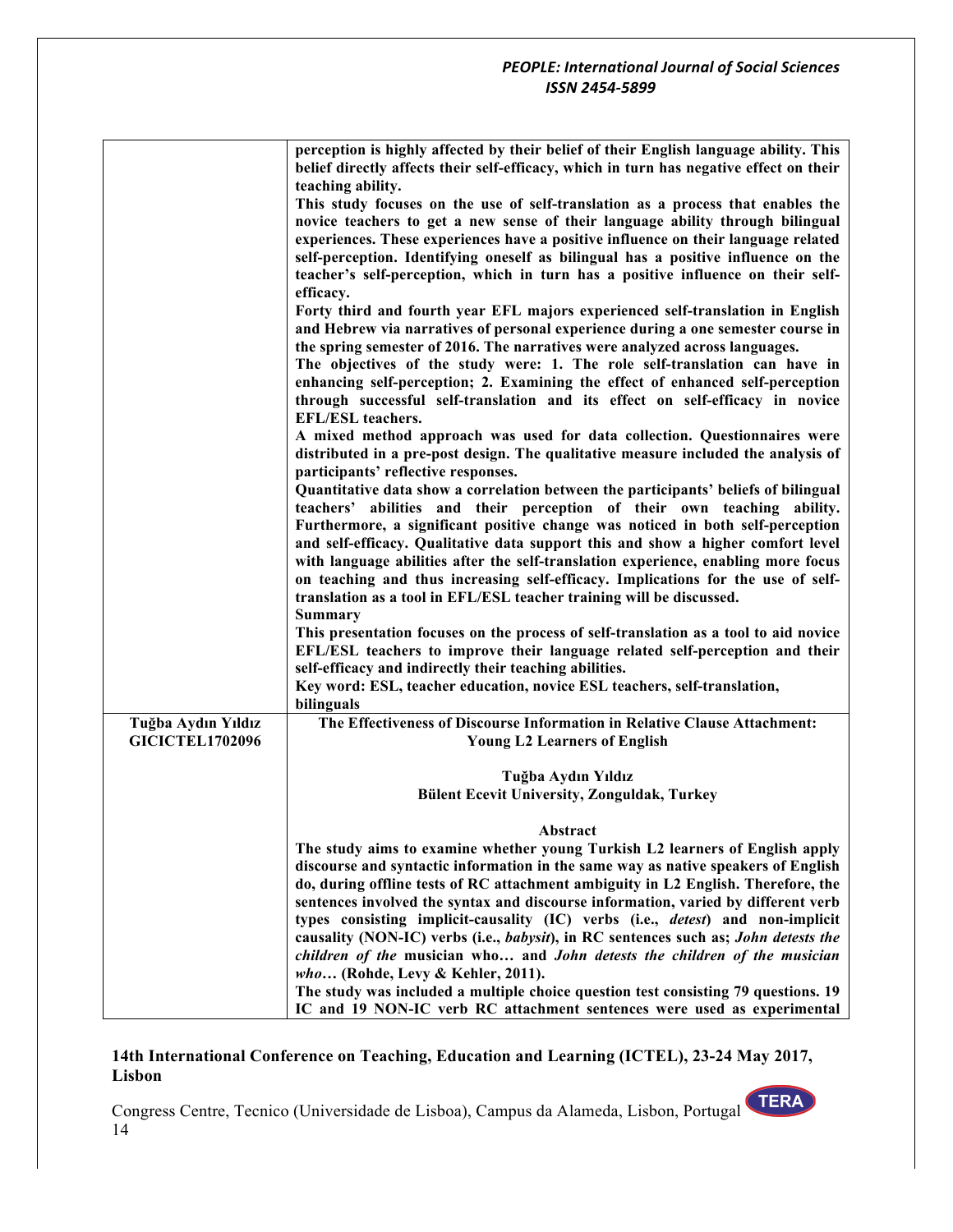| | |
|---|---|
| | **perception is highly affected by their belief of their English language ability. This belief directly affects their self-efficacy, which in turn has negative effect on their teaching ability.** <br> **This study focuses on the use of self-translation as a process that enables the novice teachers to get a new sense of their language ability through bilingual experiences. These experiences have a positive influence on their language related self-perception. Identifying oneself as bilingual has a positive influence on the teacher's self-perception, which in turn has a positive influence on their self-efficacy.** <br> **Forty third and fourth year EFL majors experienced self-translation in English and Hebrew via narratives of personal experience during a one semester course in the spring semester of 2016. The narratives were analyzed across languages.** <br> **The objectives of the study were: 1. The role self-translation can have in enhancing self-perception; 2. Examining the effect of enhanced self-perception through successful self-translation and its effect on self-efficacy in novice EFL/ESL teachers.** <br> **A mixed method approach was used for data collection. Questionnaires were distributed in a pre-post design. The qualitative measure included the analysis of participants' reflective responses.** <br> **Quantitative data show a correlation between the participants' beliefs of bilingual teachers' abilities and their perception of their own teaching ability. Furthermore, a significant positive change was noticed in both self-perception and self-efficacy. Qualitative data support this and show a higher comfort level with language abilities after the self-translation experience, enabling more focus on teaching and thus increasing self-efficacy. Implications for the use of self-translation as a tool in EFL/ESL teacher training will be discussed.** <br> **Summary** <br> **This presentation focuses on the process of self-translation as a tool to aid novice EFL/ESL teachers to improve their language related self-perception and their self-efficacy and indirectly their teaching abilities.** <br> **Key word: ESL, teacher education, novice ESL teachers, self-translation, bilinguals** |
| **Tuğba Aydın Yıldız** <br> **GICICTEL1702096** | **The Effectiveness of Discourse Information in Relative Clause Attachment: Young L2 Learners of English** <br><br> **Tuğba Aydın Yıldız** <br> **Bülent Ecevit University, Zonguldak, Turkey** <br><br> **Abstract** <br> **The study aims to examine whether young Turkish L2 learners of English apply discourse and syntactic information in the same way as native speakers of English do, during offline tests of RC attachment ambiguity in L2 English. Therefore, the sentences involved the syntax and discourse information, varied by different verb types consisting implicit-causality (IC) verbs (i.e., *detest*) and non-implicit causality (NON-IC) verbs (i.e., *babysit*), in RC sentences such as; *John detests the children of the* musician who… and *John detests the children of the musician who…* (Rohde, Levy & Kehler, 2011).** <br> **The study was included a multiple choice question test consisting 79 questions. 19 IC and 19 NON-IC verb RC attachment sentences were used as experimental** |

**14th International Conference on Teaching, Education and Learning (ICTEL), 23-24 May 2017, Lisbon**

Congress Centre, Tecnico (Universidade de Lisboa), Campus da Alameda, Lisbon, Portugal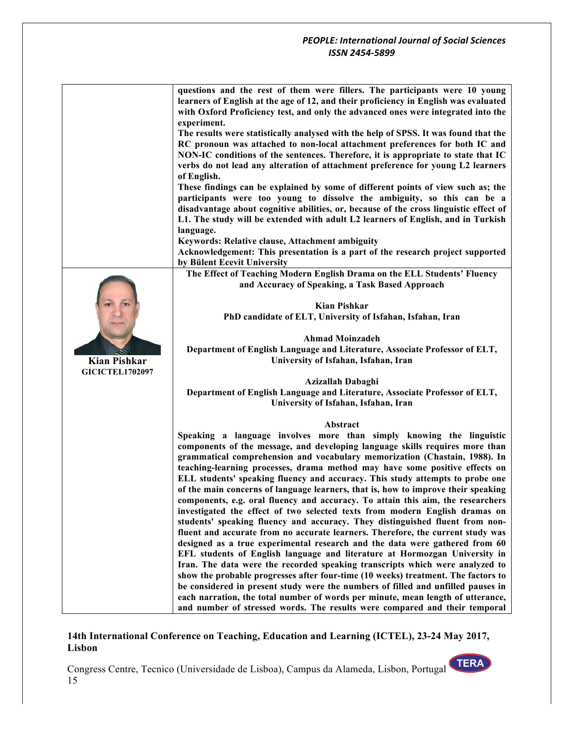**questions and the rest of them were fillers. The participants were 10 young learners of English at the age of 12, and their proficiency in English was evaluated with Oxford Proficiency test, and only the advanced ones were integrated into the experiment.**

**The results were statistically analysed with the help of SPSS. It was found that the RC pronoun was attached to non-local attachment preferences for both IC and NON-IC conditions of the sentences. Therefore, it is appropriate to state that IC verbs do not lead any alteration of attachment preference for young L2 learners of English.**

**These findings can be explained by some of different points of view such as; the participants were too young to dissolve the ambiguity, so this can be a disadvantage about cognitive abilities, or, because of the cross linguistic effect of L1. The study will be extended with adult L2 learners of English, and in Turkish language.**

**Keywords: Relative clause, Attachment ambiguity**

**Acknowledgement: This presentation is a part of the research project supported by Bülent Ecevit University**

---

**Kian Pishkar**
**GICICTEL1702097**

## The Effect of Teaching Modern English Drama on the ELL Students' Fluency and Accuracy of Speaking, a Task Based Approach

**Kian Pishkar**
**PhD candidate of ELT, University of Isfahan, Isfahan, Iran**

**Ahmad Moinzadeh**
**Department of English Language and Literature, Associate Professor of ELT, University of Isfahan, Isfahan, Iran**

**Azizallah Dabaghi**
**Department of English Language and Literature, Associate Professor of ELT, University of Isfahan, Isfahan, Iran**

### Abstract

**Speaking a language involves more than simply knowing the linguistic components of the message, and developing language skills requires more than grammatical comprehension and vocabulary memorization (Chastain, 1988). In teaching-learning processes, drama method may have some positive effects on ELL students' speaking fluency and accuracy. This study attempts to probe one of the main concerns of language learners, that is, how to improve their speaking components, e.g. oral fluency and accuracy. To attain this aim, the researchers investigated the effect of two selected texts from modern English dramas on students' speaking fluency and accuracy. They distinguished fluent from non-fluent and accurate from no accurate learners. Therefore, the current study was designed as a true experimental research and the data were gathered from 60 EFL students of English language and literature at Hormozgan University in Iran. The data were the recorded speaking transcripts which were analyzed to show the probable progresses after four-time (10 weeks) treatment. The factors to be considered in present study were the numbers of filled and unfilled pauses in each narration, the total number of words per minute, mean length of utterance, and number of stressed words. The results were compared and their temporal**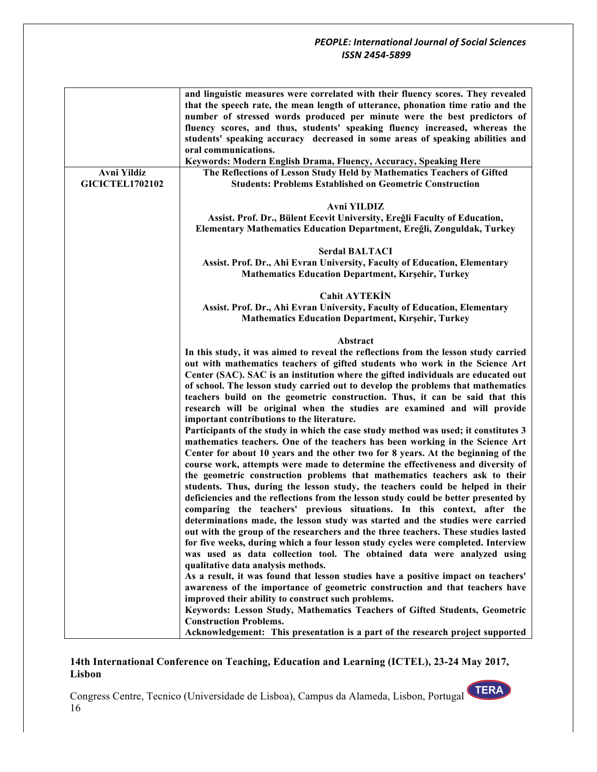| | |
|---|---|
| | **and linguistic measures were correlated with their fluency scores. They revealed that the speech rate, the mean length of utterance, phonation time ratio and the number of stressed words produced per minute were the best predictors of fluency scores, and thus, students' speaking fluency increased, whereas the students' speaking accuracy decreased in some areas of speaking abilities and oral communications.**<br>**Keywords: Modern English Drama, Fluency, Accuracy, Speaking Here** |
| **Avni Yildiz**<br>**GICICTEL1702102** | **The Reflections of Lesson Study Held by Mathematics Teachers of Gifted Students: Problems Established on Geometric Construction**<br><br>**Avni YILDIZ**<br>**Assist. Prof. Dr., Bülent Ecevit University, Ereğli Faculty of Education, Elementary Mathematics Education Department, Ereğli, Zonguldak, Turkey**<br><br>**Serdal BALTACI**<br>**Assist. Prof. Dr., Ahi Evran University, Faculty of Education, Elementary Mathematics Education Department, Kırşehir, Turkey**<br><br>**Cahit AYTEKİN**<br>**Assist. Prof. Dr., Ahi Evran University, Faculty of Education, Elementary Mathematics Education Department, Kırşehir, Turkey**<br><br>**Abstract**<br>**In this study, it was aimed to reveal the reflections from the lesson study carried out with mathematics teachers of gifted students who work in the Science Art Center (SAC). SAC is an institution where the gifted individuals are educated out of school. The lesson study carried out to develop the problems that mathematics teachers build on the geometric construction. Thus, it can be said that this research will be original when the studies are examined and will provide important contributions to the literature.**<br>**Participants of the study in which the case study method was used; it constitutes 3 mathematics teachers. One of the teachers has been working in the Science Art Center for about 10 years and the other two for 8 years. At the beginning of the course work, attempts were made to determine the effectiveness and diversity of the geometric construction problems that mathematics teachers ask to their students. Thus, during the lesson study, the teachers could be helped in their deficiencies and the reflections from the lesson study could be better presented by comparing the teachers' previous situations. In this context, after the determinations made, the lesson study was started and the studies were carried out with the group of the researchers and the three teachers. These studies lasted for five weeks, during which a four lesson study cycles were completed. Interview was used as data collection tool. The obtained data were analyzed using qualitative data analysis methods.**<br>**As a result, it was found that lesson studies have a positive impact on teachers' awareness of the importance of geometric construction and that teachers have improved their ability to construct such problems.**<br>**Keywords: Lesson Study, Mathematics Teachers of Gifted Students, Geometric Construction Problems.**<br>**Acknowledgement: This presentation is a part of the research project supported** |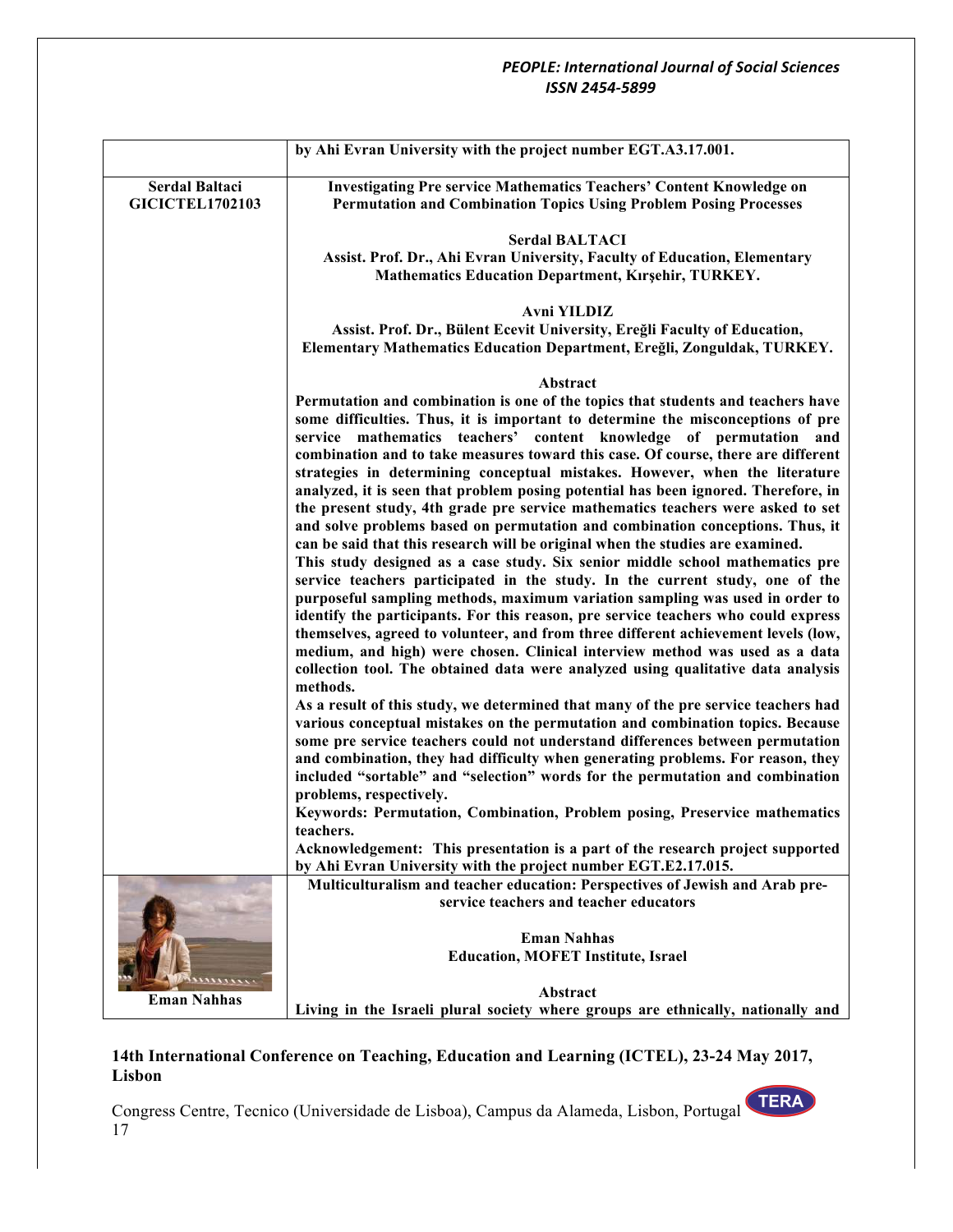| | |
|---|---|
| | **by Ahi Evran University with the project number EGT.A3.17.001.** |
| **Serdal Baltaci GICICTEL1702103** | **Investigating Pre service Mathematics Teachers' Content Knowledge on Permutation and Combination Topics Using Problem Posing Processes**<br><br>**Serdal BALTACI**<br>**Assist. Prof. Dr., Ahi Evran University, Faculty of Education, Elementary Mathematics Education Department, Kırşehir, TURKEY.**<br><br>**Avni YILDIZ**<br>**Assist. Prof. Dr., Bülent Ecevit University, Ereğli Faculty of Education, Elementary Mathematics Education Department, Ereğli, Zonguldak, TURKEY.**<br><br>**Abstract**<br>**Permutation and combination is one of the topics that students and teachers have some difficulties. Thus, it is important to determine the misconceptions of pre service mathematics teachers' content knowledge of permutation and combination and to take measures toward this case. Of course, there are different strategies in determining conceptual mistakes. However, when the literature analyzed, it is seen that problem posing potential has been ignored. Therefore, in the present study, 4th grade pre service mathematics teachers were asked to set and solve problems based on permutation and combination conceptions. Thus, it can be said that this research will be original when the studies are examined.**<br>**This study designed as a case study. Six senior middle school mathematics pre service teachers participated in the study. In the current study, one of the purposeful sampling methods, maximum variation sampling was used in order to identify the participants. For this reason, pre service teachers who could express themselves, agreed to volunteer, and from three different achievement levels (low, medium, and high) were chosen. Clinical interview method was used as a data collection tool. The obtained data were analyzed using qualitative data analysis methods.**<br>**As a result of this study, we determined that many of the pre service teachers had various conceptual mistakes on the permutation and combination topics. Because some pre service teachers could not understand differences between permutation and combination, they had difficulty when generating problems. For reason, they included "sortable" and "selection" words for the permutation and combination problems, respectively.**<br>**Keywords: Permutation, Combination, Problem posing, Preservice mathematics teachers.**<br>**Acknowledgement: This presentation is a part of the research project supported by Ahi Evran University with the project number EGT.E2.17.015.** |
| **Eman Nahhas** | **Multiculturalism and teacher education: Perspectives of Jewish and Arab pre-service teachers and teacher educators**<br><br>**Eman Nahhas**<br>**Education, MOFET Institute, Israel**<br><br>**Abstract**<br>**Living in the Israeli plural society where groups are ethnically, nationally and** |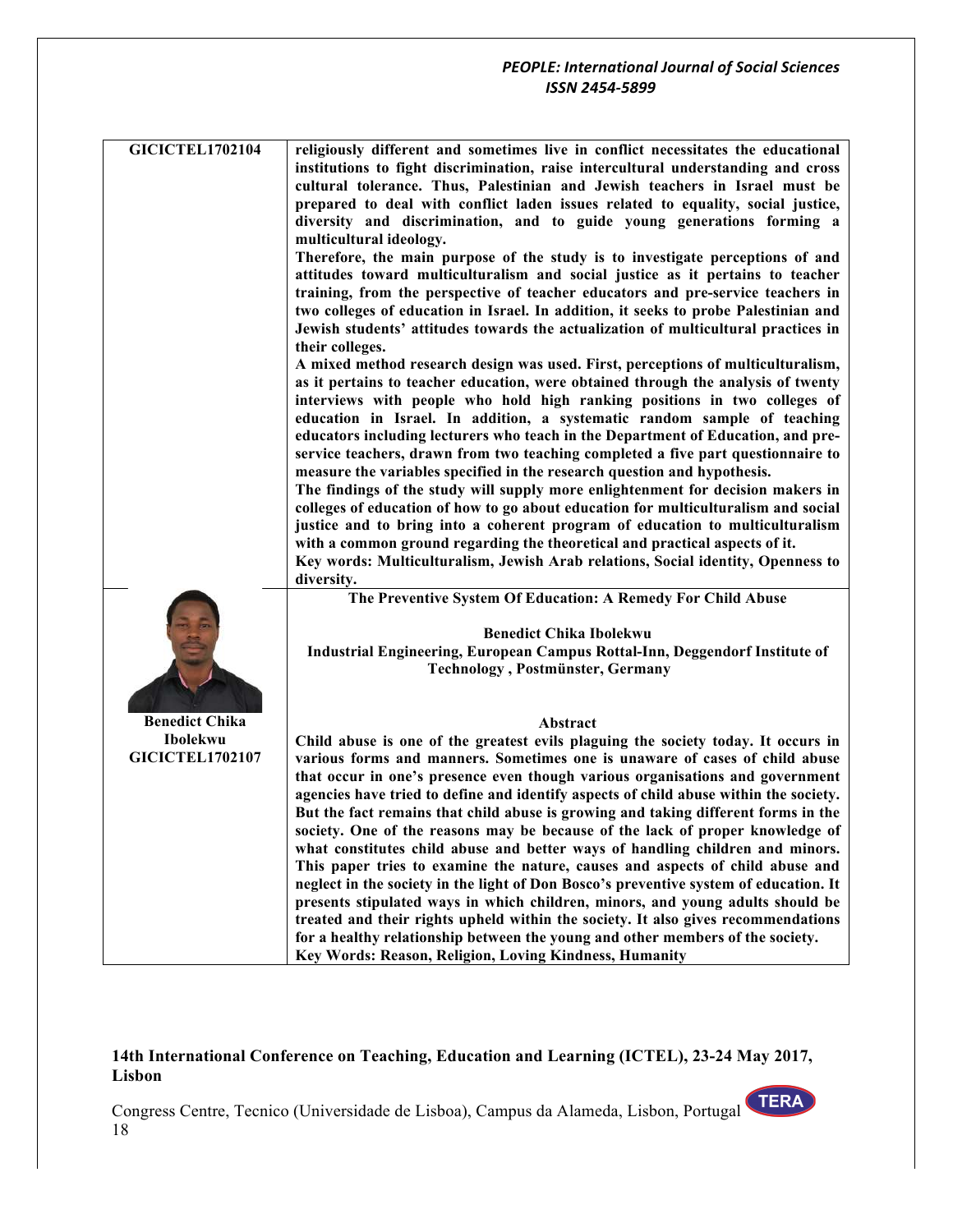| | |
|---|---|
| **GICICTEL1702104** | **religiously different and sometimes live in conflict necessitates the educational institutions to fight discrimination, raise intercultural understanding and cross cultural tolerance. Thus, Palestinian and Jewish teachers in Israel must be prepared to deal with conflict laden issues related to equality, social justice, diversity and discrimination, and to guide young generations forming a multicultural ideology.**<br>**Therefore, the main purpose of the study is to investigate perceptions of and attitudes toward multiculturalism and social justice as it pertains to teacher training, from the perspective of teacher educators and pre-service teachers in two colleges of education in Israel. In addition, it seeks to probe Palestinian and Jewish students' attitudes towards the actualization of multicultural practices in their colleges.**<br>**A mixed method research design was used. First, perceptions of multiculturalism, as it pertains to teacher education, were obtained through the analysis of twenty interviews with people who hold high ranking positions in two colleges of education in Israel. In addition, a systematic random sample of teaching educators including lecturers who teach in the Department of Education, and pre-service teachers, drawn from two teaching completed a five part questionnaire to measure the variables specified in the research question and hypothesis.**<br>**The findings of the study will supply more enlightenment for decision makers in colleges of education of how to go about education for multiculturalism and social justice and to bring into a coherent program of education to multiculturalism with a common ground regarding the theoretical and practical aspects of it.**<br>**Key words: Multiculturalism, Jewish Arab relations, Social identity, Openness to diversity.** |
| **Benedict Chika Ibolekwu**<br>**GICICTEL1702107** | **The Preventive System Of Education: A Remedy For Child Abuse**<br><br>**Benedict Chika Ibolekwu**<br>**Industrial Engineering, European Campus Rottal-Inn, Deggendorf Institute of Technology , Postmünster, Germany**<br><br>**Abstract**<br>**Child abuse is one of the greatest evils plaguing the society today. It occurs in various forms and manners. Sometimes one is unaware of cases of child abuse that occur in one's presence even though various organisations and government agencies have tried to define and identify aspects of child abuse within the society. But the fact remains that child abuse is growing and taking different forms in the society. One of the reasons may be because of the lack of proper knowledge of what constitutes child abuse and better ways of handling children and minors. This paper tries to examine the nature, causes and aspects of child abuse and neglect in the society in the light of Don Bosco's preventive system of education. It presents stipulated ways in which children, minors, and young adults should be treated and their rights upheld within the society. It also gives recommendations for a healthy relationship between the young and other members of the society.**<br>**Key Words: Reason, Religion, Loving Kindness, Humanity** |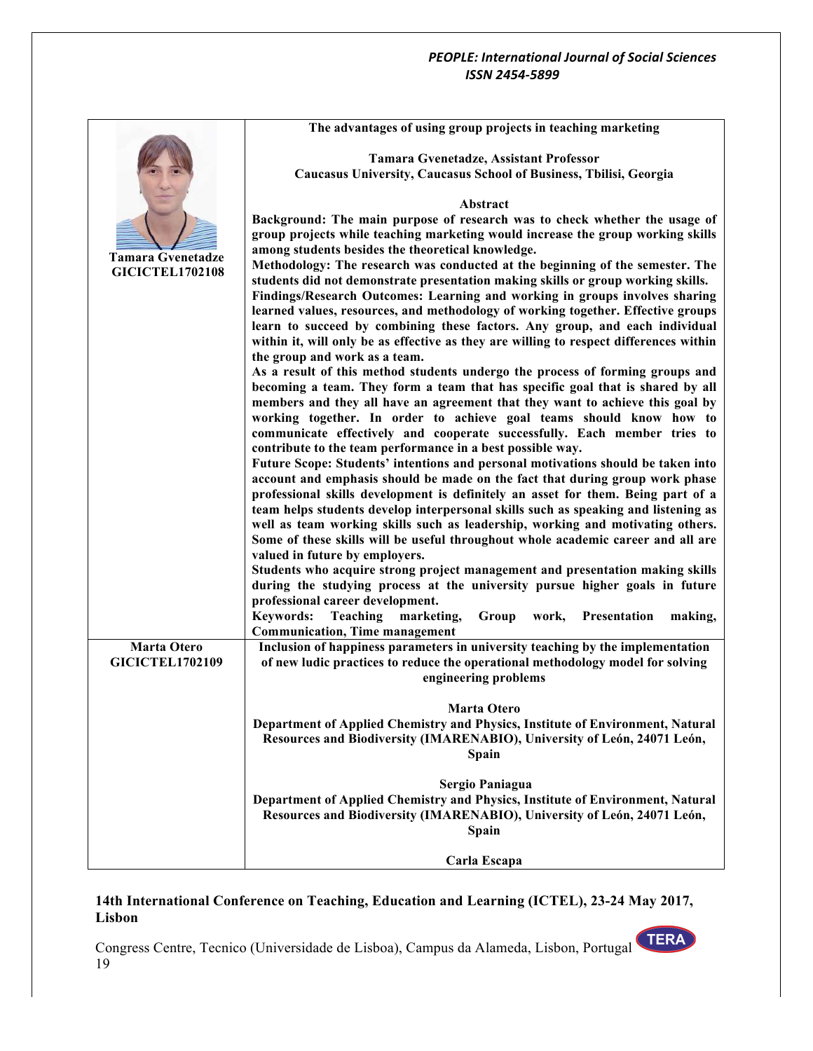| | |
|---|---|
| **Tamara Gvenetadze**<br>**GICICTEL1702108** | **The advantages of using group projects in teaching marketing**<br><br>**Tamara Gvenetadze, Assistant Professor**<br>**Caucasus University, Caucasus School of Business, Tbilisi, Georgia**<br><br>**Abstract**<br>**Background: The main purpose of research was to check whether the usage of group projects while teaching marketing would increase the group working skills among students besides the theoretical knowledge.**<br>**Methodology: The research was conducted at the beginning of the semester. The students did not demonstrate presentation making skills or group working skills.**<br>**Findings/Research Outcomes: Learning and working in groups involves sharing learned values, resources, and methodology of working together. Effective groups learn to succeed by combining these factors. Any group, and each individual within it, will only be as effective as they are willing to respect differences within the group and work as a team.**<br>**As a result of this method students undergo the process of forming groups and becoming a team. They form a team that has specific goal that is shared by all members and they all have an agreement that they want to achieve this goal by working together. In order to achieve goal teams should know how to communicate effectively and cooperate successfully. Each member tries to contribute to the team performance in a best possible way.**<br>**Future Scope: Students' intentions and personal motivations should be taken into account and emphasis should be made on the fact that during group work phase professional skills development is definitely an asset for them. Being part of a team helps students develop interpersonal skills such as speaking and listening as well as team working skills such as leadership, working and motivating others. Some of these skills will be useful throughout whole academic career and all are valued in future by employers.**<br>**Students who acquire strong project management and presentation making skills during the studying process at the university pursue higher goals in future professional career development.**<br>**Keywords: Teaching marketing, Group work, Presentation making, Communication, Time management** |
| **Marta Otero**<br>**GICICTEL1702109** | **Inclusion of happiness parameters in university teaching by the implementation of new ludic practices to reduce the operational methodology model for solving engineering problems**<br><br>**Marta Otero**<br>**Department of Applied Chemistry and Physics, Institute of Environment, Natural Resources and Biodiversity (IMARENABIO), University of León, 24071 León, Spain**<br><br>**Sergio Paniagua**<br>**Department of Applied Chemistry and Physics, Institute of Environment, Natural Resources and Biodiversity (IMARENABIO), University of León, 24071 León, Spain**<br><br>**Carla Escapa** |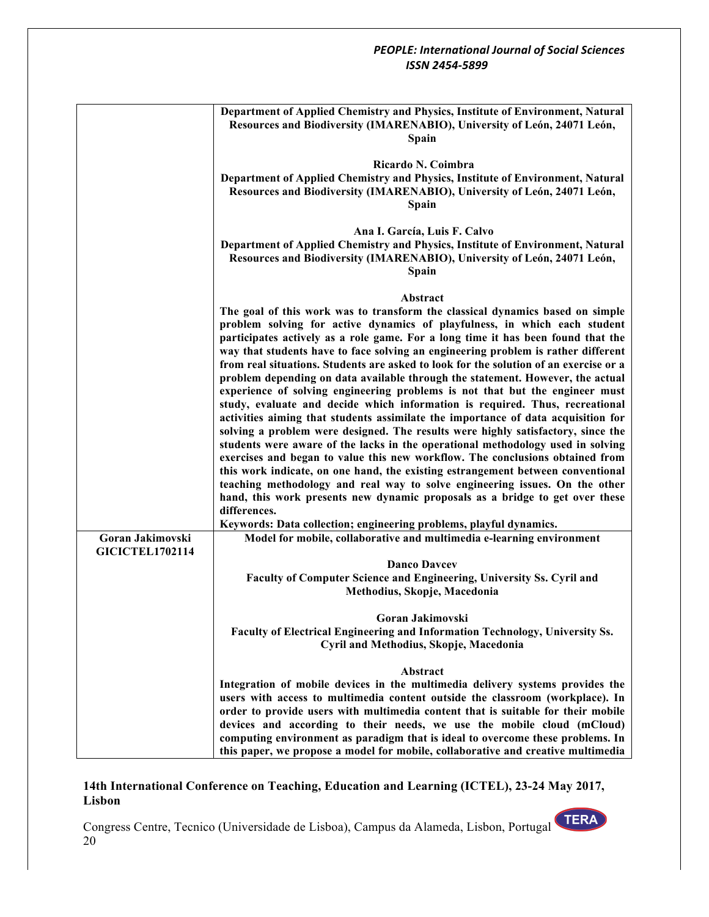| | |
|---|---|
| | **Department of Applied Chemistry and Physics, Institute of Environment, Natural Resources and Biodiversity (IMARENABIO), University of León, 24071 León, Spain**<br><br>**Ricardo N. Coimbra**<br>**Department of Applied Chemistry and Physics, Institute of Environment, Natural Resources and Biodiversity (IMARENABIO), University of León, 24071 León, Spain**<br><br>**Ana I. García, Luis F. Calvo**<br>**Department of Applied Chemistry and Physics, Institute of Environment, Natural Resources and Biodiversity (IMARENABIO), University of León, 24071 León, Spain**<br><br>**Abstract**<br>**The goal of this work was to transform the classical dynamics based on simple problem solving for active dynamics of playfulness, in which each student participates actively as a role game. For a long time it has been found that the way that students have to face solving an engineering problem is rather different from real situations. Students are asked to look for the solution of an exercise or a problem depending on data available through the statement. However, the actual experience of solving engineering problems is not that but the engineer must study, evaluate and decide which information is required. Thus, recreational activities aiming that students assimilate the importance of data acquisition for solving a problem were designed. The results were highly satisfactory, since the students were aware of the lacks in the operational methodology used in solving exercises and began to value this new workflow. The conclusions obtained from this work indicate, on one hand, the existing estrangement between conventional teaching methodology and real way to solve engineering issues. On the other hand, this work presents new dynamic proposals as a bridge to get over these differences.**<br>**Keywords: Data collection; engineering problems, playful dynamics.** |
| **Goran Jakimovski**<br>**GICICTEL1702114** | **Model for mobile, collaborative and multimedia e-learning environment**<br><br>**Danco Davcev**<br>**Faculty of Computer Science and Engineering, University Ss. Cyril and Methodius, Skopje, Macedonia**<br><br>**Goran Jakimovski**<br>**Faculty of Electrical Engineering and Information Technology, University Ss. Cyril and Methodius, Skopje, Macedonia**<br><br>**Abstract**<br>**Integration of mobile devices in the multimedia delivery systems provides the users with access to multimedia content outside the classroom (workplace). In order to provide users with multimedia content that is suitable for their mobile devices and according to their needs, we use the mobile cloud (mCloud) computing environment as paradigm that is ideal to overcome these problems. In this paper, we propose a model for mobile, collaborative and creative multimedia** |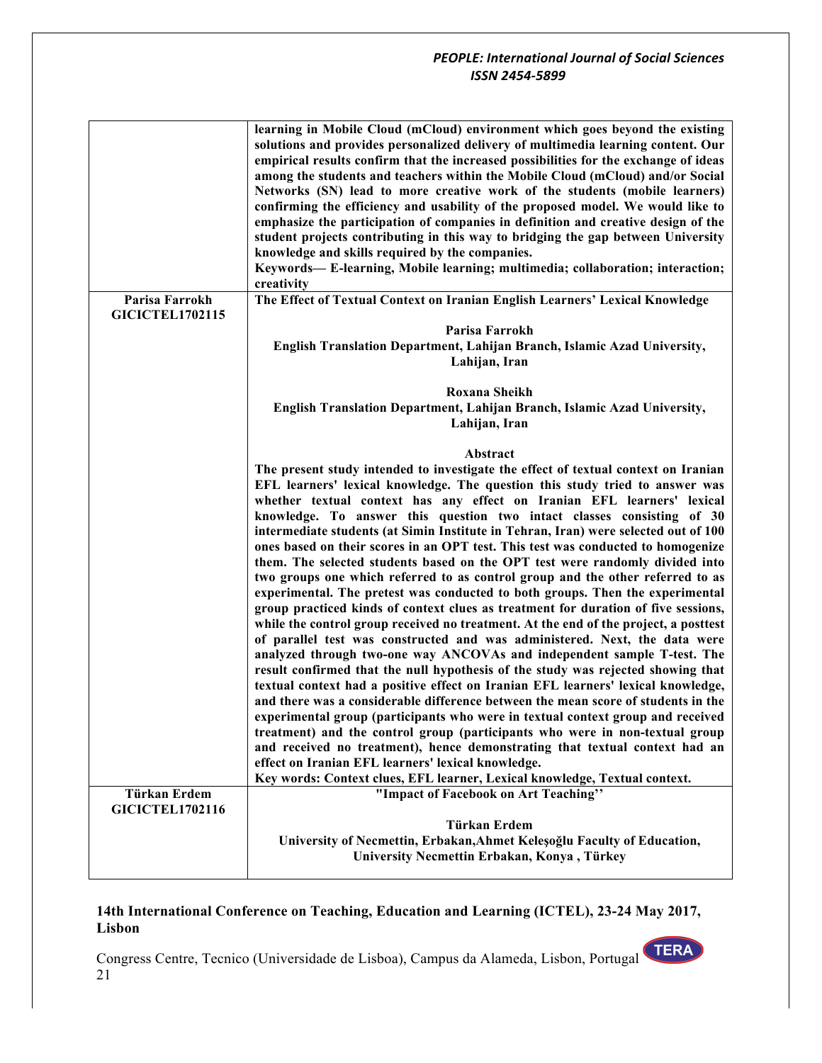| | |
|---|---|
| | **learning in Mobile Cloud (mCloud) environment which goes beyond the existing solutions and provides personalized delivery of multimedia learning content. Our empirical results confirm that the increased possibilities for the exchange of ideas among the students and teachers within the Mobile Cloud (mCloud) and/or Social Networks (SN) lead to more creative work of the students (mobile learners) confirming the efficiency and usability of the proposed model. We would like to emphasize the participation of companies in definition and creative design of the student projects contributing in this way to bridging the gap between University knowledge and skills required by the companies.**<br>**Keywords— E-learning, Mobile learning; multimedia; collaboration; interaction; creativity** |
| **Parisa Farrokh**<br>**GICICTEL1702115** | **The Effect of Textual Context on Iranian English Learners' Lexical Knowledge**<br><br>**Parisa Farrokh**<br>**English Translation Department, Lahijan Branch, Islamic Azad University, Lahijan, Iran**<br><br>**Roxana Sheikh**<br>**English Translation Department, Lahijan Branch, Islamic Azad University, Lahijan, Iran**<br><br>**Abstract**<br>**The present study intended to investigate the effect of textual context on Iranian EFL learners' lexical knowledge. The question this study tried to answer was whether textual context has any effect on Iranian EFL learners' lexical knowledge. To answer this question two intact classes consisting of 30 intermediate students (at Simin Institute in Tehran, Iran) were selected out of 100 ones based on their scores in an OPT test. This test was conducted to homogenize them. The selected students based on the OPT test were randomly divided into two groups one which referred to as control group and the other referred to as experimental. The pretest was conducted to both groups. Then the experimental group practiced kinds of context clues as treatment for duration of five sessions, while the control group received no treatment. At the end of the project, a posttest of parallel test was constructed and was administered. Next, the data were analyzed through two-one way ANCOVAs and independent sample T-test. The result confirmed that the null hypothesis of the study was rejected showing that textual context had a positive effect on Iranian EFL learners' lexical knowledge, and there was a considerable difference between the mean score of students in the experimental group (participants who were in textual context group and received treatment) and the control group (participants who were in non-textual group and received no treatment), hence demonstrating that textual context had an effect on Iranian EFL learners' lexical knowledge.**<br>**Key words: Context clues, EFL learner, Lexical knowledge, Textual context.** |
| **Türkan Erdem**<br>**GICICTEL1702116** | **"Impact of Facebook on Art Teaching''**<br><br>**Türkan Erdem**<br>**University of Necmettin, Erbakan,Ahmet Keleşoğlu Faculty of Education, University Necmettin Erbakan, Konya , Türkey** |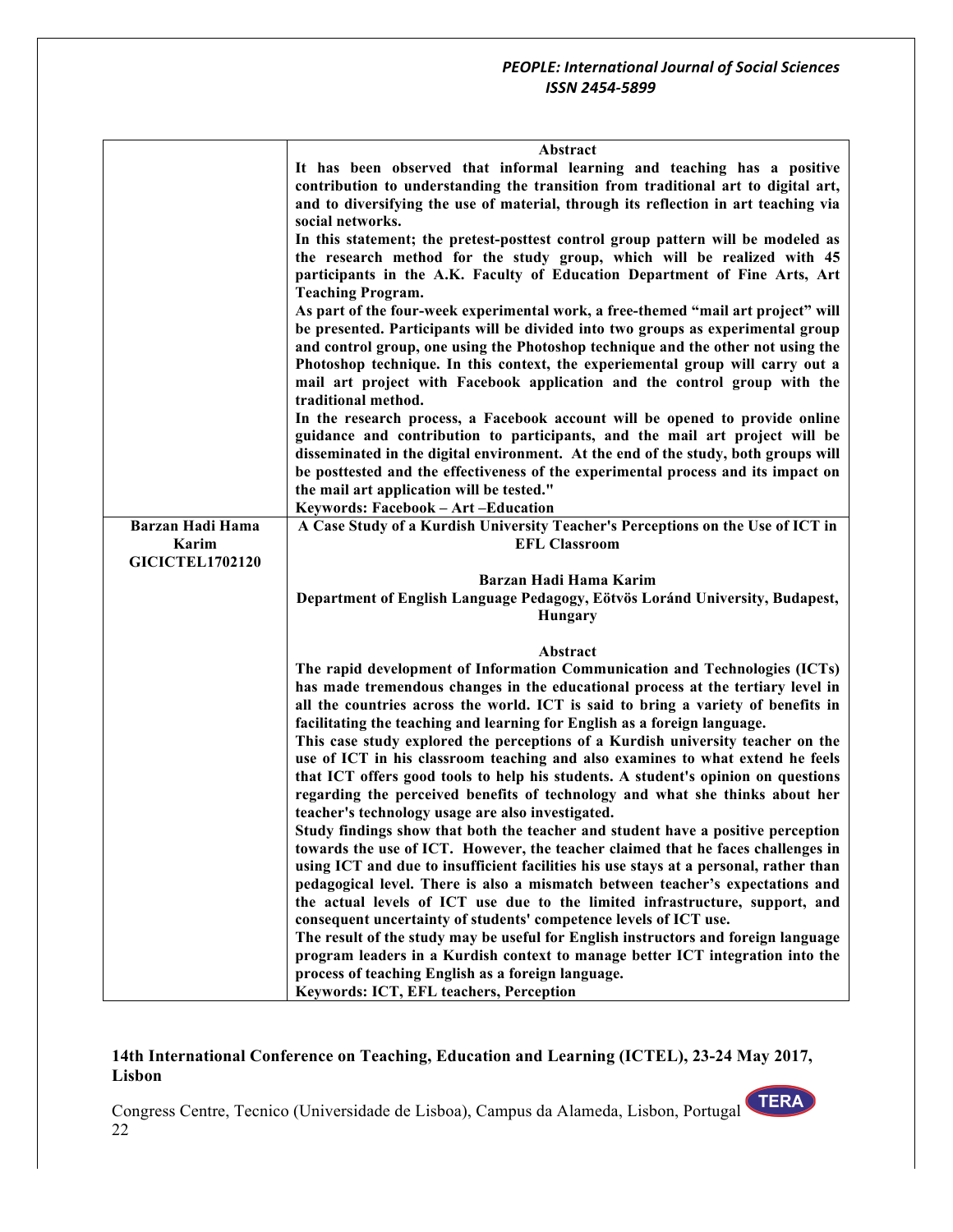| | |
|---|---|
| | **Abstract**<br>**It has been observed that informal learning and teaching has a positive contribution to understanding the transition from traditional art to digital art, and to diversifying the use of material, through its reflection in art teaching via social networks.**<br>**In this statement; the pretest-posttest control group pattern will be modeled as the research method for the study group, which will be realized with 45 participants in the A.K. Faculty of Education Department of Fine Arts, Art Teaching Program.**<br>**As part of the four-week experimental work, a free-themed "mail art project" will be presented. Participants will be divided into two groups as experimental group and control group, one using the Photoshop technique and the other not using the Photoshop technique. In this context, the experiemental group will carry out a mail art project with Facebook application and the control group with the traditional method.**<br>**In the research process, a Facebook account will be opened to provide online guidance and contribution to participants, and the mail art project will be disseminated in the digital environment. At the end of the study, both groups will be posttested and the effectiveness of the experimental process and its impact on the mail art application will be tested."**<br>**Keywords: Facebook – Art –Education** |
| **Barzan Hadi Hama Karim**<br>**GICICTEL1702120** | **A Case Study of a Kurdish University Teacher's Perceptions on the Use of ICT in EFL Classroom**<br><br>**Barzan Hadi Hama Karim**<br>**Department of English Language Pedagogy, Eötvös Loránd University, Budapest, Hungary**<br><br>**Abstract**<br>**The rapid development of Information Communication and Technologies (ICTs) has made tremendous changes in the educational process at the tertiary level in all the countries across the world. ICT is said to bring a variety of benefits in facilitating the teaching and learning for English as a foreign language.**<br>**This case study explored the perceptions of a Kurdish university teacher on the use of ICT in his classroom teaching and also examines to what extend he feels that ICT offers good tools to help his students. A student's opinion on questions regarding the perceived benefits of technology and what she thinks about her teacher's technology usage are also investigated.**<br>**Study findings show that both the teacher and student have a positive perception towards the use of ICT. However, the teacher claimed that he faces challenges in using ICT and due to insufficient facilities his use stays at a personal, rather than pedagogical level. There is also a mismatch between teacher's expectations and the actual levels of ICT use due to the limited infrastructure, support, and consequent uncertainty of students' competence levels of ICT use.**<br>**The result of the study may be useful for English instructors and foreign language program leaders in a Kurdish context to manage better ICT integration into the process of teaching English as a foreign language.**<br>**Keywords: ICT, EFL teachers, Perception** |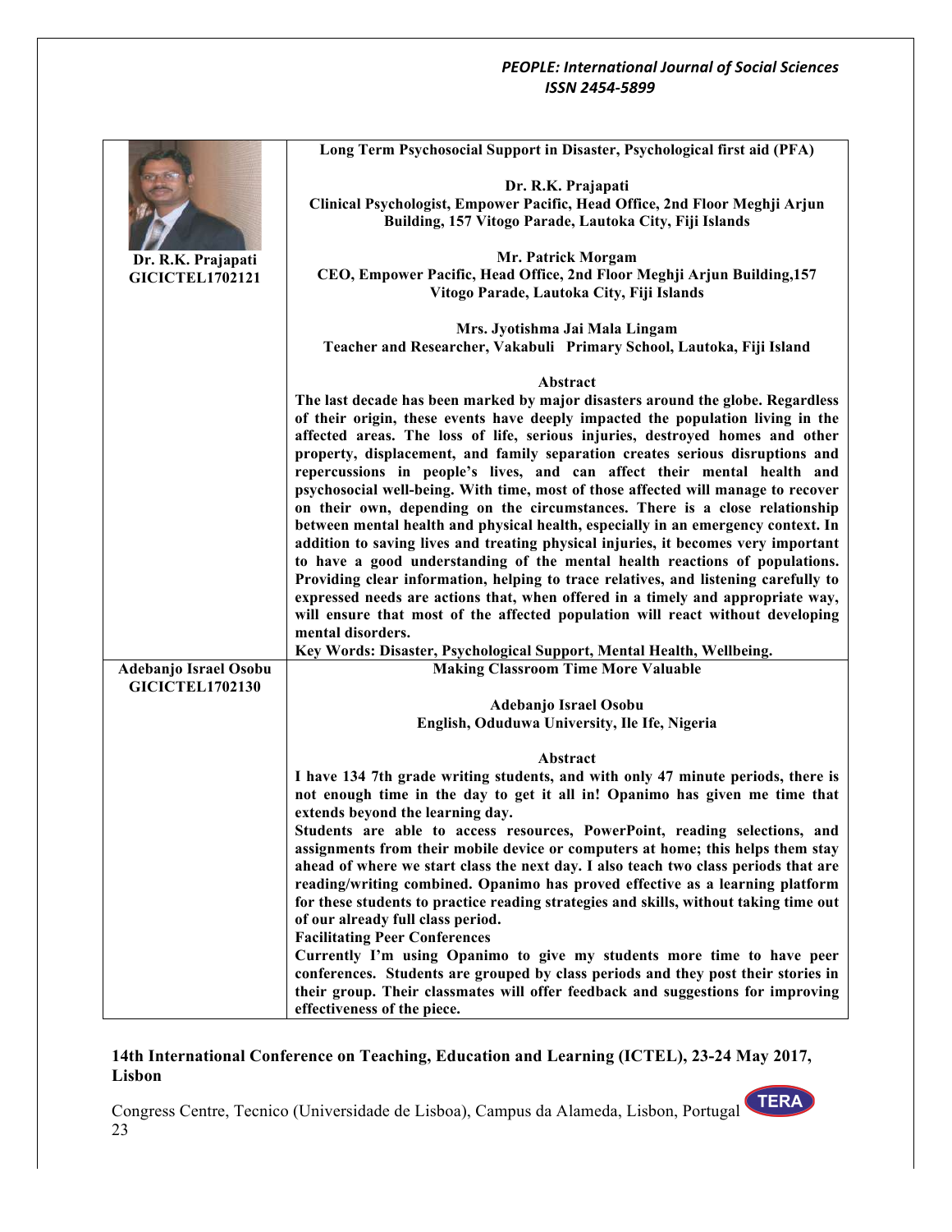**Dr. R.K. Prajapati**
**GICICTEL1702121**

### Long Term Psychosocial Support in Disaster, Psychological first aid (PFA)

**Dr. R.K. Prajapati**
**Clinical Psychologist, Empower Pacific, Head Office, 2nd Floor Meghji Arjun Building, 157 Vitogo Parade, Lautoka City, Fiji Islands**

**Mr. Patrick Morgam**
**CEO, Empower Pacific, Head Office, 2nd Floor Meghji Arjun Building,157 Vitogo Parade, Lautoka City, Fiji Islands**

**Mrs. Jyotishma Jai Mala Lingam**
**Teacher and Researcher, Vakabuli Primary School, Lautoka, Fiji Island**

**Abstract**

**The last decade has been marked by major disasters around the globe. Regardless of their origin, these events have deeply impacted the population living in the affected areas. The loss of life, serious injuries, destroyed homes and other property, displacement, and family separation creates serious disruptions and repercussions in people's lives, and can affect their mental health and psychosocial well-being. With time, most of those affected will manage to recover on their own, depending on the circumstances. There is a close relationship between mental health and physical health, especially in an emergency context. In addition to saving lives and treating physical injuries, it becomes very important to have a good understanding of the mental health reactions of populations. Providing clear information, helping to trace relatives, and listening carefully to expressed needs are actions that, when offered in a timely and appropriate way, will ensure that most of the affected population will react without developing mental disorders.**

**Key Words: Disaster, Psychological Support, Mental Health, Wellbeing.**

---

**Adebanjo Israel Osobu**
**GICICTEL1702130**

### Making Classroom Time More Valuable

**Adebanjo Israel Osobu**
**English, Oduduwa University, Ile Ife, Nigeria**

**Abstract**

**I have 134 7th grade writing students, and with only 47 minute periods, there is not enough time in the day to get it all in! Opanimo has given me time that extends beyond the learning day.**

**Students are able to access resources, PowerPoint, reading selections, and assignments from their mobile device or computers at home; this helps them stay ahead of where we start class the next day. I also teach two class periods that are reading/writing combined. Opanimo has proved effective as a learning platform for these students to practice reading strategies and skills, without taking time out of our already full class period.**

**Facilitating Peer Conferences**

**Currently I'm using Opanimo to give my students more time to have peer conferences. Students are grouped by class periods and they post their stories in their group. Their classmates will offer feedback and suggestions for improving effectiveness of the piece.**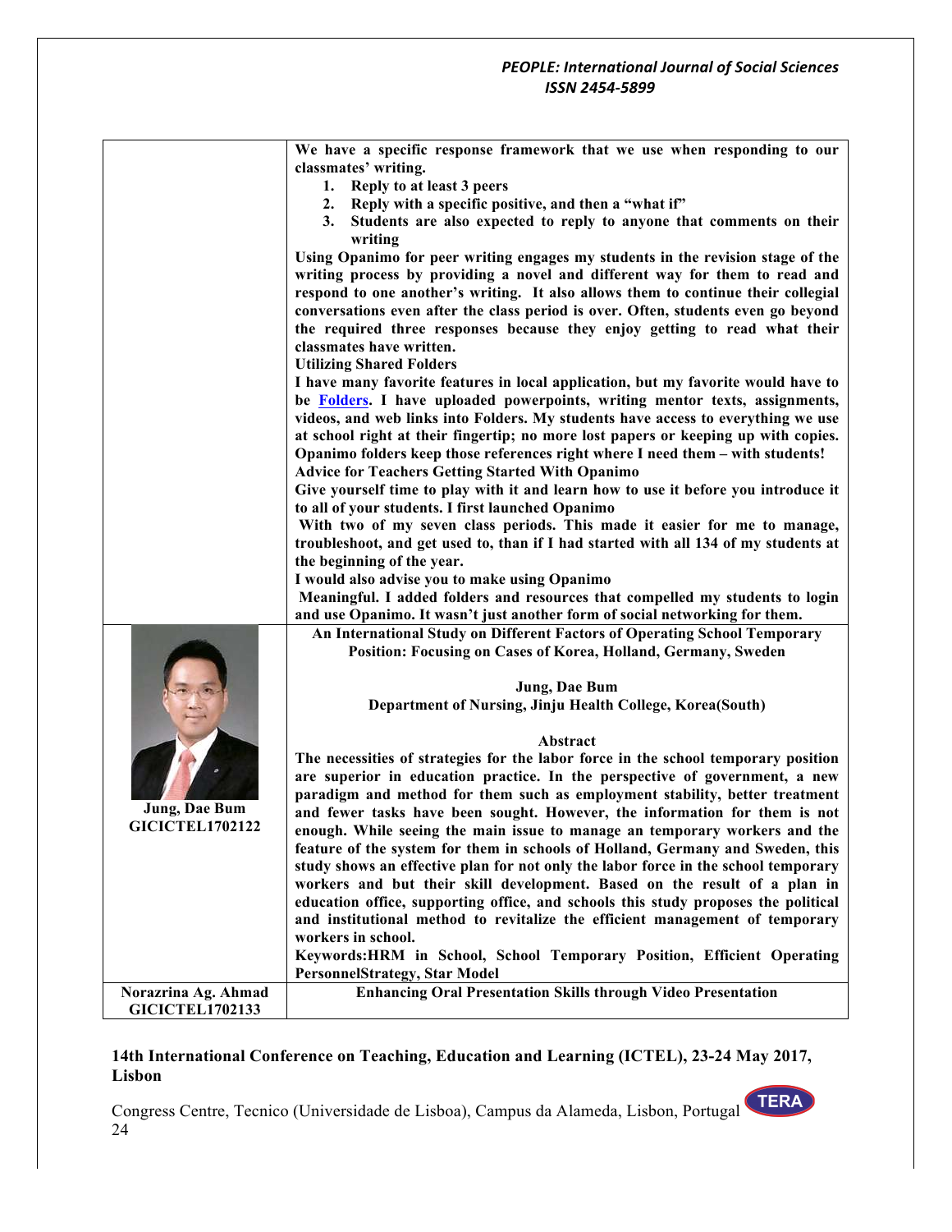| | |
|---|---|
| | **We have a specific response framework that we use when responding to our classmates' writing.**<br>**1. Reply to at least 3 peers**<br>**2. Reply with a specific positive, and then a "what if"**<br>**3. Students are also expected to reply to anyone that comments on their writing**<br>**Using Opanimo for peer writing engages my students in the revision stage of the writing process by providing a novel and different way for them to read and respond to one another's writing. It also allows them to continue their collegial conversations even after the class period is over. Often, students even go beyond the required three responses because they enjoy getting to read what their classmates have written.**<br>**Utilizing Shared Folders**<br>**I have many favorite features in local application, but my favorite would have to be Folders. I have uploaded powerpoints, writing mentor texts, assignments, videos, and web links into Folders. My students have access to everything we use at school right at their fingertip; no more lost papers or keeping up with copies. Opanimo folders keep those references right where I need them – with students!**<br>**Advice for Teachers Getting Started With Opanimo**<br>**Give yourself time to play with it and learn how to use it before you introduce it to all of your students. I first launched Opanimo**<br>**With two of my seven class periods. This made it easier for me to manage, troubleshoot, and get used to, than if I had started with all 134 of my students at the beginning of the year.**<br>**I would also advise you to make using Opanimo**<br>**Meaningful. I added folders and resources that compelled my students to login and use Opanimo. It wasn't just another form of social networking for them.** |
| **Jung, Dae Bum**<br>**GICICTEL1702122** | **An International Study on Different Factors of Operating School Temporary Position: Focusing on Cases of Korea, Holland, Germany, Sweden**<br><br>**Jung, Dae Bum**<br>**Department of Nursing, Jinju Health College, Korea(South)**<br><br>**Abstract**<br>**The necessities of strategies for the labor force in the school temporary position are superior in education practice. In the perspective of government, a new paradigm and method for them such as employment stability, better treatment and fewer tasks have been sought. However, the information for them is not enough. While seeing the main issue to manage an temporary workers and the feature of the system for them in schools of Holland, Germany and Sweden, this study shows an effective plan for not only the labor force in the school temporary workers and but their skill development. Based on the result of a plan in education office, supporting office, and schools this study proposes the political and institutional method to revitalize the efficient management of temporary workers in school.**<br>**Keywords:HRM in School, School Temporary Position, Efficient Operating PersonnelStrategy, Star Model** |
| **Norazrina Ag. Ahmad**<br>**GICICTEL1702133** | **Enhancing Oral Presentation Skills through Video Presentation** |

**14th International Conference on Teaching, Education and Learning (ICTEL), 23-24 May 2017, Lisbon**

Congress Centre, Tecnico (Universidade de Lisboa), Campus da Alameda, Lisbon, Portugal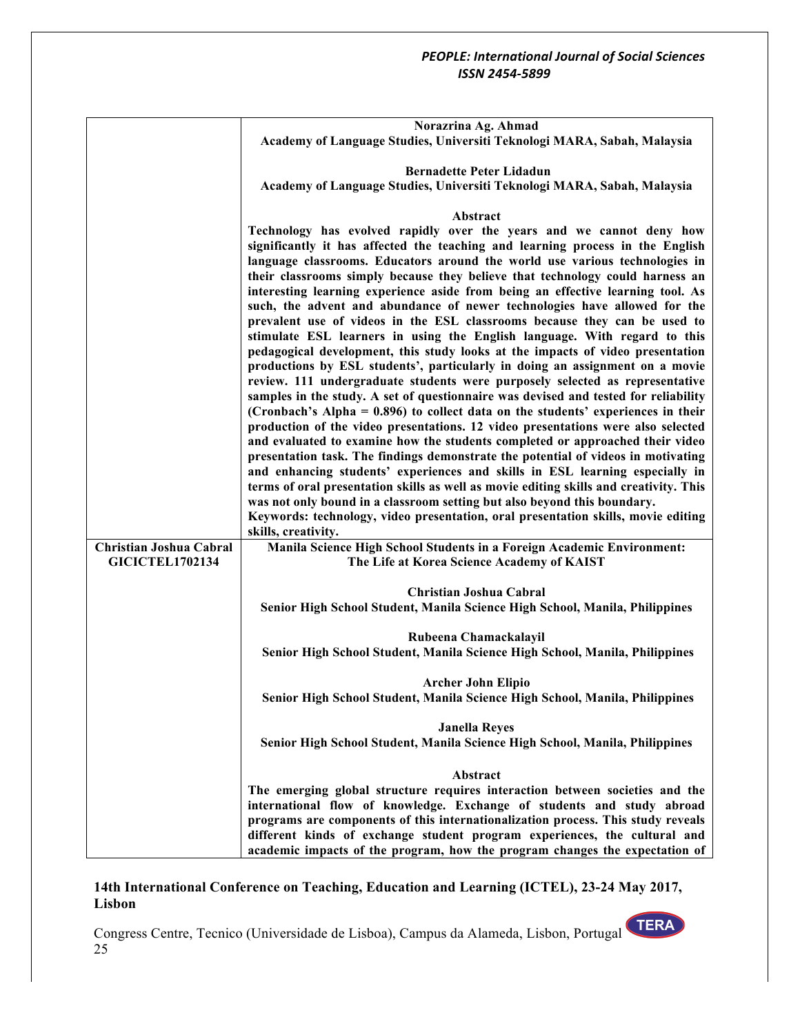| | |
|---|---|
| | **Norazrina Ag. Ahmad**<br>**Academy of Language Studies, Universiti Teknologi MARA, Sabah, Malaysia**<br><br>**Bernadette Peter Lidadun**<br>**Academy of Language Studies, Universiti Teknologi MARA, Sabah, Malaysia**<br><br>**Abstract**<br>**Technology has evolved rapidly over the years and we cannot deny how significantly it has affected the teaching and learning process in the English language classrooms. Educators around the world use various technologies in their classrooms simply because they believe that technology could harness an interesting learning experience aside from being an effective learning tool. As such, the advent and abundance of newer technologies have allowed for the prevalent use of videos in the ESL classrooms because they can be used to stimulate ESL learners in using the English language. With regard to this pedagogical development, this study looks at the impacts of video presentation productions by ESL students', particularly in doing an assignment on a movie review. 111 undergraduate students were purposely selected as representative samples in the study. A set of questionnaire was devised and tested for reliability (Cronbach's Alpha = 0.896) to collect data on the students' experiences in their production of the video presentations. 12 video presentations were also selected and evaluated to examine how the students completed or approached their video presentation task. The findings demonstrate the potential of videos in motivating and enhancing students' experiences and skills in ESL learning especially in terms of oral presentation skills as well as movie editing skills and creativity. This was not only bound in a classroom setting but also beyond this boundary.**<br>**Keywords: technology, video presentation, oral presentation skills, movie editing skills, creativity.** |
| **Christian Joshua Cabral**<br>**GICICTEL1702134** | **Manila Science High School Students in a Foreign Academic Environment: The Life at Korea Science Academy of KAIST**<br><br>**Christian Joshua Cabral**<br>**Senior High School Student, Manila Science High School, Manila, Philippines**<br><br>**Rubeena Chamackalayil**<br>**Senior High School Student, Manila Science High School, Manila, Philippines**<br><br>**Archer John Elipio**<br>**Senior High School Student, Manila Science High School, Manila, Philippines**<br><br>**Janella Reyes**<br>**Senior High School Student, Manila Science High School, Manila, Philippines**<br><br>**Abstract**<br>**The emerging global structure requires interaction between societies and the international flow of knowledge. Exchange of students and study abroad programs are components of this internationalization process. This study reveals different kinds of exchange student program experiences, the cultural and academic impacts of the program, how the program changes the expectation of** |

**14th International Conference on Teaching, Education and Learning (ICTEL), 23-24 May 2017, Lisbon**

Congress Centre, Tecnico (Universidade de Lisboa), Campus da Alameda, Lisbon, Portugal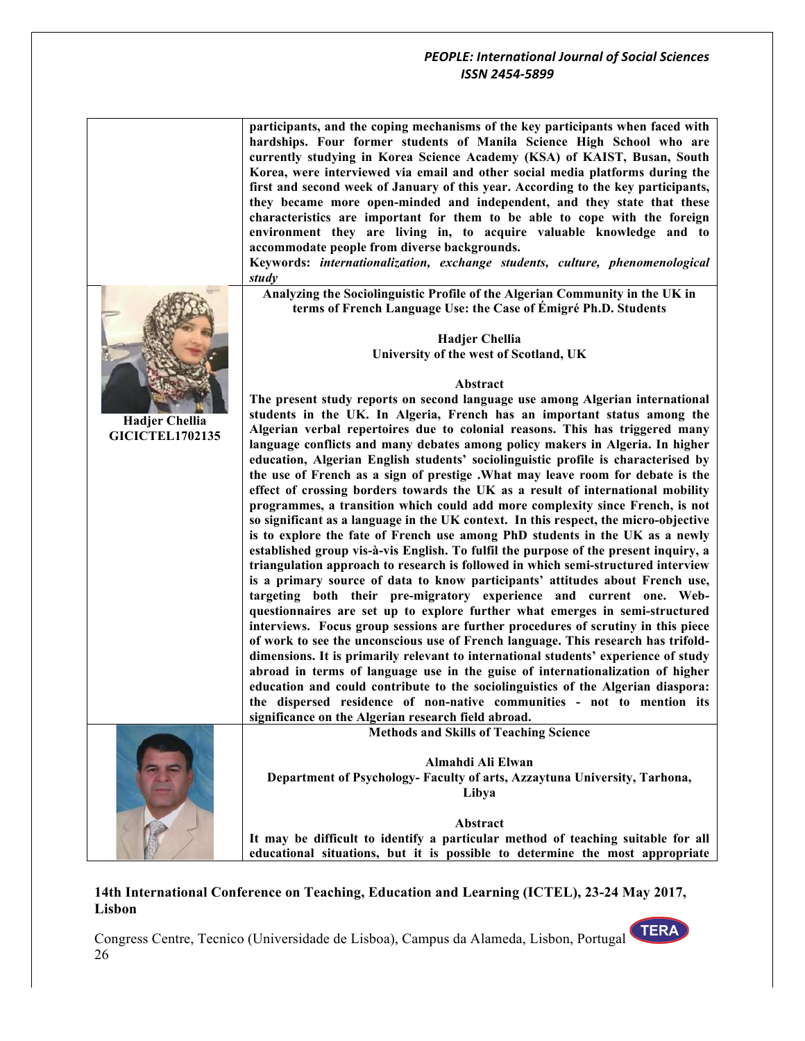participants, and the coping mechanisms of the key participants when faced with hardships. Four former students of Manila Science High School who are currently studying in Korea Science Academy (KSA) of KAIST, Busan, South Korea, were interviewed via email and other social media platforms during the first and second week of January of this year. According to the key participants, they became more open-minded and independent, and they state that these characteristics are important for them to be able to cope with the foreign environment they are living in, to acquire valuable knowledge and to accommodate people from diverse backgrounds.

**Keywords:** *internationalization, exchange students, culture, phenomenological study*

**Hadjer Chellia**
**GICICTEL1702135**

## Analyzing the Sociolinguistic Profile of the Algerian Community in the UK in terms of French Language Use: the Case of Émigré Ph.D. Students

**Hadjer Chellia**
**University of the west of Scotland, UK**

### Abstract

The present study reports on second language use among Algerian international students in the UK. In Algeria, French has an important status among the Algerian verbal repertoires due to colonial reasons. This has triggered many language conflicts and many debates among policy makers in Algeria. In higher education, Algerian English students' sociolinguistic profile is characterised by the use of French as a sign of prestige .What may leave room for debate is the effect of crossing borders towards the UK as a result of international mobility programmes, a transition which could add more complexity since French, is not so significant as a language in the UK context. In this respect, the micro-objective is to explore the fate of French use among PhD students in the UK as a newly established group vis-à-vis English. To fulfil the purpose of the present inquiry, a triangulation approach to research is followed in which semi-structured interview is a primary source of data to know participants' attitudes about French use, targeting both their pre-migratory experience and current one. Web-questionnaires are set up to explore further what emerges in semi-structured interviews. Focus group sessions are further procedures of scrutiny in this piece of work to see the unconscious use of French language. This research has trifold-dimensions. It is primarily relevant to international students' experience of study abroad in terms of language use in the guise of internationalization of higher education and could contribute to the sociolinguistics of the Algerian diaspora: the dispersed residence of non-native communities - not to mention its significance on the Algerian research field abroad.

## Methods and Skills of Teaching Science

**Almahdi Ali Elwan**
**Department of Psychology- Faculty of arts, Azzaytuna University, Tarhona, Libya**

### Abstract

It may be difficult to identify a particular method of teaching suitable for all educational situations, but it is possible to determine the most appropriate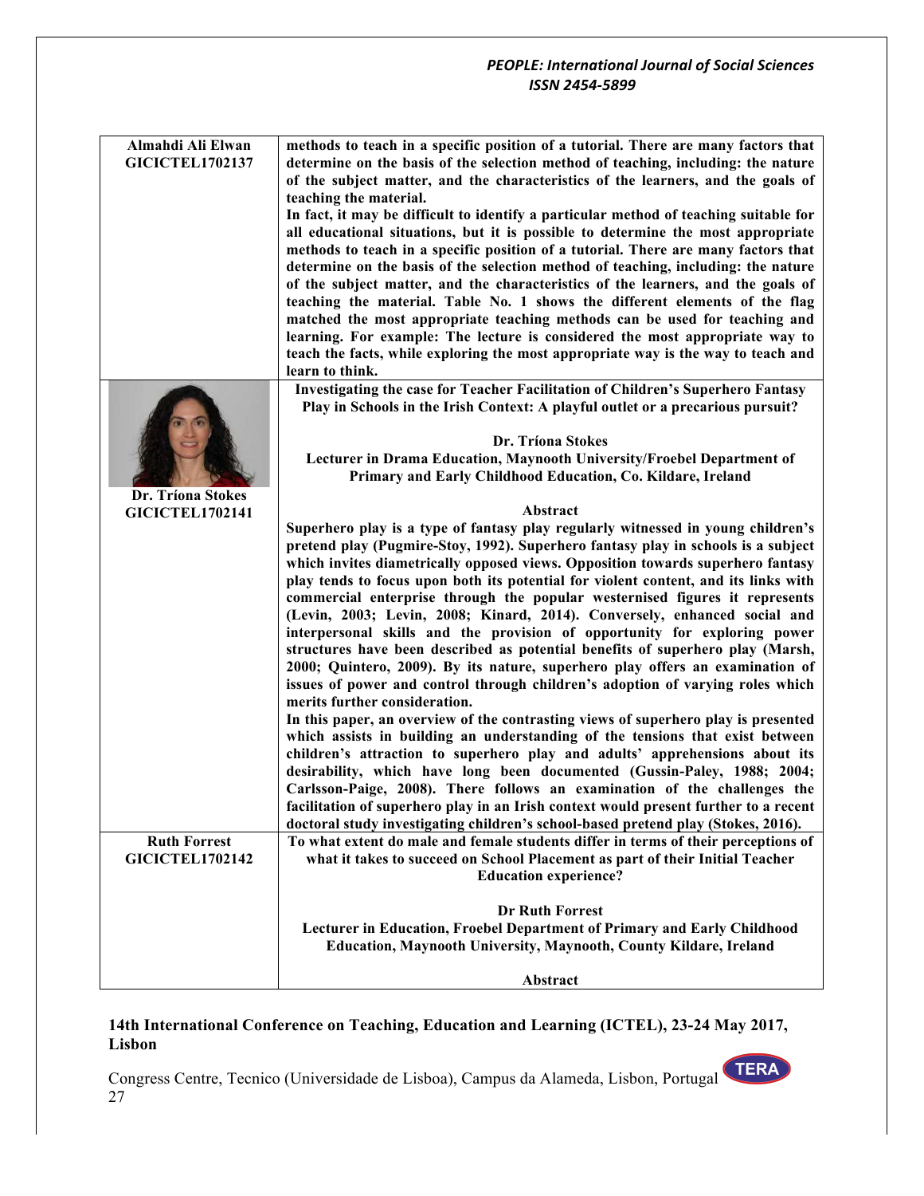| | |
|---|---|
| **Almahdi Ali Elwan**<br>**GICICTEL1702137** | **methods to teach in a specific position of a tutorial. There are many factors that determine on the basis of the selection method of teaching, including: the nature of the subject matter, and the characteristics of the learners, and the goals of teaching the material.**<br>**In fact, it may be difficult to identify a particular method of teaching suitable for all educational situations, but it is possible to determine the most appropriate methods to teach in a specific position of a tutorial. There are many factors that determine on the basis of the selection method of teaching, including: the nature of the subject matter, and the characteristics of the learners, and the goals of teaching the material. Table No. 1 shows the different elements of the flag matched the most appropriate teaching methods can be used for teaching and learning. For example: The lecture is considered the most appropriate way to teach the facts, while exploring the most appropriate way is the way to teach and learn to think.** |
| **Dr. Tríona Stokes**<br>**GICICTEL1702141** | **Investigating the case for Teacher Facilitation of Children's Superhero Fantasy Play in Schools in the Irish Context: A playful outlet or a precarious pursuit?**<br><br>**Dr. Tríona Stokes**<br>**Lecturer in Drama Education, Maynooth University/Froebel Department of Primary and Early Childhood Education, Co. Kildare, Ireland**<br><br>**Abstract**<br>**Superhero play is a type of fantasy play regularly witnessed in young children's pretend play (Pugmire-Stoy, 1992). Superhero fantasy play in schools is a subject which invites diametrically opposed views. Opposition towards superhero fantasy play tends to focus upon both its potential for violent content, and its links with commercial enterprise through the popular westernised figures it represents (Levin, 2003; Levin, 2008; Kinard, 2014). Conversely, enhanced social and interpersonal skills and the provision of opportunity for exploring power structures have been described as potential benefits of superhero play (Marsh, 2000; Quintero, 2009). By its nature, superhero play offers an examination of issues of power and control through children's adoption of varying roles which merits further consideration.**<br>**In this paper, an overview of the contrasting views of superhero play is presented which assists in building an understanding of the tensions that exist between children's attraction to superhero play and adults' apprehensions about its desirability, which have long been documented (Gussin-Paley, 1988; 2004; Carlsson-Paige, 2008). There follows an examination of the challenges the facilitation of superhero play in an Irish context would present further to a recent doctoral study investigating children's school-based pretend play (Stokes, 2016).** |
| **Ruth Forrest**<br>**GICICTEL1702142** | **To what extent do male and female students differ in terms of their perceptions of what it takes to succeed on School Placement as part of their Initial Teacher Education experience?**<br><br>**Dr Ruth Forrest**<br>**Lecturer in Education, Froebel Department of Primary and Early Childhood Education, Maynooth University, Maynooth, County Kildare, Ireland**<br><br>**Abstract** |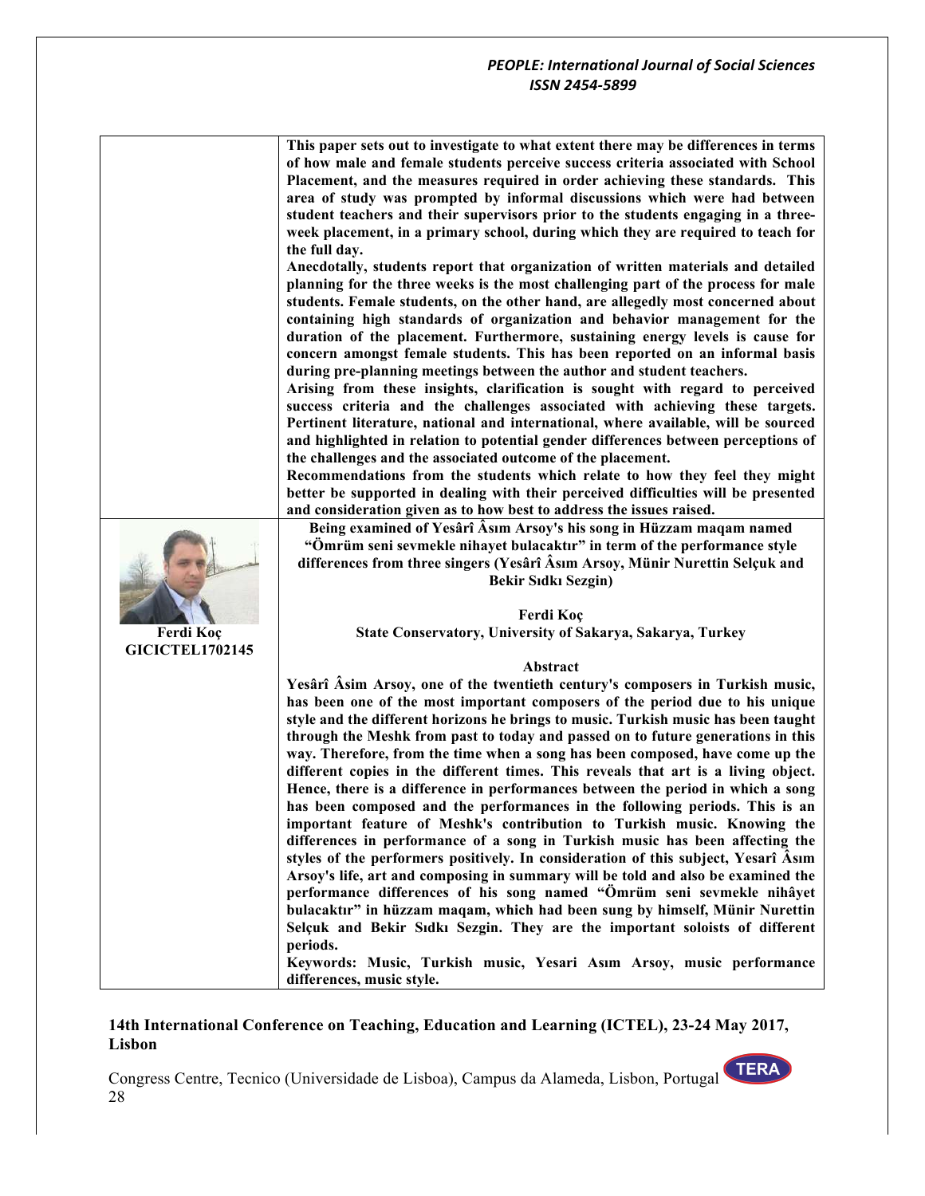**This paper sets out to investigate to what extent there may be differences in terms of how male and female students perceive success criteria associated with School Placement, and the measures required in order achieving these standards. This area of study was prompted by informal discussions which were had between student teachers and their supervisors prior to the students engaging in a three-week placement, in a primary school, during which they are required to teach for the full day.**

**Anecdotally, students report that organization of written materials and detailed planning for the three weeks is the most challenging part of the process for male students. Female students, on the other hand, are allegedly most concerned about containing high standards of organization and behavior management for the duration of the placement. Furthermore, sustaining energy levels is cause for concern amongst female students. This has been reported on an informal basis during pre-planning meetings between the author and student teachers.**

**Arising from these insights, clarification is sought with regard to perceived success criteria and the challenges associated with achieving these targets. Pertinent literature, national and international, where available, will be sourced and highlighted in relation to potential gender differences between perceptions of the challenges and the associated outcome of the placement.**

**Recommendations from the students which relate to how they feel they might better be supported in dealing with their perceived difficulties will be presented and consideration given as to how best to address the issues raised.**

**Ferdi Koç**
**GICICTEL1702145**

## Being examined of Yesârî Âsım Arsoy's his song in Hüzzam maqam named "Ömrüm seni sevmekle nihayet bulacaktır" in term of the performance style differences from three singers (Yesârî Âsım Arsoy, Münir Nurettin Selçuk and Bekir Sıdkı Sezgin)

**Ferdi Koç**

**State Conservatory, University of Sakarya, Sakarya, Turkey**

### Abstract

**Yesârî Âsim Arsoy, one of the twentieth century's composers in Turkish music, has been one of the most important composers of the period due to his unique style and the different horizons he brings to music. Turkish music has been taught through the Meshk from past to today and passed on to future generations in this way. Therefore, from the time when a song has been composed, have come up the different copies in the different times. This reveals that art is a living object. Hence, there is a difference in performances between the period in which a song has been composed and the performances in the following periods. This is an important feature of Meshk's contribution to Turkish music. Knowing the differences in performance of a song in Turkish music has been affecting the styles of the performers positively. In consideration of this subject, Yesarî Âsım Arsoy's life, art and composing in summary will be told and also be examined the performance differences of his song named "Ömrüm seni sevmekle nihâyet bulacaktır" in hüzzam maqam, which had been sung by himself, Münir Nurettin Selçuk and Bekir Sıdkı Sezgin. They are the important soloists of different periods.**

**Keywords: Music, Turkish music, Yesari Asım Arsoy, music performance differences, music style.**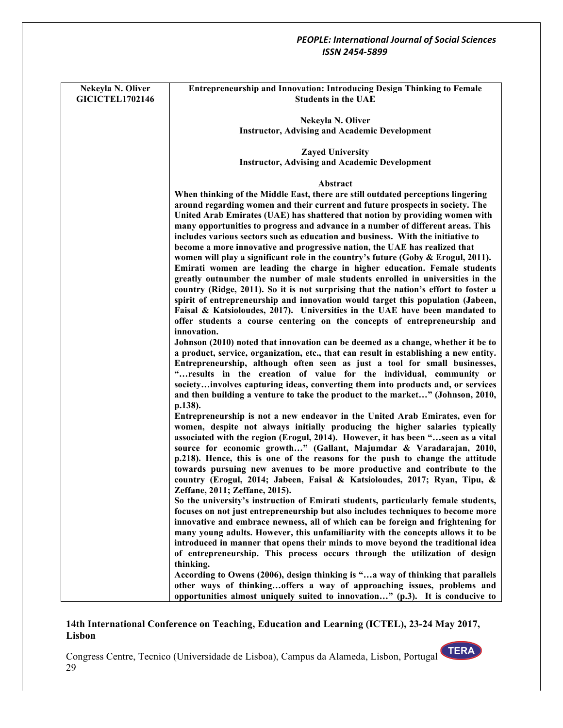| Nekeyla N. Oliver<br>GICICTEL1702146 | **Entrepreneurship and Innovation: Introducing Design Thinking to Female Students in the UAE** |
|---|---|

**Nekeyla N. Oliver**
**Instructor, Advising and Academic Development**

**Zayed University**
**Instructor, Advising and Academic Development**

## Abstract

**When thinking of the Middle East, there are still outdated perceptions lingering around regarding women and their current and future prospects in society. The United Arab Emirates (UAE) has shattered that notion by providing women with many opportunities to progress and advance in a number of different areas. This includes various sectors such as education and business. With the initiative to become a more innovative and progressive nation, the UAE has realized that women will play a significant role in the country's future (Goby & Erogul, 2011). Emirati women are leading the charge in higher education. Female students greatly outnumber the number of male students enrolled in universities in the country (Ridge, 2011). So it is not surprising that the nation's effort to foster a spirit of entrepreneurship and innovation would target this population (Jabeen, Faisal & Katsioloudes, 2017). Universities in the UAE have been mandated to offer students a course centering on the concepts of entrepreneurship and innovation.**

**Johnson (2010) noted that innovation can be deemed as a change, whether it be to a product, service, organization, etc., that can result in establishing a new entity. Entrepreneurship, although often seen as just a tool for small businesses, "…results in the creation of value for the individual, community or society…involves capturing ideas, converting them into products and, or services and then building a venture to take the product to the market…" (Johnson, 2010, p.138).**

**Entrepreneurship is not a new endeavor in the United Arab Emirates, even for women, despite not always initially producing the higher salaries typically associated with the region (Erogul, 2014). However, it has been "…seen as a vital source for economic growth…" (Gallant, Majumdar & Varadarajan, 2010, p.218). Hence, this is one of the reasons for the push to change the attitude towards pursuing new avenues to be more productive and contribute to the country (Erogul, 2014; Jabeen, Faisal & Katsioloudes, 2017; Ryan, Tipu, & Zeffane, 2011; Zeffane, 2015).**

**So the university's instruction of Emirati students, particularly female students, focuses on not just entrepreneurship but also includes techniques to become more innovative and embrace newness, all of which can be foreign and frightening for many young adults. However, this unfamiliarity with the concepts allows it to be introduced in manner that opens their minds to move beyond the traditional idea of entrepreneurship. This process occurs through the utilization of design thinking.**

**According to Owens (2006), design thinking is "…a way of thinking that parallels other ways of thinking…offers a way of approaching issues, problems and opportunities almost uniquely suited to innovation…" (p.3). It is conducive to**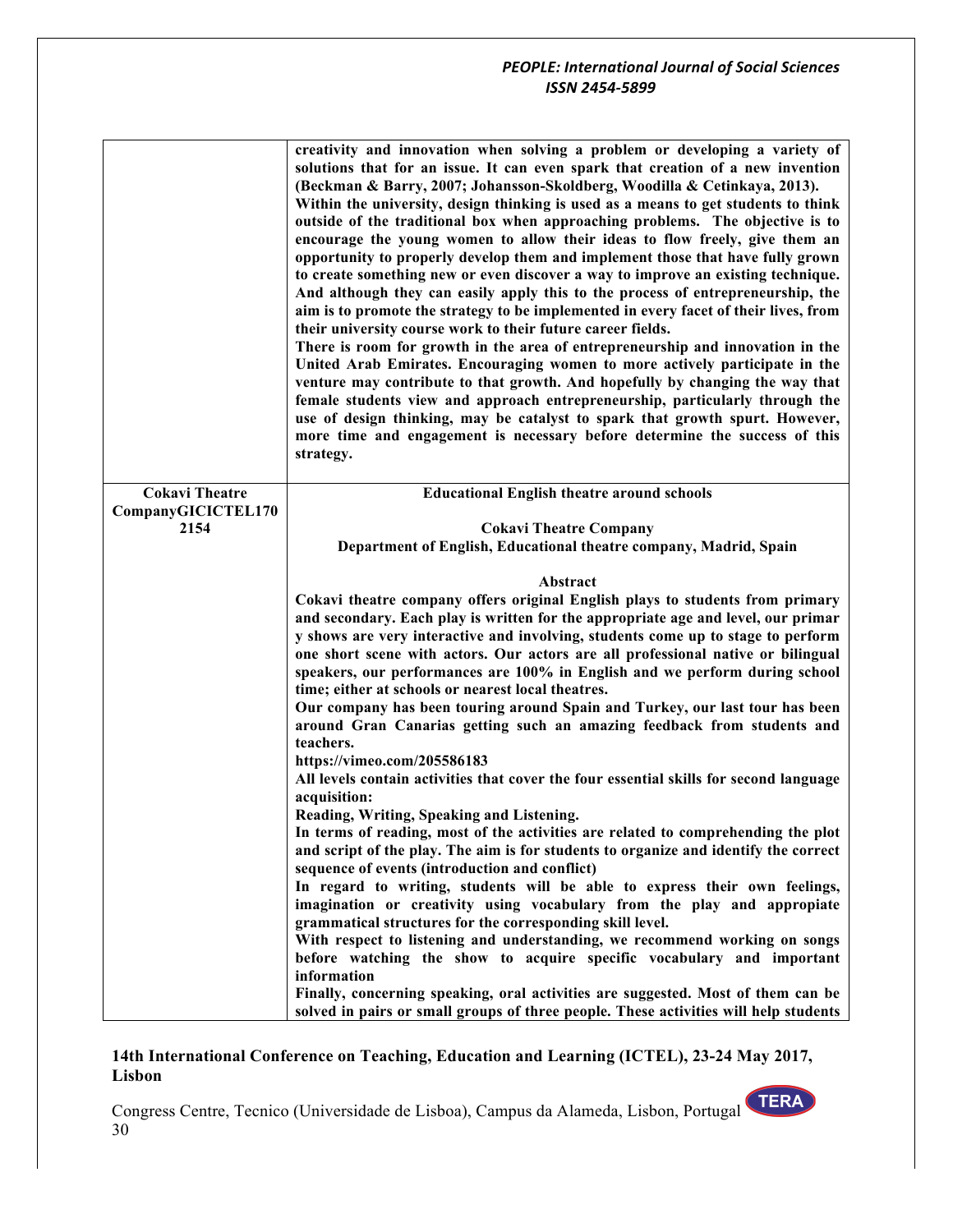| | |
|---|---|
| | **creativity and innovation when solving a problem or developing a variety of solutions that for an issue. It can even spark that creation of a new invention (Beckman & Barry, 2007; Johansson-Skoldberg, Woodilla & Cetinkaya, 2013).**<br>**Within the university, design thinking is used as a means to get students to think outside of the traditional box when approaching problems. The objective is to encourage the young women to allow their ideas to flow freely, give them an opportunity to properly develop them and implement those that have fully grown to create something new or even discover a way to improve an existing technique. And although they can easily apply this to the process of entrepreneurship, the aim is to promote the strategy to be implemented in every facet of their lives, from their university course work to their future career fields.**<br>**There is room for growth in the area of entrepreneurship and innovation in the United Arab Emirates. Encouraging women to more actively participate in the venture may contribute to that growth. And hopefully by changing the way that female students view and approach entrepreneurship, particularly through the use of design thinking, may be catalyst to spark that growth spurt. However, more time and engagement is necessary before determine the success of this strategy.** |
| **Cokavi Theatre CompanyGICICTEL1702154** | **Educational English theatre around schools**<br><br>**Cokavi Theatre Company**<br>**Department of English, Educational theatre company, Madrid, Spain**<br><br>**Abstract**<br>**Cokavi theatre company offers original English plays to students from primary and secondary. Each play is written for the appropriate age and level, our primar y shows are very interactive and involving, students come up to stage to perform one short scene with actors. Our actors are all professional native or bilingual speakers, our performances are 100% in English and we perform during school time; either at schools or nearest local theatres.**<br>**Our company has been touring around Spain and Turkey, our last tour has been around Gran Canarias getting such an amazing feedback from students and teachers.**<br>**https://vimeo.com/205586183**<br>**All levels contain activities that cover the four essential skills for second language acquisition:**<br>**Reading, Writing, Speaking and Listening.**<br>**In terms of reading, most of the activities are related to comprehending the plot and script of the play. The aim is for students to organize and identify the correct sequence of events (introduction and conflict)**<br>**In regard to writing, students will be able to express their own feelings, imagination or creativity using vocabulary from the play and appropiate grammatical structures for the corresponding skill level.**<br>**With respect to listening and understanding, we recommend working on songs before watching the show to acquire specific vocabulary and important information**<br>**Finally, concerning speaking, oral activities are suggested. Most of them can be solved in pairs or small groups of three people. These activities will help students** |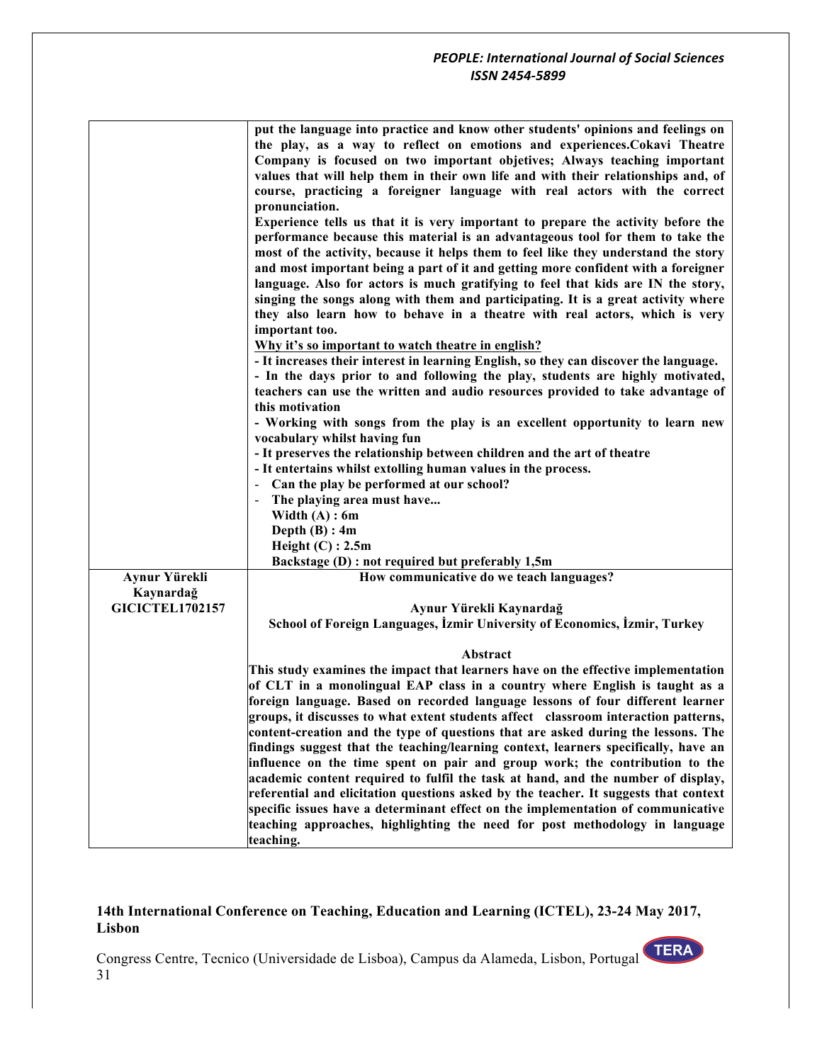| | |
|---|---|
| | **put the language into practice and know other students' opinions and feelings on the play, as a way to reflect on emotions and experiences.Cokavi Theatre Company is focused on two important objetives; Always teaching important values that will help them in their own life and with their relationships and, of course, practicing a foreigner language with real actors with the correct pronunciation.**<br>**Experience tells us that it is very important to prepare the activity before the performance because this material is an advantageous tool for them to take the most of the activity, because it helps them to feel like they understand the story and most important being a part of it and getting more confident with a foreigner language. Also for actors is much gratifying to feel that kids are IN the story, singing the songs along with them and participating. It is a great activity where they also learn how to behave in a theatre with real actors, which is very important too.**<br>**<u>Why it's so important to watch theatre in english?</u>**<br>**- It increases their interest in learning English, so they can discover the language.**<br>**- In the days prior to and following the play, students are highly motivated, teachers can use the written and audio resources provided to take advantage of this motivation**<br>**- Working with songs from the play is an excellent opportunity to learn new vocabulary whilst having fun**<br>**- It preserves the relationship between children and the art of theatre**<br>**- It entertains whilst extolling human values in the process.**<br>**- Can the play be performed at our school?**<br>**- The playing area must have...**<br>**Width (A) : 6m**<br>**Depth (B) : 4m**<br>**Height (C) : 2.5m**<br>**Backstage (D) : not required but preferably 1,5m** |
| **Aynur Yürekli Kaynardağ**<br>**GICICTEL1702157** | **How communicative do we teach languages?**<br><br>**Aynur Yürekli Kaynardağ**<br>**School of Foreign Languages, İzmir University of Economics, İzmir, Turkey**<br><br>**Abstract**<br>**This study examines the impact that learners have on the effective implementation of CLT in a monolingual EAP class in a country where English is taught as a foreign language. Based on recorded language lessons of four different learner groups, it discusses to what extent students affect classroom interaction patterns, content-creation and the type of questions that are asked during the lessons. The findings suggest that the teaching/learning context, learners specifically, have an influence on the time spent on pair and group work; the contribution to the academic content required to fulfil the task at hand, and the number of display, referential and elicitation questions asked by the teacher. It suggests that context specific issues have a determinant effect on the implementation of communicative teaching approaches, highlighting the need for post methodology in language teaching.** |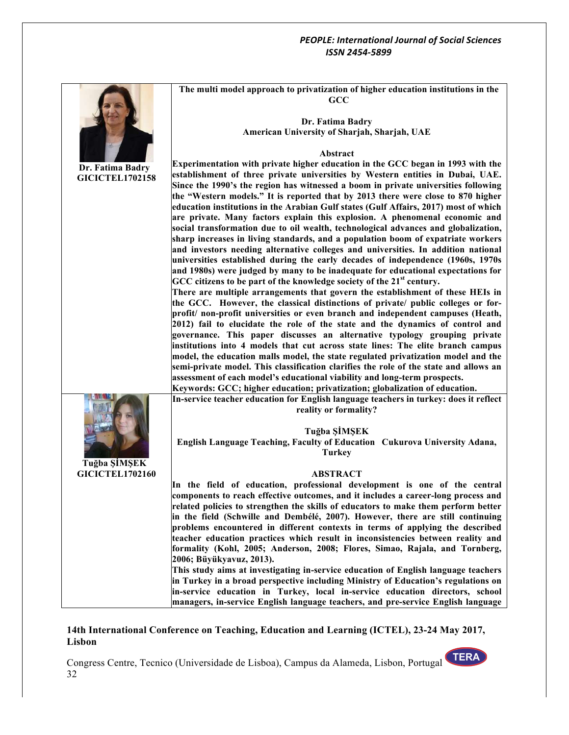**Dr. Fatima Badry**
**GICICTEL1702158**

**The multi model approach to privatization of higher education institutions in the GCC**

**Dr. Fatima Badry**
**American University of Sharjah, Sharjah, UAE**

**Abstract**

**Experimentation with private higher education in the GCC began in 1993 with the establishment of three private universities by Western entities in Dubai, UAE. Since the 1990's the region has witnessed a boom in private universities following the "Western models." It is reported that by 2013 there were close to 870 higher education institutions in the Arabian Gulf states (Gulf Affairs, 2017) most of which are private. Many factors explain this explosion. A phenomenal economic and social transformation due to oil wealth, technological advances and globalization, sharp increases in living standards, and a population boom of expatriate workers and investors needing alternative colleges and universities. In addition national universities established during the early decades of independence (1960s, 1970s and 1980s) were judged by many to be inadequate for educational expectations for GCC citizens to be part of the knowledge society of the 21st century.**

**There are multiple arrangements that govern the establishment of these HEIs in the GCC. However, the classical distinctions of private/ public colleges or for-profit/ non-profit universities or even branch and independent campuses (Heath, 2012) fail to elucidate the role of the state and the dynamics of control and governance. This paper discusses an alternative typology grouping private institutions into 4 models that cut across state lines: The elite branch campus model, the education malls model, the state regulated privatization model and the semi-private model. This classification clarifies the role of the state and allows an assessment of each model's educational viability and long-term prospects.**

**Keywords: GCC; higher education; privatization; globalization of education.**

---

**Tuğba ŞİMŞEK**
**GICICTEL1702160**

**In-service teacher education for English language teachers in turkey: does it reflect reality or formality?**

**Tuğba ŞİMŞEK**
**English Language Teaching, Faculty of Education Cukurova University Adana, Turkey**

**ABSTRACT**

**In the field of education, professional development is one of the central components to reach effective outcomes, and it includes a career-long process and related policies to strengthen the skills of educators to make them perform better in the field (Schwille and Dembélé, 2007). However, there are still continuing problems encountered in different contexts in terms of applying the described teacher education practices which result in inconsistencies between reality and formality (Kohl, 2005; Anderson, 2008; Flores, Simao, Rajala, and Tornberg, 2006; Büyükyavuz, 2013).**

**This study aims at investigating in-service education of English language teachers in Turkey in a broad perspective including Ministry of Education's regulations on in-service education in Turkey, local in-service education directors, school managers, in-service English language teachers, and pre-service English language**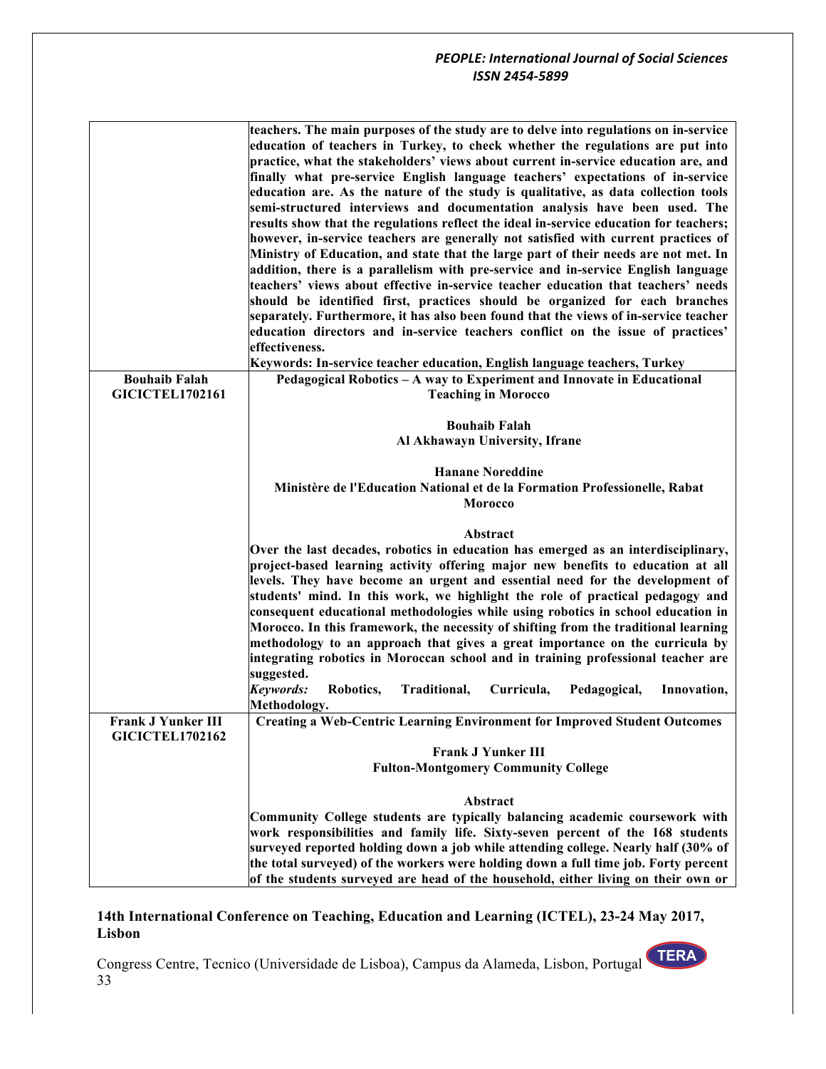| | |
|---|---|
| | **teachers. The main purposes of the study are to delve into regulations on in-service education of teachers in Turkey, to check whether the regulations are put into practice, what the stakeholders' views about current in-service education are, and finally what pre-service English language teachers' expectations of in-service education are. As the nature of the study is qualitative, as data collection tools semi-structured interviews and documentation analysis have been used. The results show that the regulations reflect the ideal in-service education for teachers; however, in-service teachers are generally not satisfied with current practices of Ministry of Education, and state that the large part of their needs are not met. In addition, there is a parallelism with pre-service and in-service English language teachers' views about effective in-service teacher education that teachers' needs should be identified first, practices should be organized for each branches separately. Furthermore, it has also been found that the views of in-service teacher education directors and in-service teachers conflict on the issue of practices' effectiveness.**<br>**Keywords: In-service teacher education, English language teachers, Turkey** |
| **Bouhaib Falah**<br>**GICICTEL1702161** | **Pedagogical Robotics – A way to Experiment and Innovate in Educational Teaching in Morocco**<br><br>**Bouhaib Falah**<br>**Al Akhawayn University, Ifrane**<br><br>**Hanane Noreddine**<br>**Ministère de l'Education National et de la Formation Professionelle, Rabat Morocco**<br><br>**Abstract**<br>**Over the last decades, robotics in education has emerged as an interdisciplinary, project-based learning activity offering major new benefits to education at all levels. They have become an urgent and essential need for the development of students' mind. In this work, we highlight the role of practical pedagogy and consequent educational methodologies while using robotics in school education in Morocco. In this framework, the necessity of shifting from the traditional learning methodology to an approach that gives a great importance on the curricula by integrating robotics in Moroccan school and in training professional teacher are suggested.**<br>***Keywords:*** **Robotics, Traditional, Curricula, Pedagogical, Innovation, Methodology.** |
| **Frank J Yunker III**<br>**GICICTEL1702162** | **Creating a Web-Centric Learning Environment for Improved Student Outcomes**<br><br>**Frank J Yunker III**<br>**Fulton-Montgomery Community College**<br><br>**Abstract**<br>**Community College students are typically balancing academic coursework with work responsibilities and family life. Sixty-seven percent of the 168 students surveyed reported holding down a job while attending college. Nearly half (30% of the total surveyed) of the workers were holding down a full time job. Forty percent of the students surveyed are head of the household, either living on their own or** |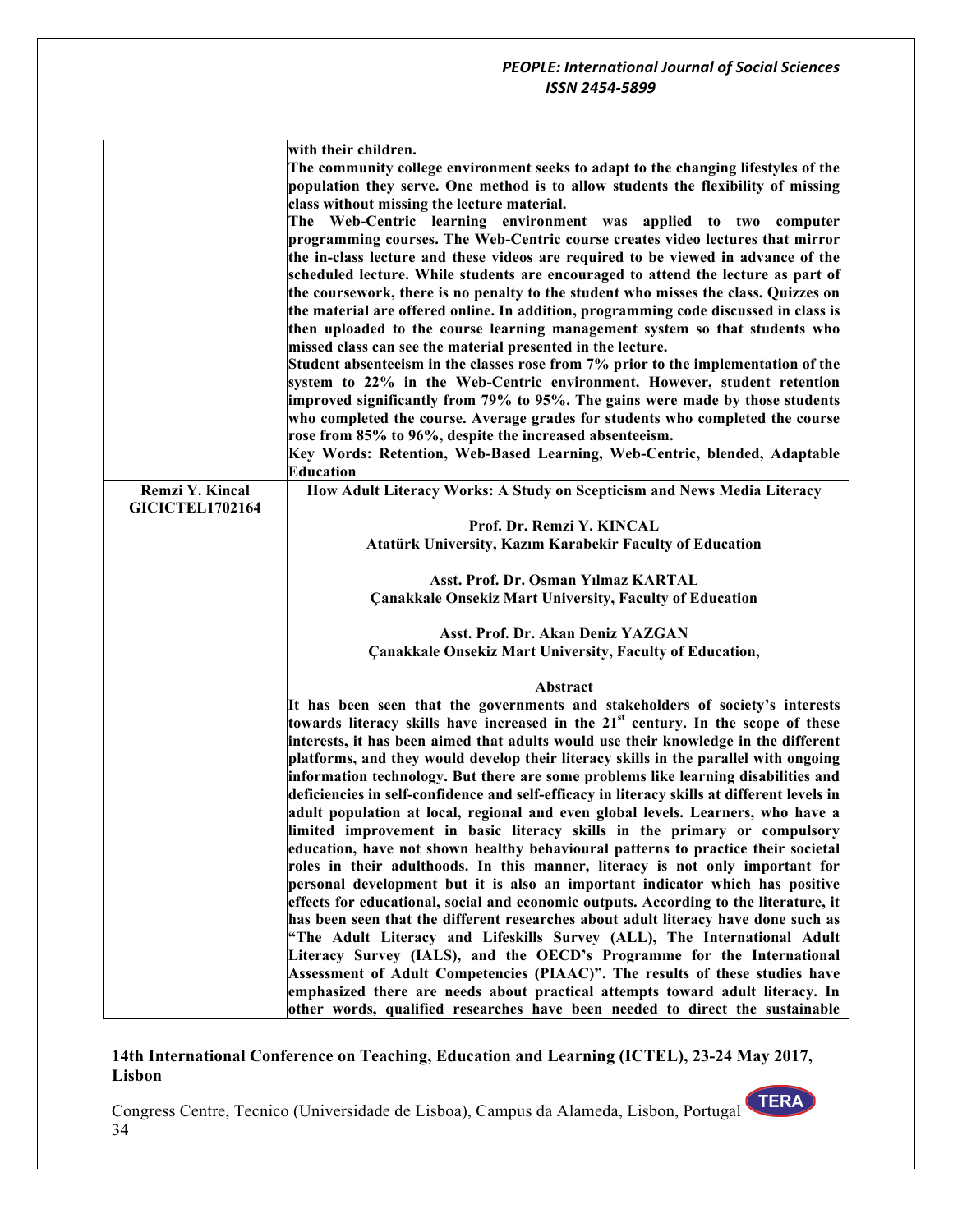| | |
|---|---|
| | **with their children.** **The community college environment seeks to adapt to the changing lifestyles of the population they serve. One method is to allow students the flexibility of missing class without missing the lecture material.** **The Web-Centric learning environment was applied to two computer programming courses. The Web-Centric course creates video lectures that mirror the in-class lecture and these videos are required to be viewed in advance of the scheduled lecture. While students are encouraged to attend the lecture as part of the coursework, there is no penalty to the student who misses the class. Quizzes on the material are offered online. In addition, programming code discussed in class is then uploaded to the course learning management system so that students who missed class can see the material presented in the lecture.** **Student absenteeism in the classes rose from 7% prior to the implementation of the system to 22% in the Web-Centric environment. However, student retention improved significantly from 79% to 95%. The gains were made by those students who completed the course. Average grades for students who completed the course rose from 85% to 96%, despite the increased absenteeism.** **Key Words: Retention, Web-Based Learning, Web-Centric, blended, Adaptable Education** |
| **Remzi Y. Kincal GICICTEL1702164** | **How Adult Literacy Works: A Study on Scepticism and News Media Literacy** **Prof. Dr. Remzi Y. KINCAL** **Atatürk University, Kazım Karabekir Faculty of Education** **Asst. Prof. Dr. Osman Yılmaz KARTAL** **Çanakkale Onsekiz Mart University, Faculty of Education** **Asst. Prof. Dr. Akan Deniz YAZGAN** **Çanakkale Onsekiz Mart University, Faculty of Education,** **Abstract** **It has been seen that the governments and stakeholders of society's interests towards literacy skills have increased in the 21st century. In the scope of these interests, it has been aimed that adults would use their knowledge in the different platforms, and they would develop their literacy skills in the parallel with ongoing information technology. But there are some problems like learning disabilities and deficiencies in self-confidence and self-efficacy in literacy skills at different levels in adult population at local, regional and even global levels. Learners, who have a limited improvement in basic literacy skills in the primary or compulsory education, have not shown healthy behavioural patterns to practice their societal roles in their adulthoods. In this manner, literacy is not only important for personal development but it is also an important indicator which has positive effects for educational, social and economic outputs. According to the literature, it has been seen that the different researches about adult literacy have done such as "The Adult Literacy and Lifeskills Survey (ALL), The International Adult Literacy Survey (IALS), and the OECD's Programme for the International Assessment of Adult Competencies (PIAAC)". The results of these studies have emphasized there are needs about practical attempts toward adult literacy. In other words, qualified researches have been needed to direct the sustainable** |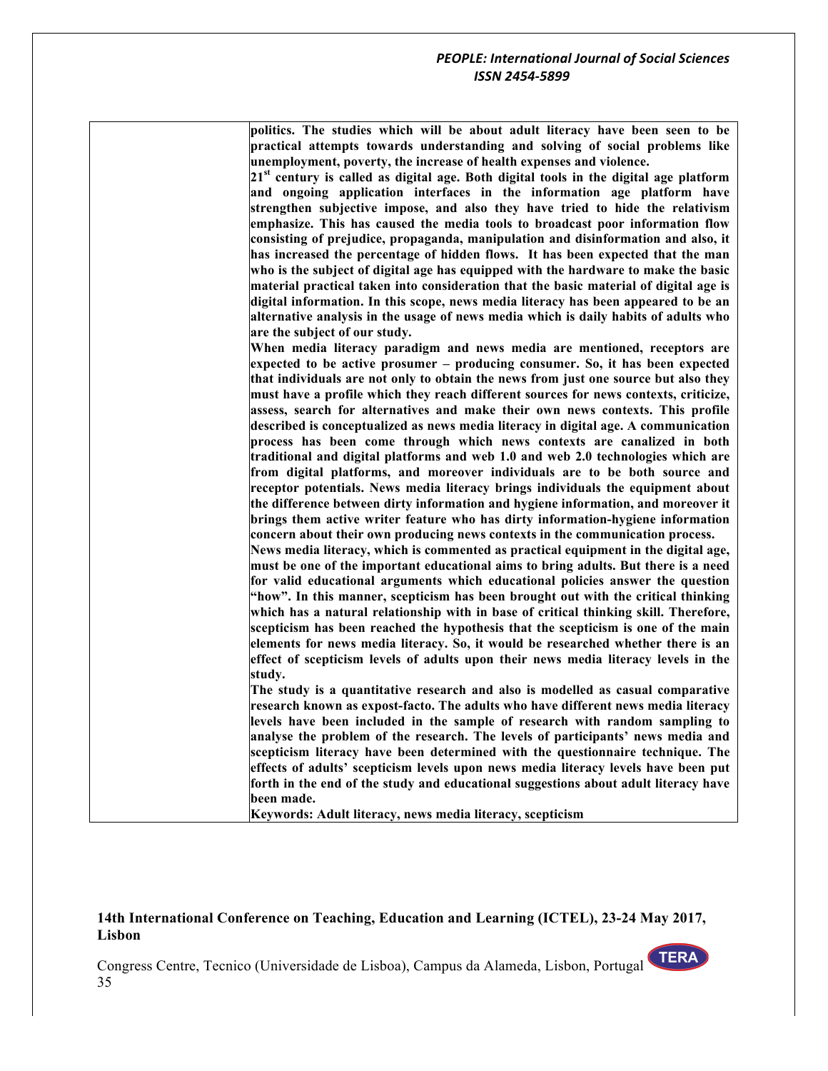**politics. The studies which will be about adult literacy have been seen to be practical attempts towards understanding and solving of social problems like unemployment, poverty, the increase of health expenses and violence.**

**21st century is called as digital age. Both digital tools in the digital age platform and ongoing application interfaces in the information age platform have strengthen subjective impose, and also they have tried to hide the relativism emphasize. This has caused the media tools to broadcast poor information flow consisting of prejudice, propaganda, manipulation and disinformation and also, it has increased the percentage of hidden flows. It has been expected that the man who is the subject of digital age has equipped with the hardware to make the basic material practical taken into consideration that the basic material of digital age is digital information. In this scope, news media literacy has been appeared to be an alternative analysis in the usage of news media which is daily habits of adults who are the subject of our study.**

**When media literacy paradigm and news media are mentioned, receptors are expected to be active prosumer – producing consumer. So, it has been expected that individuals are not only to obtain the news from just one source but also they must have a profile which they reach different sources for news contexts, criticize, assess, search for alternatives and make their own news contexts. This profile described is conceptualized as news media literacy in digital age. A communication process has been come through which news contexts are canalized in both traditional and digital platforms and web 1.0 and web 2.0 technologies which are from digital platforms, and moreover individuals are to be both source and receptor potentials. News media literacy brings individuals the equipment about the difference between dirty information and hygiene information, and moreover it brings them active writer feature who has dirty information-hygiene information concern about their own producing news contexts in the communication process.**

**News media literacy, which is commented as practical equipment in the digital age, must be one of the important educational aims to bring adults. But there is a need for valid educational arguments which educational policies answer the question "how". In this manner, scepticism has been brought out with the critical thinking which has a natural relationship with in base of critical thinking skill. Therefore, scepticism has been reached the hypothesis that the scepticism is one of the main elements for news media literacy. So, it would be researched whether there is an effect of scepticism levels of adults upon their news media literacy levels in the study.**

**The study is a quantitative research and also is modelled as casual comparative research known as expost-facto. The adults who have different news media literacy levels have been included in the sample of research with random sampling to analyse the problem of the research. The levels of participants' news media and scepticism literacy have been determined with the questionnaire technique. The effects of adults' scepticism levels upon news media literacy levels have been put forth in the end of the study and educational suggestions about adult literacy have been made.**

**Keywords: Adult literacy, news media literacy, scepticism**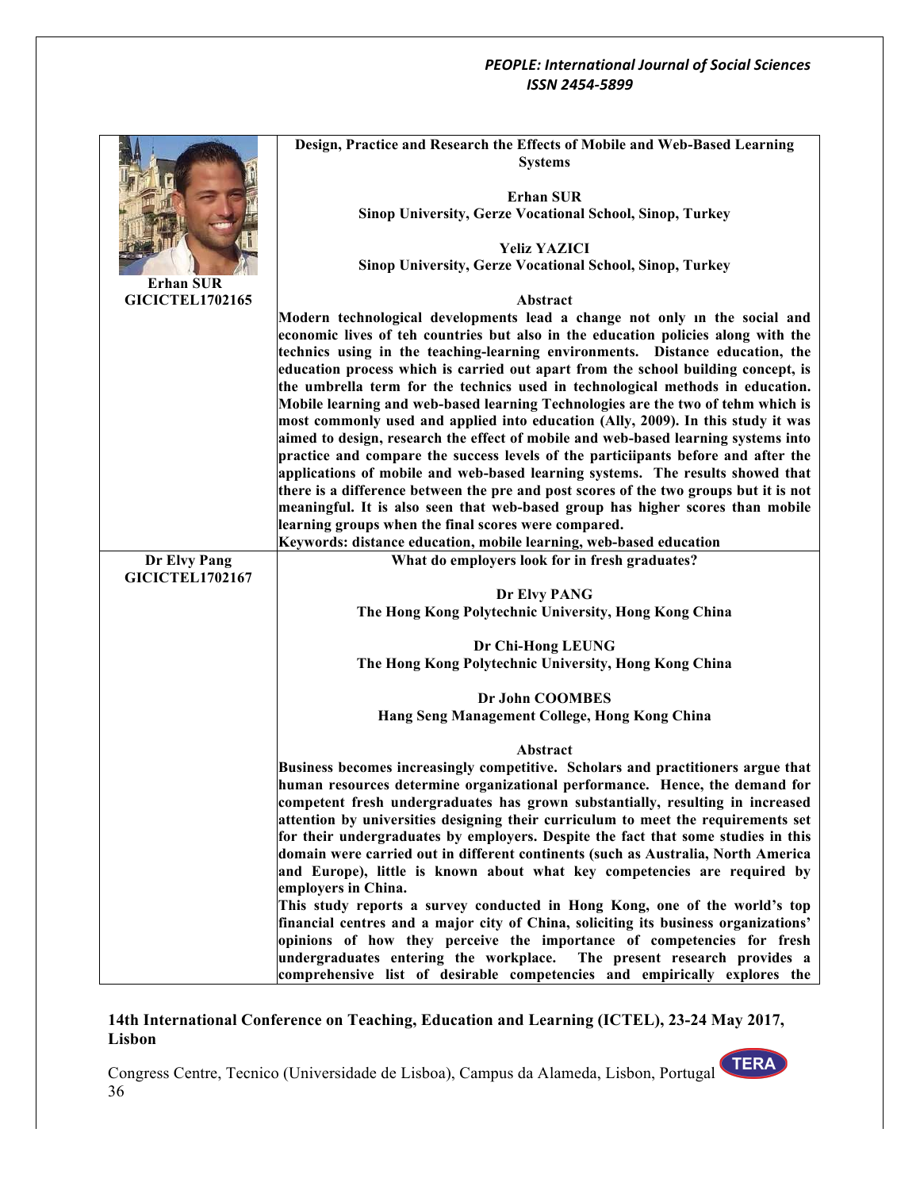| | |
|---|---|
| **Erhan SUR**<br>**GICICTEL1702165** | **Design, Practice and Research the Effects of Mobile and Web-Based Learning Systems**<br><br>**Erhan SUR**<br>**Sinop University, Gerze Vocational School, Sinop, Turkey**<br><br>**Yeliz YAZICI**<br>**Sinop University, Gerze Vocational School, Sinop, Turkey**<br><br>**Abstract**<br>**Modern technological developments lead a change not only ın the social and economic lives of teh countries but also in the education policies along with the technics using in the teaching-learning environments. Distance education, the education process which is carried out apart from the school building concept, is the umbrella term for the technics used in technological methods in education. Mobile learning and web-based learning Technologies are the two of tehm which is most commonly used and applied into education (Ally, 2009). In this study it was aimed to design, research the effect of mobile and web-based learning systems into practice and compare the success levels of the particiipants before and after the applications of mobile and web-based learning systems. The results showed that there is a difference between the pre and post scores of the two groups but it is not meaningful. It is also seen that web-based group has higher scores than mobile learning groups when the final scores were compared.**<br>**Keywords: distance education, mobile learning, web-based education** |
| **Dr Elvy Pang**<br>**GICICTEL1702167** | **What do employers look for in fresh graduates?**<br><br>**Dr Elvy PANG**<br>**The Hong Kong Polytechnic University, Hong Kong China**<br><br>**Dr Chi-Hong LEUNG**<br>**The Hong Kong Polytechnic University, Hong Kong China**<br><br>**Dr John COOMBES**<br>**Hang Seng Management College, Hong Kong China**<br><br>**Abstract**<br>**Business becomes increasingly competitive. Scholars and practitioners argue that human resources determine organizational performance. Hence, the demand for competent fresh undergraduates has grown substantially, resulting in increased attention by universities designing their curriculum to meet the requirements set for their undergraduates by employers. Despite the fact that some studies in this domain were carried out in different continents (such as Australia, North America and Europe), little is known about what key competencies are required by employers in China.**<br>**This study reports a survey conducted in Hong Kong, one of the world's top financial centres and a major city of China, soliciting its business organizations' opinions of how they perceive the importance of competencies for fresh undergraduates entering the workplace. The present research provides a comprehensive list of desirable competencies and empirically explores the** |

**14th International Conference on Teaching, Education and Learning (ICTEL), 23-24 May 2017, Lisbon**

Congress Centre, Tecnico (Universidade de Lisboa), Campus da Alameda, Lisbon, Portugal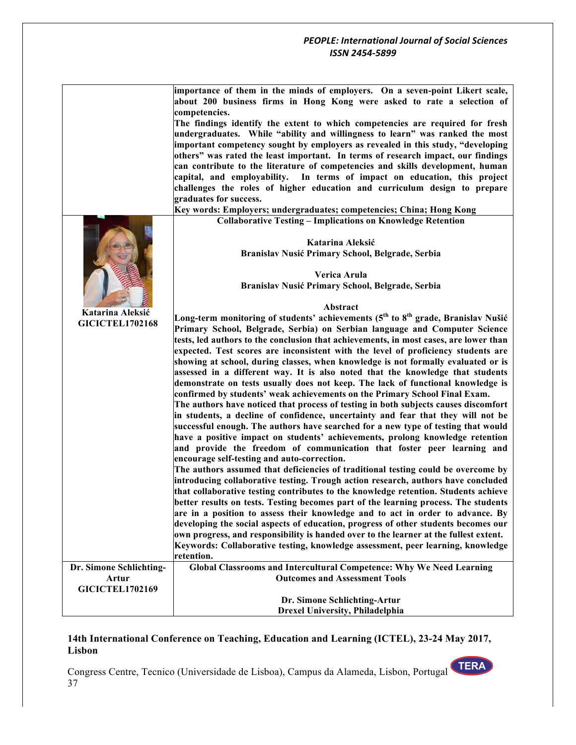| | |
|---|---|
| | **importance of them in the minds of employers. On a seven-point Likert scale, about 200 business firms in Hong Kong were asked to rate a selection of competencies.** **The findings identify the extent to which competencies are required for fresh undergraduates. While "ability and willingness to learn" was ranked the most important competency sought by employers as revealed in this study, "developing others" was rated the least important. In terms of research impact, our findings can contribute to the literature of competencies and skills development, human capital, and employability. In terms of impact on education, this project challenges the roles of higher education and curriculum design to prepare graduates for success.** **Key words: Employers; undergraduates; competencies; China; Hong Kong** |
| **Katarina Aleksić** **GICICTEL1702168** | **Collaborative Testing – Implications on Knowledge Retention** **Katarina Aleksić** **Branislav Nusić Primary School, Belgrade, Serbia** **Verica Arula** **Branislav Nusić Primary School, Belgrade, Serbia** **Abstract** **Long-term monitoring of students' achievements (5th to 8th grade, Branislav Nušić Primary School, Belgrade, Serbia) on Serbian language and Computer Science tests, led authors to the conclusion that achievements, in most cases, are lower than expected. Test scores are inconsistent with the level of proficiency students are showing at school, during classes, when knowledge is not formally evaluated or is assessed in a different way. It is also noted that the knowledge that students demonstrate on tests usually does not keep. The lack of functional knowledge is confirmed by students' weak achievements on the Primary School Final Exam.** **The authors have noticed that process of testing in both subjects causes discomfort in students, a decline of confidence, uncertainty and fear that they will not be successful enough. The authors have searched for a new type of testing that would have a positive impact on students' achievements, prolong knowledge retention and provide the freedom of communication that foster peer learning and encourage self-testing and auto-correction.** **The authors assumed that deficiencies of traditional testing could be overcome by introducing collaborative testing. Trough action research, authors have concluded that collaborative testing contributes to the knowledge retention. Students achieve better results on tests. Testing becomes part of the learning process. The students are in a position to assess their knowledge and to act in order to advance. By developing the social aspects of education, progress of other students becomes our own progress, and responsibility is handed over to the learner at the fullest extent.** **Keywords: Collaborative testing, knowledge assessment, peer learning, knowledge retention.** |
| **Dr. Simone Schlichting-Artur** **GICICTEL1702169** | **Global Classrooms and Intercultural Competence: Why We Need Learning Outcomes and Assessment Tools** **Dr. Simone Schlichting-Artur** **Drexel University, Philadelphia** |

**14th International Conference on Teaching, Education and Learning (ICTEL), 23-24 May 2017, Lisbon**

Congress Centre, Tecnico (Universidade de Lisboa), Campus da Alameda, Lisbon, Portugal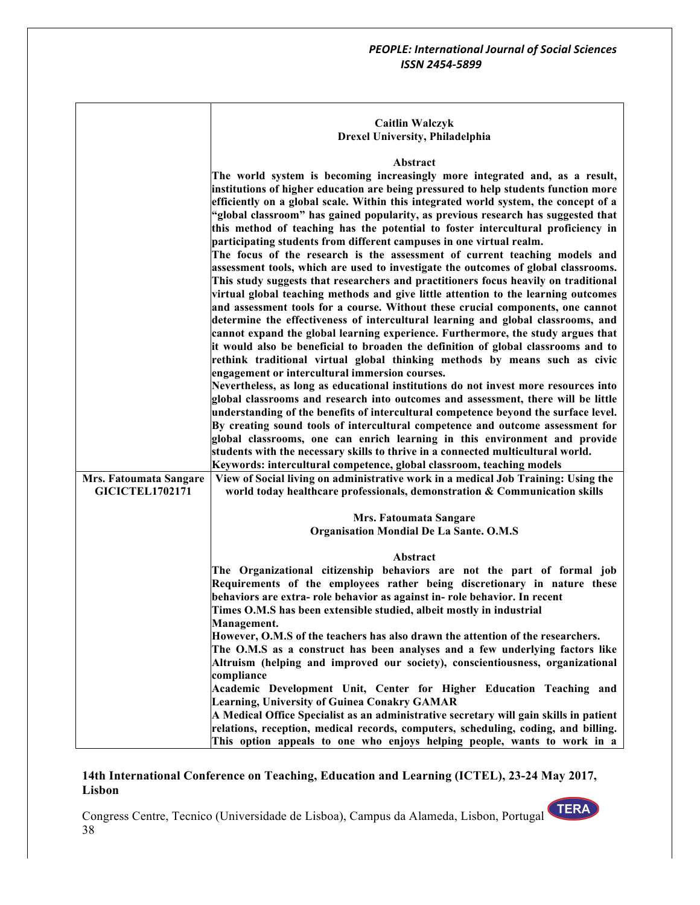| | |
|---|---|
| | **Caitlin Walczyk**<br>**Drexel University, Philadelphia**<br><br>**Abstract**<br>**The world system is becoming increasingly more integrated and, as a result, institutions of higher education are being pressured to help students function more efficiently on a global scale. Within this integrated world system, the concept of a "global classroom" has gained popularity, as previous research has suggested that this method of teaching has the potential to foster intercultural proficiency in participating students from different campuses in one virtual realm.**<br>**The focus of the research is the assessment of current teaching models and assessment tools, which are used to investigate the outcomes of global classrooms. This study suggests that researchers and practitioners focus heavily on traditional virtual global teaching methods and give little attention to the learning outcomes and assessment tools for a course. Without these crucial components, one cannot determine the effectiveness of intercultural learning and global classrooms, and cannot expand the global learning experience. Furthermore, the study argues that it would also be beneficial to broaden the definition of global classrooms and to rethink traditional virtual global thinking methods by means such as civic engagement or intercultural immersion courses.**<br>**Nevertheless, as long as educational institutions do not invest more resources into global classrooms and research into outcomes and assessment, there will be little understanding of the benefits of intercultural competence beyond the surface level. By creating sound tools of intercultural competence and outcome assessment for global classrooms, one can enrich learning in this environment and provide students with the necessary skills to thrive in a connected multicultural world.**<br>**Keywords: intercultural competence, global classroom, teaching models** |
| **Mrs. Fatoumata Sangare**<br>**GICICTEL1702171** | **View of Social living on administrative work in a medical Job Training: Using the world today healthcare professionals, demonstration & Communication skills**<br><br>**Mrs. Fatoumata Sangare**<br>**Organisation Mondial De La Sante. O.M.S**<br><br>**Abstract**<br>**The Organizational citizenship behaviors are not the part of formal job Requirements of the employees rather being discretionary in nature these behaviors are extra- role behavior as against in- role behavior. In recent Times O.M.S has been extensible studied, albeit mostly in industrial Management.**<br>**However, O.M.S of the teachers has also drawn the attention of the researchers.**<br>**The O.M.S as a construct has been analyses and a few underlying factors like Altruism (helping and improved our society), conscientiousness, organizational compliance**<br>**Academic Development Unit, Center for Higher Education Teaching and Learning, University of Guinea Conakry GAMAR**<br>**A Medical Office Specialist as an administrative secretary will gain skills in patient relations, reception, medical records, computers, scheduling, coding, and billing. This option appeals to one who enjoys helping people, wants to work in a** |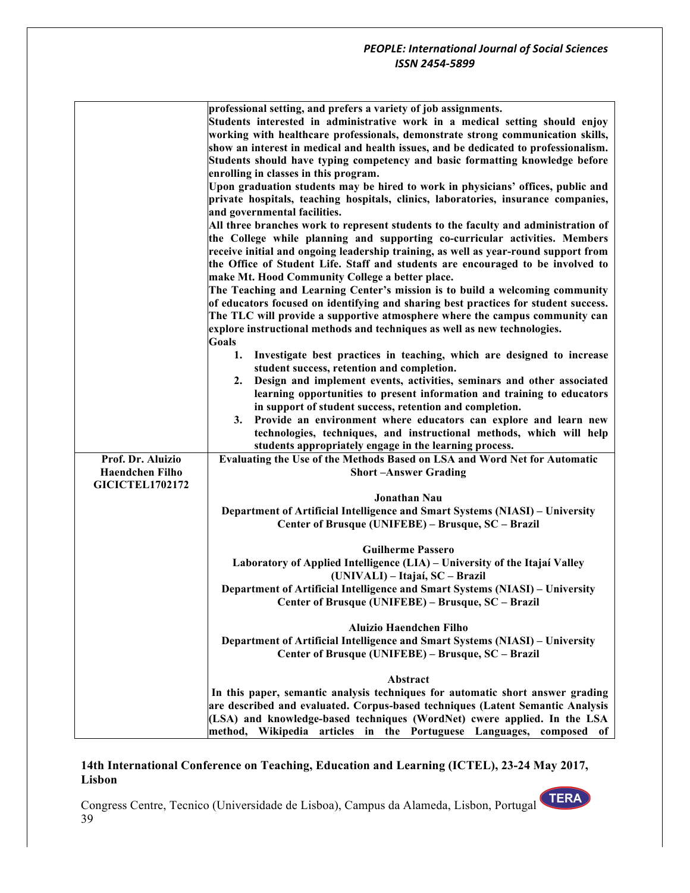| | |
|---|---|
| | **professional setting, and prefers a variety of job assignments.**<br>**Students interested in administrative work in a medical setting should enjoy working with healthcare professionals, demonstrate strong communication skills, show an interest in medical and health issues, and be dedicated to professionalism. Students should have typing competency and basic formatting knowledge before enrolling in classes in this program.**<br>**Upon graduation students may be hired to work in physicians' offices, public and private hospitals, teaching hospitals, clinics, laboratories, insurance companies, and governmental facilities.**<br>**All three branches work to represent students to the faculty and administration of the College while planning and supporting co-curricular activities. Members receive initial and ongoing leadership training, as well as year-round support from the Office of Student Life. Staff and students are encouraged to be involved to make Mt. Hood Community College a better place.**<br>**The Teaching and Learning Center's mission is to build a welcoming community of educators focused on identifying and sharing best practices for student success. The TLC will provide a supportive atmosphere where the campus community can explore instructional methods and techniques as well as new technologies.**<br>**Goals**<br>**1. Investigate best practices in teaching, which are designed to increase student success, retention and completion.**<br>**2. Design and implement events, activities, seminars and other associated learning opportunities to present information and training to educators in support of student success, retention and completion.**<br>**3. Provide an environment where educators can explore and learn new technologies, techniques, and instructional methods, which will help students appropriately engage in the learning process.** |
| **Prof. Dr. Aluizio Haendchen Filho**<br>**GICICTEL1702172** | **Evaluating the Use of the Methods Based on LSA and Word Net for Automatic Short –Answer Grading**<br><br>**Jonathan Nau**<br>**Department of Artificial Intelligence and Smart Systems (NIASI) – University Center of Brusque (UNIFEBE) – Brusque, SC – Brazil**<br><br>**Guilherme Passero**<br>**Laboratory of Applied Intelligence (LIA) – University of the Itajaí Valley (UNIVALI) – Itajaí, SC – Brazil**<br>**Department of Artificial Intelligence and Smart Systems (NIASI) – University Center of Brusque (UNIFEBE) – Brusque, SC – Brazil**<br><br>**Aluizio Haendchen Filho**<br>**Department of Artificial Intelligence and Smart Systems (NIASI) – University Center of Brusque (UNIFEBE) – Brusque, SC – Brazil**<br><br>**Abstract**<br>**In this paper, semantic analysis techniques for automatic short answer grading are described and evaluated. Corpus-based techniques (Latent Semantic Analysis (LSA) and knowledge-based techniques (WordNet) cwere applied. In the LSA method, Wikipedia articles in the Portuguese Languages, composed of** |

**14th International Conference on Teaching, Education and Learning (ICTEL), 23-24 May 2017, Lisbon**

Congress Centre, Tecnico (Universidade de Lisboa), Campus da Alameda, Lisbon, Portugal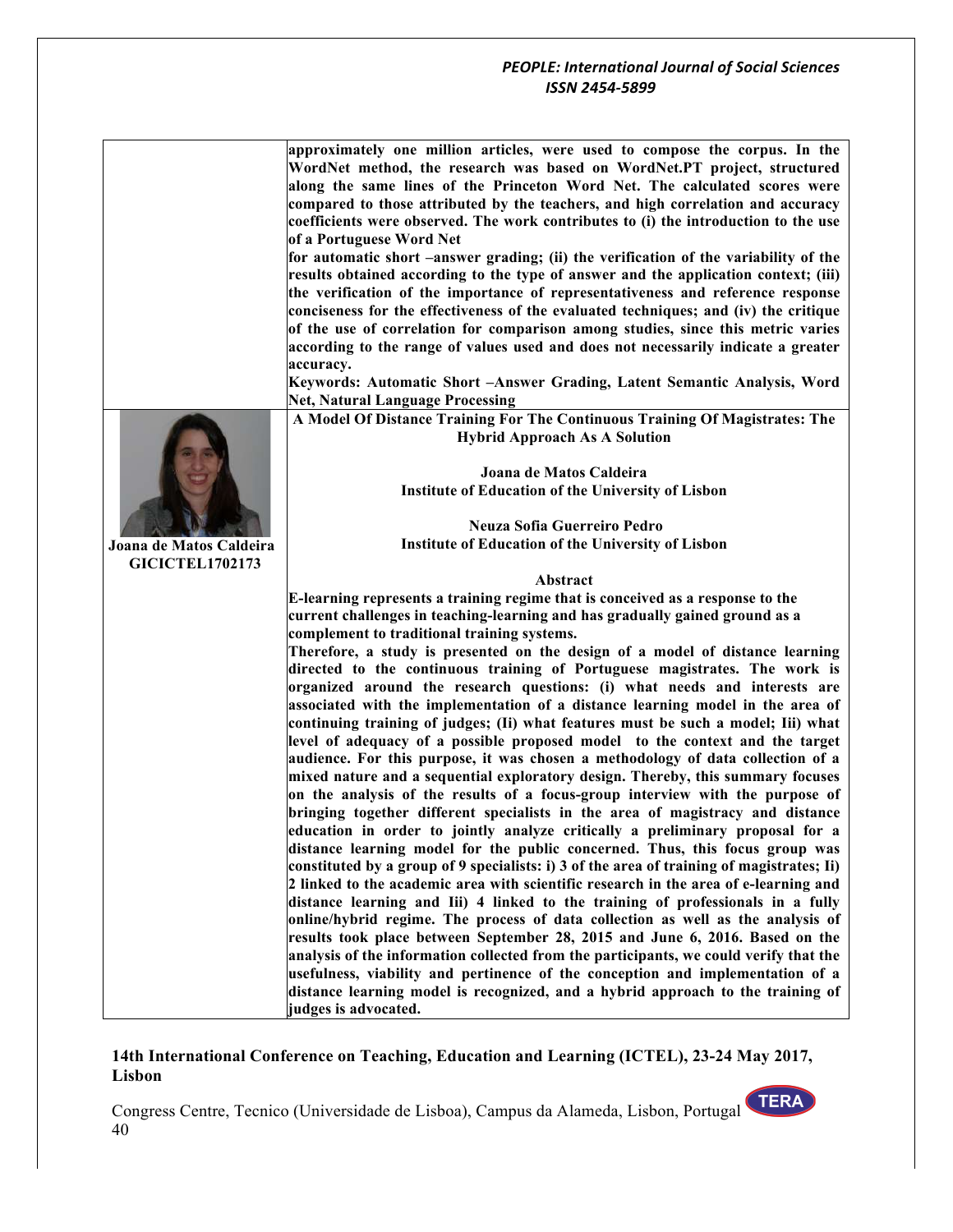**approximately one million articles, were used to compose the corpus. In the WordNet method, the research was based on WordNet.PT project, structured along the same lines of the Princeton Word Net. The calculated scores were compared to those attributed by the teachers, and high correlation and accuracy coefficients were observed. The work contributes to (i) the introduction to the use of a Portuguese Word Net**

**for automatic short –answer grading; (ii) the verification of the variability of the results obtained according to the type of answer and the application context; (iii) the verification of the importance of representativeness and reference response conciseness for the effectiveness of the evaluated techniques; and (iv) the critique of the use of correlation for comparison among studies, since this metric varies according to the range of values used and does not necessarily indicate a greater accuracy.**

**Keywords: Automatic Short –Answer Grading, Latent Semantic Analysis, Word Net, Natural Language Processing**

---

**Joana de Matos Caldeira**
**GICICTEL1702173**

## A Model Of Distance Training For The Continuous Training Of Magistrates: The Hybrid Approach As A Solution

**Joana de Matos Caldeira**
**Institute of Education of the University of Lisbon**

**Neuza Sofia Guerreiro Pedro**
**Institute of Education of the University of Lisbon**

### Abstract

**E-learning represents a training regime that is conceived as a response to the current challenges in teaching-learning and has gradually gained ground as a complement to traditional training systems.**

**Therefore, a study is presented on the design of a model of distance learning directed to the continuous training of Portuguese magistrates. The work is organized around the research questions: (i) what needs and interests are associated with the implementation of a distance learning model in the area of continuing training of judges; (Ii) what features must be such a model; Iii) what level of adequacy of a possible proposed model to the context and the target audience. For this purpose, it was chosen a methodology of data collection of a mixed nature and a sequential exploratory design. Thereby, this summary focuses on the analysis of the results of a focus-group interview with the purpose of bringing together different specialists in the area of magistracy and distance education in order to jointly analyze critically a preliminary proposal for a distance learning model for the public concerned. Thus, this focus group was constituted by a group of 9 specialists: i) 3 of the area of training of magistrates; Ii) 2 linked to the academic area with scientific research in the area of e-learning and distance learning and Iii) 4 linked to the training of professionals in a fully online/hybrid regime. The process of data collection as well as the analysis of results took place between September 28, 2015 and June 6, 2016. Based on the analysis of the information collected from the participants, we could verify that the usefulness, viability and pertinence of the conception and implementation of a distance learning model is recognized, and a hybrid approach to the training of judges is advocated.**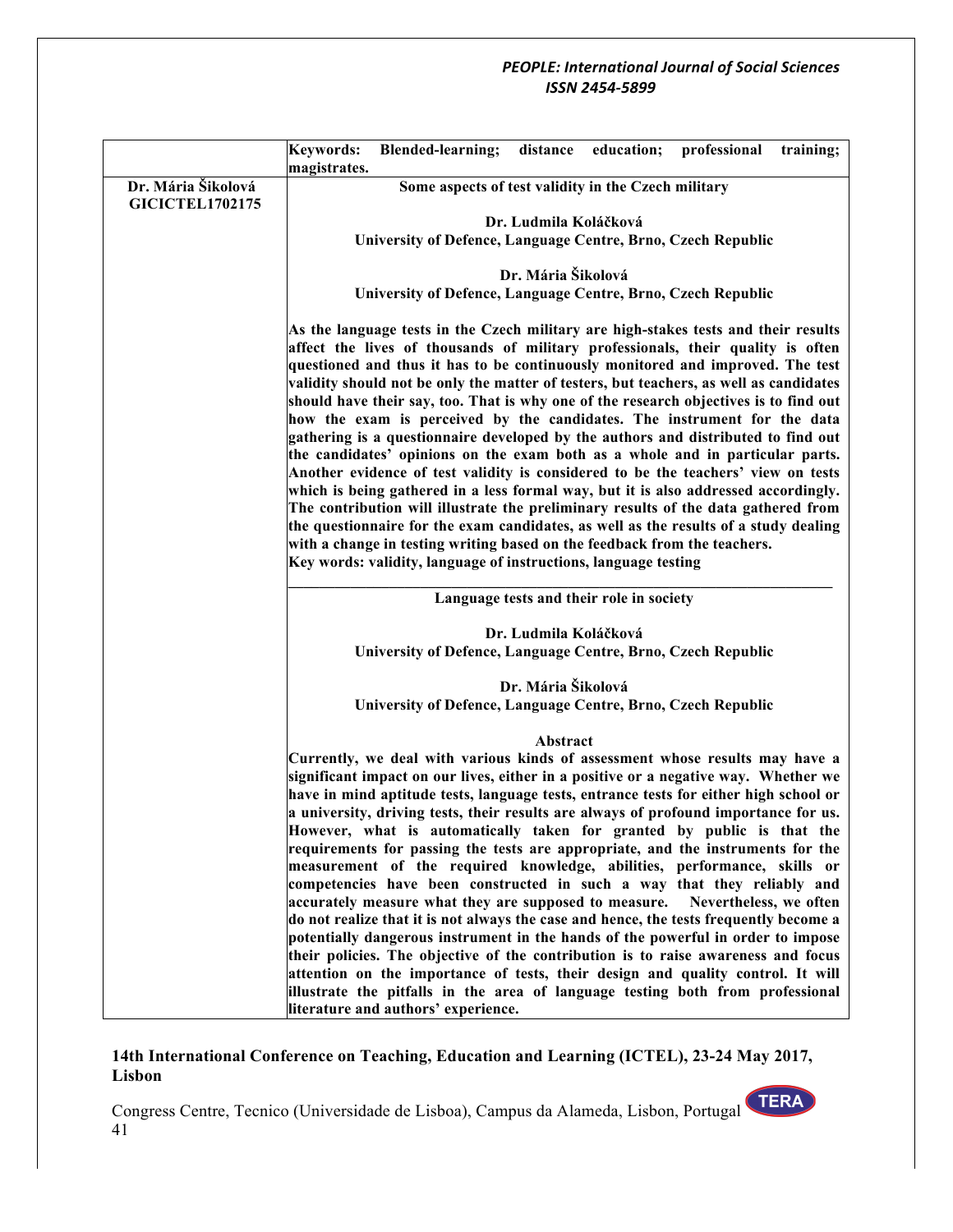| | |
|---|---|
| | **Keywords: Blended-learning; distance education; professional training; magistrates.** |
| **Dr. Mária Šikolová GICICTEL1702175** | **Some aspects of test validity in the Czech military**<br><br>**Dr. Ludmila Koláčková**<br>**University of Defence, Language Centre, Brno, Czech Republic**<br><br>**Dr. Mária Šikolová**<br>**University of Defence, Language Centre, Brno, Czech Republic**<br><br>**As the language tests in the Czech military are high-stakes tests and their results affect the lives of thousands of military professionals, their quality is often questioned and thus it has to be continuously monitored and improved. The test validity should not be only the matter of testers, but teachers, as well as candidates should have their say, too. That is why one of the research objectives is to find out how the exam is perceived by the candidates. The instrument for the data gathering is a questionnaire developed by the authors and distributed to find out the candidates' opinions on the exam both as a whole and in particular parts. Another evidence of test validity is considered to be the teachers' view on tests which is being gathered in a less formal way, but it is also addressed accordingly. The contribution will illustrate the preliminary results of the data gathered from the questionnaire for the exam candidates, as well as the results of a study dealing with a change in testing writing based on the feedback from the teachers.**<br>**Key words: validity, language of instructions, language testing**<br><br>**Language tests and their role in society**<br><br>**Dr. Ludmila Koláčková**<br>**University of Defence, Language Centre, Brno, Czech Republic**<br><br>**Dr. Mária Šikolová**<br>**University of Defence, Language Centre, Brno, Czech Republic**<br><br>**Abstract**<br>**Currently, we deal with various kinds of assessment whose results may have a significant impact on our lives, either in a positive or a negative way. Whether we have in mind aptitude tests, language tests, entrance tests for either high school or a university, driving tests, their results are always of profound importance for us. However, what is automatically taken for granted by public is that the requirements for passing the tests are appropriate, and the instruments for the measurement of the required knowledge, abilities, performance, skills or competencies have been constructed in such a way that they reliably and accurately measure what they are supposed to measure. Nevertheless, we often do not realize that it is not always the case and hence, the tests frequently become a potentially dangerous instrument in the hands of the powerful in order to impose their policies. The objective of the contribution is to raise awareness and focus attention on the importance of tests, their design and quality control. It will illustrate the pitfalls in the area of language testing both from professional literature and authors' experience.** |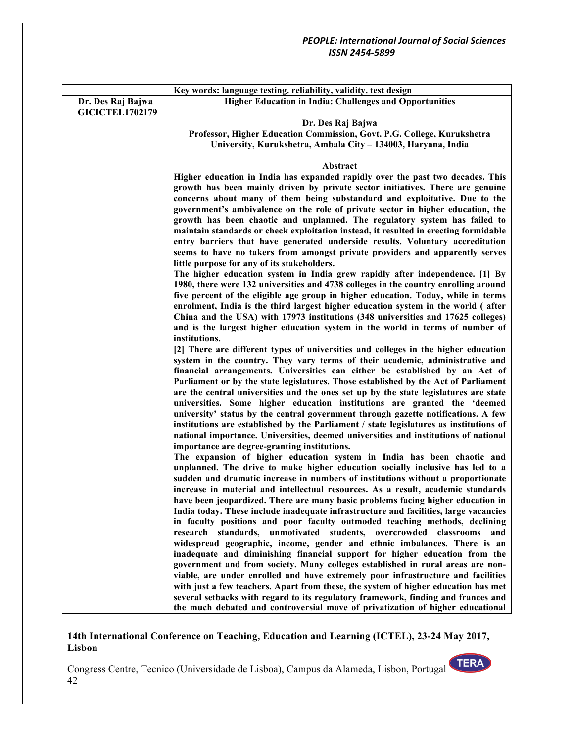| | Key words: language testing, reliability, validity, test design |
|---|---|
| **Dr. Des Raj Bajwa GICICTEL1702179** | **Higher Education in India: Challenges and Opportunities**<br><br>**Dr. Des Raj Bajwa**<br>**Professor, Higher Education Commission, Govt. P.G. College, Kurukshetra University, Kurukshetra, Ambala City – 134003, Haryana, India**<br><br>**Abstract**<br>**Higher education in India has expanded rapidly over the past two decades. This growth has been mainly driven by private sector initiatives. There are genuine concerns about many of them being substandard and exploitative. Due to the government's ambivalence on the role of private sector in higher education, the growth has been chaotic and unplanned. The regulatory system has failed to maintain standards or check exploitation instead, it resulted in erecting formidable entry barriers that have generated underside results. Voluntary accreditation seems to have no takers from amongst private providers and apparently serves little purpose for any of its stakeholders.**<br>**The higher education system in India grew rapidly after independence. [1] By 1980, there were 132 universities and 4738 colleges in the country enrolling around five percent of the eligible age group in higher education. Today, while in terms enrolment, India is the third largest higher education system in the world ( after China and the USA) with 17973 institutions (348 universities and 17625 colleges) and is the largest higher education system in the world in terms of number of institutions.**<br>**[2] There are different types of universities and colleges in the higher education system in the country. They vary terms of their academic, administrative and financial arrangements. Universities can either be established by an Act of Parliament or by the state legislatures. Those established by the Act of Parliament are the central universities and the ones set up by the state legislatures are state universities. Some higher education institutions are granted the 'deemed university' status by the central government through gazette notifications. A few institutions are established by the Parliament / state legislatures as institutions of national importance. Universities, deemed universities and institutions of national importance are degree-granting institutions.**<br>**The expansion of higher education system in India has been chaotic and unplanned. The drive to make higher education socially inclusive has led to a sudden and dramatic increase in numbers of institutions without a proportionate increase in material and intellectual resources. As a result, academic standards have been jeopardized. There are many basic problems facing higher education in India today. These include inadequate infrastructure and facilities, large vacancies in faculty positions and poor faculty outmoded teaching methods, declining research standards, unmotivated students, overcrowded classrooms and widespread geographic, income, gender and ethnic imbalances. There is an inadequate and diminishing financial support for higher education from the government and from society. Many colleges established in rural areas are non-viable, are under enrolled and have extremely poor infrastructure and facilities with just a few teachers. Apart from these, the system of higher education has met several setbacks with regard to its regulatory framework, finding and frances and the much debated and controversial move of privatization of higher educational** |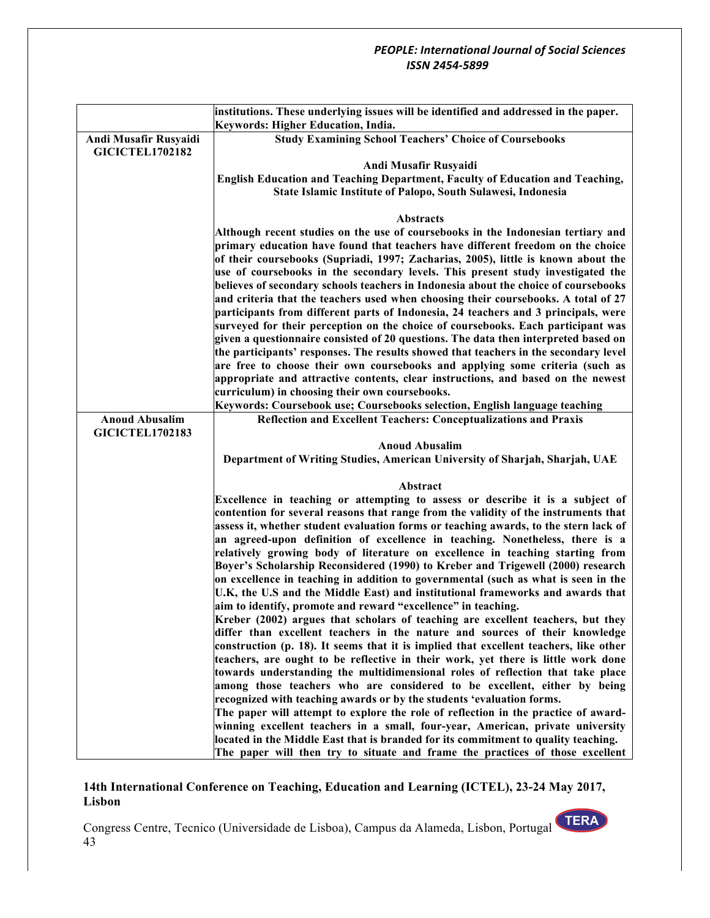| | |
|---|---|
| | **institutions. These underlying issues will be identified and addressed in the paper.** <br> **Keywords: Higher Education, India.** |
| **Andi Musafir Rusyaidi** <br> **GICICTEL1702182** | **Study Examining School Teachers' Choice of Coursebooks** <br><br> **Andi Musafir Rusyaidi** <br> **English Education and Teaching Department, Faculty of Education and Teaching, State Islamic Institute of Palopo, South Sulawesi, Indonesia** <br><br> **Abstracts** <br> **Although recent studies on the use of coursebooks in the Indonesian tertiary and primary education have found that teachers have different freedom on the choice of their coursebooks (Supriadi, 1997; Zacharias, 2005), little is known about the use of coursebooks in the secondary levels. This present study investigated the believes of secondary schools teachers in Indonesia about the choice of coursebooks and criteria that the teachers used when choosing their coursebooks. A total of 27 participants from different parts of Indonesia, 24 teachers and 3 principals, were surveyed for their perception on the choice of coursebooks. Each participant was given a questionnaire consisted of 20 questions. The data then interpreted based on the participants' responses. The results showed that teachers in the secondary level are free to choose their own coursebooks and applying some criteria (such as appropriate and attractive contents, clear instructions, and based on the newest curriculum) in choosing their own coursebooks.** <br> **Keywords: Coursebook use; Coursebooks selection, English language teaching** |
| **Anoud Abusalim** <br> **GICICTEL1702183** | **Reflection and Excellent Teachers: Conceptualizations and Praxis** <br><br> **Anoud Abusalim** <br> **Department of Writing Studies, American University of Sharjah, Sharjah, UAE** <br><br> **Abstract** <br> **Excellence in teaching or attempting to assess or describe it is a subject of contention for several reasons that range from the validity of the instruments that assess it, whether student evaluation forms or teaching awards, to the stern lack of an agreed-upon definition of excellence in teaching. Nonetheless, there is a relatively growing body of literature on excellence in teaching starting from Boyer's Scholarship Reconsidered (1990) to Kreber and Trigewell (2000) research on excellence in teaching in addition to governmental (such as what is seen in the U.K, the U.S and the Middle East) and institutional frameworks and awards that aim to identify, promote and reward "excellence" in teaching.** <br> **Kreber (2002) argues that scholars of teaching are excellent teachers, but they differ than excellent teachers in the nature and sources of their knowledge construction (p. 18). It seems that it is implied that excellent teachers, like other teachers, are ought to be reflective in their work, yet there is little work done towards understanding the multidimensional roles of reflection that take place among those teachers who are considered to be excellent, either by being recognized with teaching awards or by the students 'evaluation forms.** <br> **The paper will attempt to explore the role of reflection in the practice of award-winning excellent teachers in a small, four-year, American, private university located in the Middle East that is branded for its commitment to quality teaching.** <br> **The paper will then try to situate and frame the practices of those excellent** |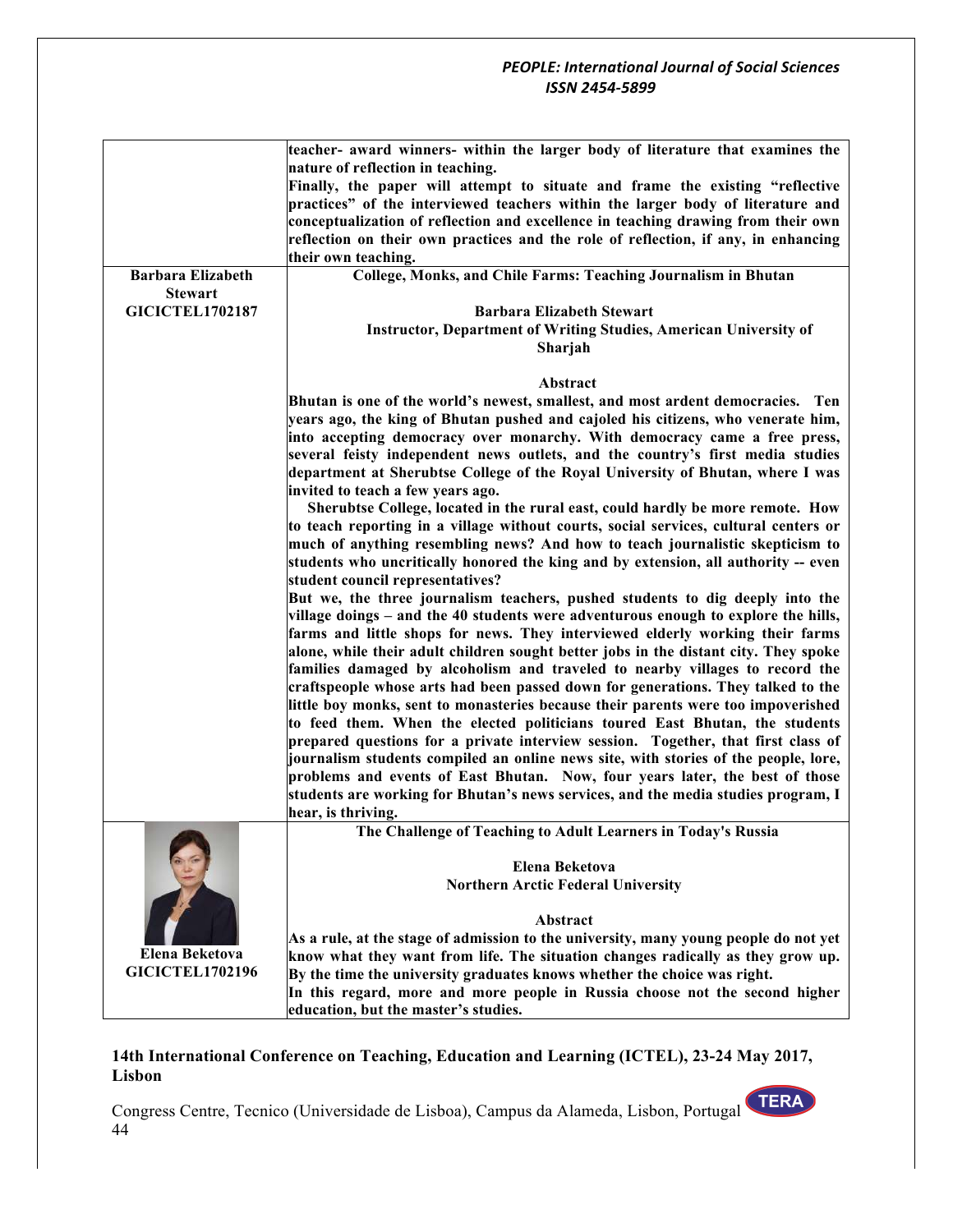| | |
|---|---|
| | **teacher- award winners- within the larger body of literature that examines the nature of reflection in teaching.**<br>**Finally, the paper will attempt to situate and frame the existing "reflective practices" of the interviewed teachers within the larger body of literature and conceptualization of reflection and excellence in teaching drawing from their own reflection on their own practices and the role of reflection, if any, in enhancing their own teaching.** |
| **Barbara Elizabeth Stewart**<br>**GICICTEL1702187** | **College, Monks, and Chile Farms: Teaching Journalism in Bhutan**<br><br>**Barbara Elizabeth Stewart**<br>**Instructor, Department of Writing Studies, American University of Sharjah**<br><br>**Abstract**<br>**Bhutan is one of the world's newest, smallest, and most ardent democracies. Ten years ago, the king of Bhutan pushed and cajoled his citizens, who venerate him, into accepting democracy over monarchy. With democracy came a free press, several feisty independent news outlets, and the country's first media studies department at Sherubtse College of the Royal University of Bhutan, where I was invited to teach a few years ago.**<br>**Sherubtse College, located in the rural east, could hardly be more remote. How to teach reporting in a village without courts, social services, cultural centers or much of anything resembling news? And how to teach journalistic skepticism to students who uncritically honored the king and by extension, all authority -- even student council representatives?**<br>**But we, the three journalism teachers, pushed students to dig deeply into the village doings – and the 40 students were adventurous enough to explore the hills, farms and little shops for news. They interviewed elderly working their farms alone, while their adult children sought better jobs in the distant city. They spoke families damaged by alcoholism and traveled to nearby villages to record the craftspeople whose arts had been passed down for generations. They talked to the little boy monks, sent to monasteries because their parents were too impoverished to feed them. When the elected politicians toured East Bhutan, the students prepared questions for a private interview session. Together, that first class of journalism students compiled an online news site, with stories of the people, lore, problems and events of East Bhutan. Now, four years later, the best of those students are working for Bhutan's news services, and the media studies program, I hear, is thriving.** |
| **Elena Beketova**<br>**GICICTEL1702196** | **The Challenge of Teaching to Adult Learners in Today's Russia**<br><br>**Elena Beketova**<br>**Northern Arctic Federal University**<br><br>**Abstract**<br>**As a rule, at the stage of admission to the university, many young people do not yet know what they want from life. The situation changes radically as they grow up. By the time the university graduates knows whether the choice was right.**<br>**In this regard, more and more people in Russia choose not the second higher education, but the master's studies.** |

**14th International Conference on Teaching, Education and Learning (ICTEL), 23-24 May 2017, Lisbon**

Congress Centre, Tecnico (Universidade de Lisboa), Campus da Alameda, Lisbon, Portugal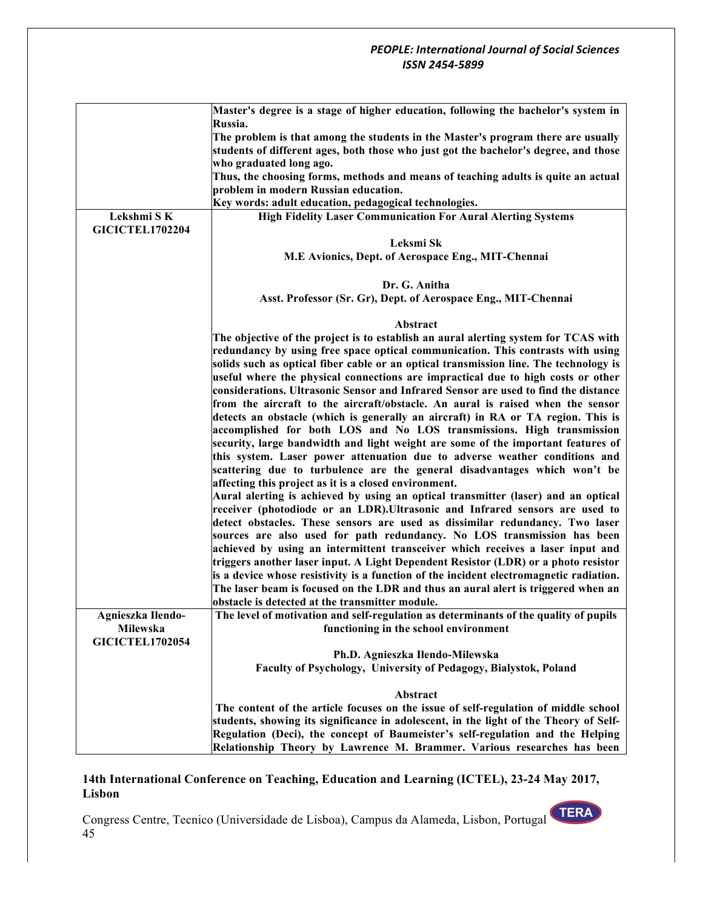| | |
|---|---|
| | **Master's degree is a stage of higher education, following the bachelor's system in Russia.** <br> **The problem is that among the students in the Master's program there are usually students of different ages, both those who just got the bachelor's degree, and those who graduated long ago.** <br> **Thus, the choosing forms, methods and means of teaching adults is quite an actual problem in modern Russian education.** <br> **Key words: adult education, pedagogical technologies.** |
| **Lekshmi S K** <br> **GICICTEL1702204** | **High Fidelity Laser Communication For Aural Alerting Systems** <br><br> **Leksmi Sk** <br> **M.E Avionics, Dept. of Aerospace Eng., MIT-Chennai** <br><br> **Dr. G. Anitha** <br> **Asst. Professor (Sr. Gr), Dept. of Aerospace Eng., MIT-Chennai** <br><br> **Abstract** <br> **The objective of the project is to establish an aural alerting system for TCAS with redundancy by using free space optical communication. This contrasts with using solids such as optical fiber cable or an optical transmission line. The technology is useful where the physical connections are impractical due to high costs or other considerations. Ultrasonic Sensor and Infrared Sensor are used to find the distance from the aircraft to the aircraft/obstacle. An aural is raised when the sensor detects an obstacle (which is generally an aircraft) in RA or TA region. This is accomplished for both LOS and No LOS transmissions. High transmission security, large bandwidth and light weight are some of the important features of this system. Laser power attenuation due to adverse weather conditions and scattering due to turbulence are the general disadvantages which won't be affecting this project as it is a closed environment.** <br> **Aural alerting is achieved by using an optical transmitter (laser) and an optical receiver (photodiode or an LDR).Ultrasonic and Infrared sensors are used to detect obstacles. These sensors are used as dissimilar redundancy. Two laser sources are also used for path redundancy. No LOS transmission has been achieved by using an intermittent transceiver which receives a laser input and triggers another laser input. A Light Dependent Resistor (LDR) or a photo resistor is a device whose resistivity is a function of the incident electromagnetic radiation. The laser beam is focused on the LDR and thus an aural alert is triggered when an obstacle is detected at the transmitter module.** |
| **Agnieszka Ilendo-Milewska** <br> **GICICTEL1702054** | **The level of motivation and self-regulation as determinants of the quality of pupils functioning in the school environment** <br><br> **Ph.D. Agnieszka Ilendo-Milewska** <br> **Faculty of Psychology, University of Pedagogy, Bialystok, Poland** <br><br> **Abstract** <br> **The content of the article focuses on the issue of self-regulation of middle school students, showing its significance in adolescent, in the light of the Theory of Self-Regulation (Deci), the concept of Baumeister's self-regulation and the Helping Relationship Theory by Lawrence M. Brammer. Various researches has been** |

**14th International Conference on Teaching, Education and Learning (ICTEL), 23-24 May 2017, Lisbon**

Congress Centre, Tecnico (Universidade de Lisboa), Campus da Alameda, Lisbon, Portugal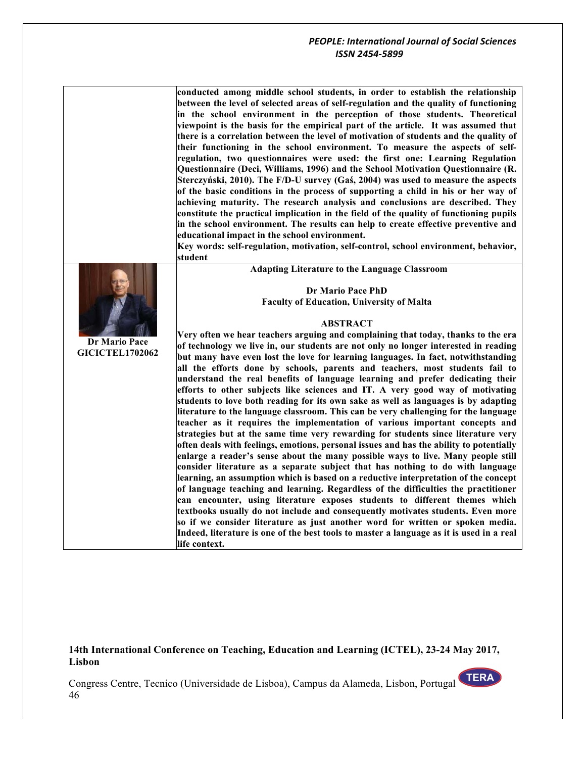**conducted among middle school students, in order to establish the relationship between the level of selected areas of self-regulation and the quality of functioning in the school environment in the perception of those students. Theoretical viewpoint is the basis for the empirical part of the article. It was assumed that there is a correlation between the level of motivation of students and the quality of their functioning in the school environment. To measure the aspects of self-regulation, two questionnaires were used: the first one: Learning Regulation Questionnaire (Deci, Williams, 1996) and the School Motivation Questionnaire (R. Sterczyński, 2010). The F/D-U survey (Gaś, 2004) was used to measure the aspects of the basic conditions in the process of supporting a child in his or her way of achieving maturity. The research analysis and conclusions are described. They constitute the practical implication in the field of the quality of functioning pupils in the school environment. The results can help to create effective preventive and educational impact in the school environment.**

**Key words: self-regulation, motivation, self-control, school environment, behavior, student**

**Dr Mario Pace**
**GICICTEL1702062**

## Adapting Literature to the Language Classroom

**Dr Mario Pace PhD**
**Faculty of Education, University of Malta**

### ABSTRACT

**Very often we hear teachers arguing and complaining that today, thanks to the era of technology we live in, our students are not only no longer interested in reading but many have even lost the love for learning languages. In fact, notwithstanding all the efforts done by schools, parents and teachers, most students fail to understand the real benefits of language learning and prefer dedicating their efforts to other subjects like sciences and IT. A very good way of motivating students to love both reading for its own sake as well as languages is by adapting literature to the language classroom. This can be very challenging for the language teacher as it requires the implementation of various important concepts and strategies but at the same time very rewarding for students since literature very often deals with feelings, emotions, personal issues and has the ability to potentially enlarge a reader's sense about the many possible ways to live. Many people still consider literature as a separate subject that has nothing to do with language learning, an assumption which is based on a reductive interpretation of the concept of language teaching and learning. Regardless of the difficulties the practitioner can encounter, using literature exposes students to different themes which textbooks usually do not include and consequently motivates students. Even more so if we consider literature as just another word for written or spoken media. Indeed, literature is one of the best tools to master a language as it is used in a real life context.**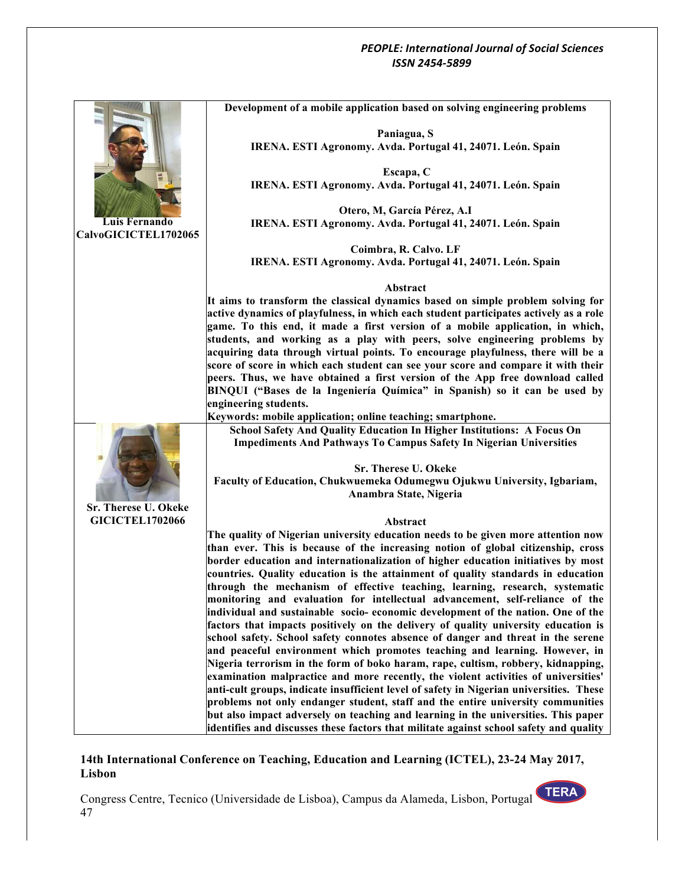**Luis Fernando CalvoGICICTEL1702065**

### Development of a mobile application based on solving engineering problems

**Paniagua, S**
**IRENA. ESTI Agronomy. Avda. Portugal 41, 24071. León. Spain**

**Escapa, C**
**IRENA. ESTI Agronomy. Avda. Portugal 41, 24071. León. Spain**

**Otero, M, García Pérez, A.I**
**IRENA. ESTI Agronomy. Avda. Portugal 41, 24071. León. Spain**

**Coimbra, R. Calvo. LF**
**IRENA. ESTI Agronomy. Avda. Portugal 41, 24071. León. Spain**

**Abstract**

**It aims to transform the classical dynamics based on simple problem solving for active dynamics of playfulness, in which each student participates actively as a role game. To this end, it made a first version of a mobile application, in which, students, and working as a play with peers, solve engineering problems by acquiring data through virtual points. To encourage playfulness, there will be a score of score in which each student can see your score and compare it with their peers. Thus, we have obtained a first version of the App free download called BINQUI ("Bases de la Ingeniería Química" in Spanish) so it can be used by engineering students.**

**Keywords: mobile application; online teaching; smartphone.**

**Sr. Therese U. Okeke GICICTEL1702066**

### School Safety And Quality Education In Higher Institutions: A Focus On Impediments And Pathways To Campus Safety In Nigerian Universities

**Sr. Therese U. Okeke**
**Faculty of Education, Chukwuemeka Odumegwu Ojukwu University, Igbariam, Anambra State, Nigeria**

**Abstract**

**The quality of Nigerian university education needs to be given more attention now than ever. This is because of the increasing notion of global citizenship, cross border education and internationalization of higher education initiatives by most countries. Quality education is the attainment of quality standards in education through the mechanism of effective teaching, learning, research, systematic monitoring and evaluation for intellectual advancement, self-reliance of the individual and sustainable socio- economic development of the nation. One of the factors that impacts positively on the delivery of quality university education is school safety. School safety connotes absence of danger and threat in the serene and peaceful environment which promotes teaching and learning. However, in Nigeria terrorism in the form of boko haram, rape, cultism, robbery, kidnapping, examination malpractice and more recently, the violent activities of universities' anti-cult groups, indicate insufficient level of safety in Nigerian universities. These problems not only endanger student, staff and the entire university communities but also impact adversely on teaching and learning in the universities. This paper identifies and discusses these factors that militate against school safety and quality**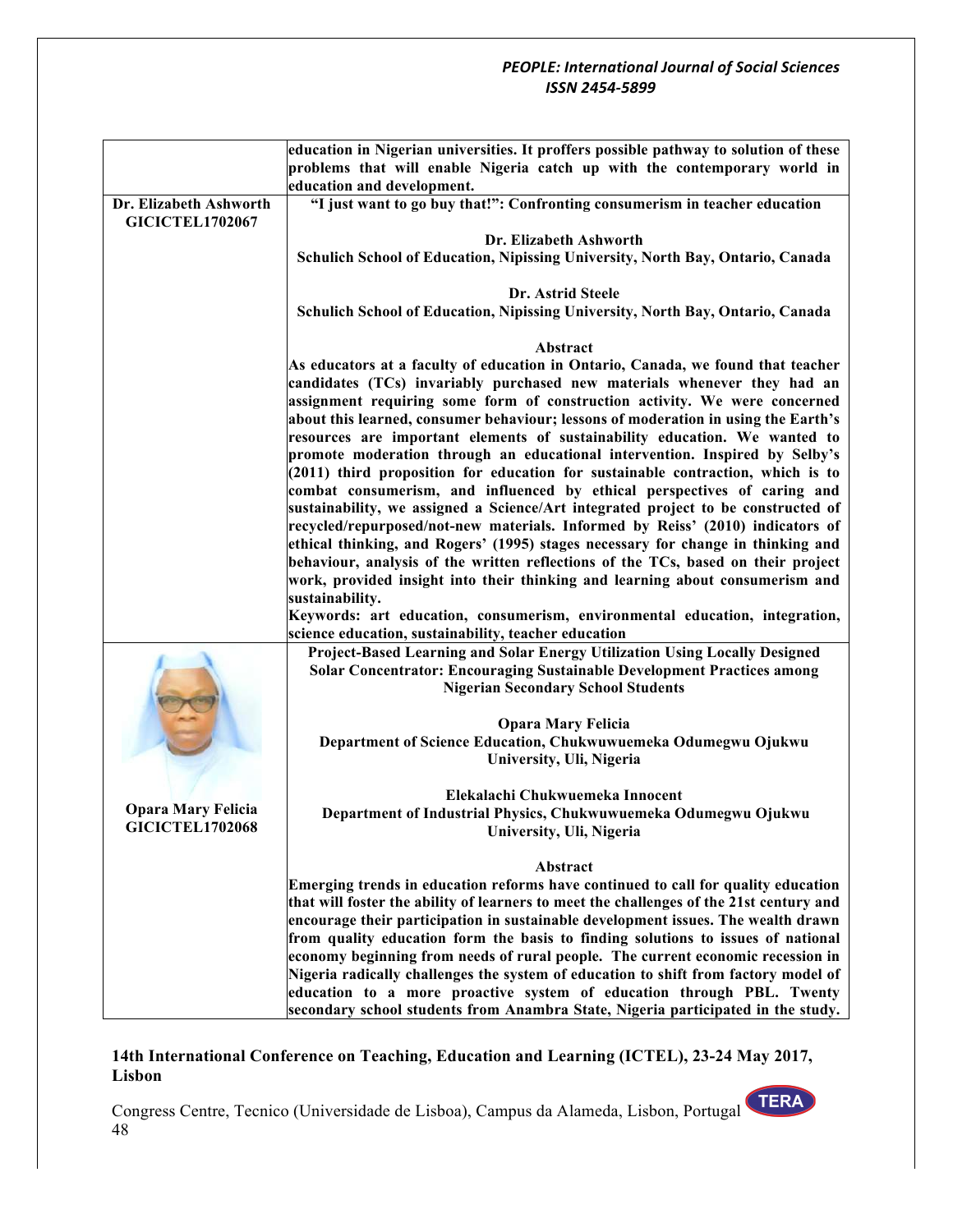| | |
|---|---|
| | **education in Nigerian universities. It proffers possible pathway to solution of these problems that will enable Nigeria catch up with the contemporary world in education and development.** |
| **Dr. Elizabeth Ashworth GICICTEL1702067** | **"I just want to go buy that!": Confronting consumerism in teacher education**<br><br>**Dr. Elizabeth Ashworth**<br>**Schulich School of Education, Nipissing University, North Bay, Ontario, Canada**<br><br>**Dr. Astrid Steele**<br>**Schulich School of Education, Nipissing University, North Bay, Ontario, Canada**<br><br>**Abstract**<br>**As educators at a faculty of education in Ontario, Canada, we found that teacher candidates (TCs) invariably purchased new materials whenever they had an assignment requiring some form of construction activity. We were concerned about this learned, consumer behaviour; lessons of moderation in using the Earth's resources are important elements of sustainability education. We wanted to promote moderation through an educational intervention. Inspired by Selby's (2011) third proposition for education for sustainable contraction, which is to combat consumerism, and influenced by ethical perspectives of caring and sustainability, we assigned a Science/Art integrated project to be constructed of recycled/repurposed/not-new materials. Informed by Reiss' (2010) indicators of ethical thinking, and Rogers' (1995) stages necessary for change in thinking and behaviour, analysis of the written reflections of the TCs, based on their project work, provided insight into their thinking and learning about consumerism and sustainability.**<br>**Keywords: art education, consumerism, environmental education, integration, science education, sustainability, teacher education** |
| **Opara Mary Felicia GICICTEL1702068** | **Project-Based Learning and Solar Energy Utilization Using Locally Designed Solar Concentrator: Encouraging Sustainable Development Practices among Nigerian Secondary School Students**<br><br>**Opara Mary Felicia**<br>**Department of Science Education, Chukwuwuemeka Odumegwu Ojukwu University, Uli, Nigeria**<br><br>**Elekalachi Chukwuemeka Innocent**<br>**Department of Industrial Physics, Chukwuwuemeka Odumegwu Ojukwu University, Uli, Nigeria**<br><br>**Abstract**<br>**Emerging trends in education reforms have continued to call for quality education that will foster the ability of learners to meet the challenges of the 21st century and encourage their participation in sustainable development issues. The wealth drawn from quality education form the basis to finding solutions to issues of national economy beginning from needs of rural people. The current economic recession in Nigeria radically challenges the system of education to shift from factory model of education to a more proactive system of education through PBL. Twenty secondary school students from Anambra State, Nigeria participated in the study.** |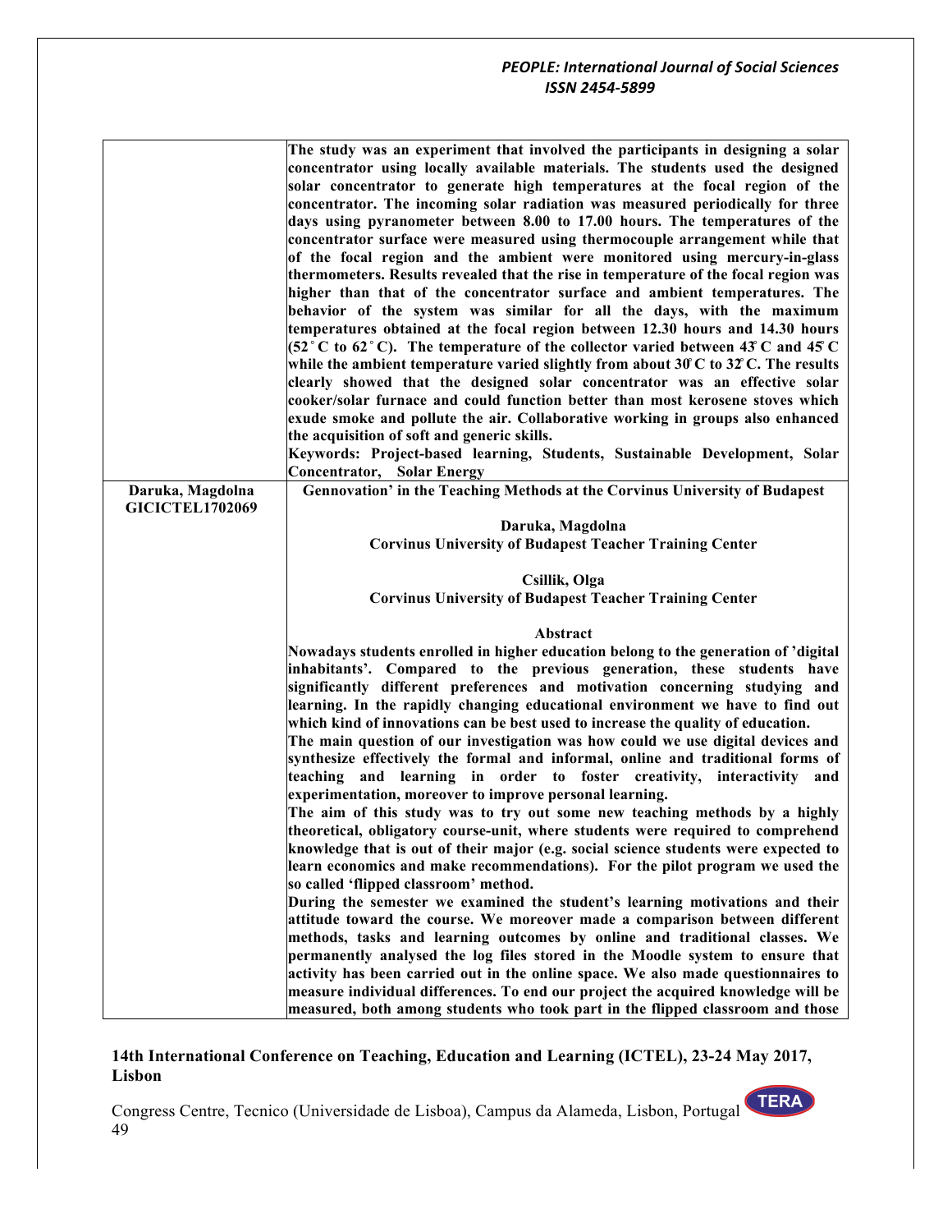| | |
|---|---|
| | **The study was an experiment that involved the participants in designing a solar concentrator using locally available materials. The students used the designed solar concentrator to generate high temperatures at the focal region of the concentrator. The incoming solar radiation was measured periodically for three days using pyranometer between 8.00 to 17.00 hours. The temperatures of the concentrator surface were measured using thermocouple arrangement while that of the focal region and the ambient were monitored using mercury-in-glass thermometers. Results revealed that the rise in temperature of the focal region was higher than that of the concentrator surface and ambient temperatures. The behavior of the system was similar for all the days, with the maximum temperatures obtained at the focal region between 12.30 hours and 14.30 hours (52˚C to 62˚C). The temperature of the collector varied between 43˚C and 45˚C while the ambient temperature varied slightly from about 30˚C to 32˚C. The results clearly showed that the designed solar concentrator was an effective solar cooker/solar furnace and could function better than most kerosene stoves which exude smoke and pollute the air. Collaborative working in groups also enhanced the acquisition of soft and generic skills.**<br>**Keywords: Project-based learning, Students, Sustainable Development, Solar Concentrator, Solar Energy** |
| **Daruka, Magdolna**<br>**GICICTEL1702069** | **Gennovation' in the Teaching Methods at the Corvinus University of Budapest**<br><br>**Daruka, Magdolna**<br>**Corvinus University of Budapest Teacher Training Center**<br><br>**Csillik, Olga**<br>**Corvinus University of Budapest Teacher Training Center**<br><br>**Abstract**<br>**Nowadays students enrolled in higher education belong to the generation of 'digital inhabitants'. Compared to the previous generation, these students have significantly different preferences and motivation concerning studying and learning. In the rapidly changing educational environment we have to find out which kind of innovations can be best used to increase the quality of education.**<br>**The main question of our investigation was how could we use digital devices and synthesize effectively the formal and informal, online and traditional forms of teaching and learning in order to foster creativity, interactivity and experimentation, moreover to improve personal learning.**<br>**The aim of this study was to try out some new teaching methods by a highly theoretical, obligatory course-unit, where students were required to comprehend knowledge that is out of their major (e.g. social science students were expected to learn economics and make recommendations). For the pilot program we used the so called 'flipped classroom' method.**<br>**During the semester we examined the student's learning motivations and their attitude toward the course. We moreover made a comparison between different methods, tasks and learning outcomes by online and traditional classes. We permanently analysed the log files stored in the Moodle system to ensure that activity has been carried out in the online space. We also made questionnaires to measure individual differences. To end our project the acquired knowledge will be measured, both among students who took part in the flipped classroom and those** |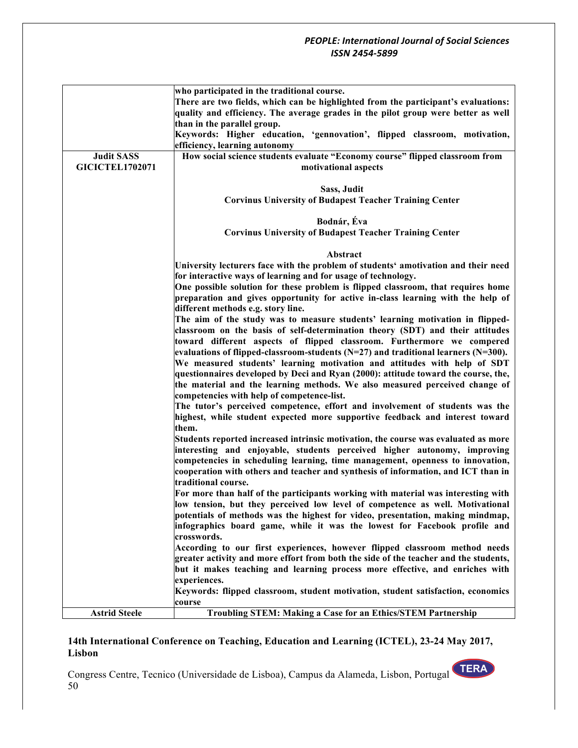| | |
|---|---|
| | **who participated in the traditional course.**<br>**There are two fields, which can be highlighted from the participant's evaluations: quality and efficiency. The average grades in the pilot group were better as well than in the parallel group.**<br>**Keywords: Higher education, 'gennovation', flipped classroom, motivation, efficiency, learning autonomy** |
| **Judit SASS**<br>**GICICTEL1702071** | **How social science students evaluate "Economy course" flipped classroom from motivational aspects**<br><br>**Sass, Judit**<br>**Corvinus University of Budapest Teacher Training Center**<br><br>**Bodnár, Éva**<br>**Corvinus University of Budapest Teacher Training Center**<br><br>**Abstract**<br>**University lecturers face with the problem of students' amotivation and their need for interactive ways of learning and for usage of technology.**<br>**One possible solution for these problem is flipped classroom, that requires home preparation and gives opportunity for active in-class learning with the help of different methods e.g. story line.**<br>**The aim of the study was to measure students' learning motivation in flipped-classroom on the basis of self-determination theory (SDT) and their attitudes toward different aspects of flipped classroom. Furthermore we compered evaluations of flipped-classroom-students (N=27) and traditional learners (N=300).**<br>**We measured students' learning motivation and attitudes with help of SDT questionnaires developed by Deci and Ryan (2000): attitude toward the course, the, the material and the learning methods. We also measured perceived change of competencies with help of competence-list.**<br>**The tutor's perceived competence, effort and involvement of students was the highest, while student expected more supportive feedback and interest toward them.**<br>**Students reported increased intrinsic motivation, the course was evaluated as more interesting and enjoyable, students perceived higher autonomy, improving competencies in scheduling learning, time management, openness to innovation, cooperation with others and teacher and synthesis of information, and ICT than in traditional course.**<br>**For more than half of the participants working with material was interesting with low tension, but they perceived low level of competence as well. Motivational potentials of methods was the highest for video, presentation, making mindmap, infographics board game, while it was the lowest for Facebook profile and crosswords.**<br>**According to our first experiences, however flipped classroom method needs greater activity and more effort from both the side of the teacher and the students, but it makes teaching and learning process more effective, and enriches with experiences.**<br>**Keywords: flipped classroom, student motivation, student satisfaction, economics course** |
| **Astrid Steele** | **Troubling STEM: Making a Case for an Ethics/STEM Partnership** |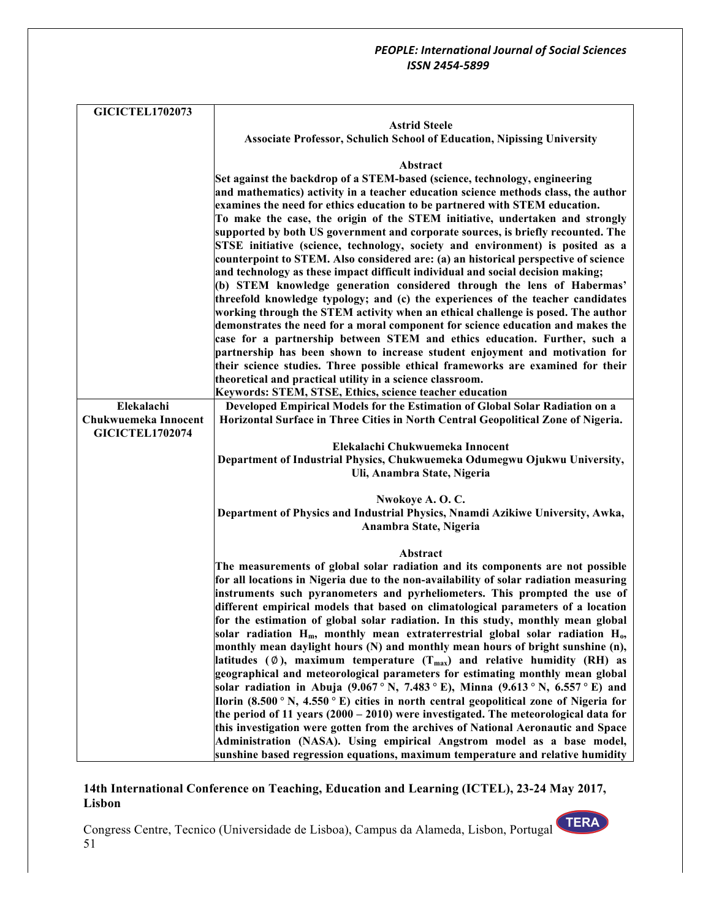| GICICTEL1702073 | **Astrid Steele**<br>**Associate Professor, Schulich School of Education, Nipissing University**<br><br>**Abstract**<br>**Set against the backdrop of a STEM-based (science, technology, engineering and mathematics) activity in a teacher education science methods class, the author examines the need for ethics education to be partnered with STEM education. To make the case, the origin of the STEM initiative, undertaken and strongly supported by both US government and corporate sources, is briefly recounted. The STSE initiative (science, technology, society and environment) is posited as a counterpoint to STEM. Also considered are: (a) an historical perspective of science and technology as these impact difficult individual and social decision making; (b) STEM knowledge generation considered through the lens of Habermas' threefold knowledge typology; and (c) the experiences of the teacher candidates working through the STEM activity when an ethical challenge is posed. The author demonstrates the need for a moral component for science education and makes the case for a partnership between STEM and ethics education. Further, such a partnership has been shown to increase student enjoyment and motivation for their science studies. Three possible ethical frameworks are examined for their theoretical and practical utility in a science classroom.**<br>**Keywords: STEM, STSE, Ethics, science teacher education** |
|---|---|
| **Elekalachi Chukwuemeka Innocent GICICTEL1702074** | **Developed Empirical Models for the Estimation of Global Solar Radiation on a Horizontal Surface in Three Cities in North Central Geopolitical Zone of Nigeria.**<br><br>**Elekalachi Chukwuemeka Innocent**<br>**Department of Industrial Physics, Chukwuemeka Odumegwu Ojukwu University, Uli, Anambra State, Nigeria**<br><br>**Nwokoye A. O. C.**<br>**Department of Physics and Industrial Physics, Nnamdi Azikiwe University, Awka, Anambra State, Nigeria**<br><br>**Abstract**<br>**The measurements of global solar radiation and its components are not possible for all locations in Nigeria due to the non-availability of solar radiation measuring instruments such pyranometers and pyrheliometers. This prompted the use of different empirical models that based on climatological parameters of a location for the estimation of global solar radiation. In this study, monthly mean global solar radiation $H_m$, monthly mean extraterrestrial global solar radiation $H_o$, monthly mean daylight hours (N) and monthly mean hours of bright sunshine (n), latitudes ($\emptyset$), maximum temperature ($T_{max}$) and relative humidity (RH) as geographical and meteorological parameters for estimating monthly mean global solar radiation in Abuja (9.067 ° N, 7.483 ° E), Minna (9.613 ° N, 6.557 ° E) and Ilorin (8.500 ° N, 4.550 ° E) cities in north central geopolitical zone of Nigeria for the period of 11 years (2000 – 2010) were investigated. The meteorological data for this investigation were gotten from the archives of National Aeronautic and Space Administration (NASA). Using empirical Angstrom model as a base model, sunshine based regression equations, maximum temperature and relative humidity** |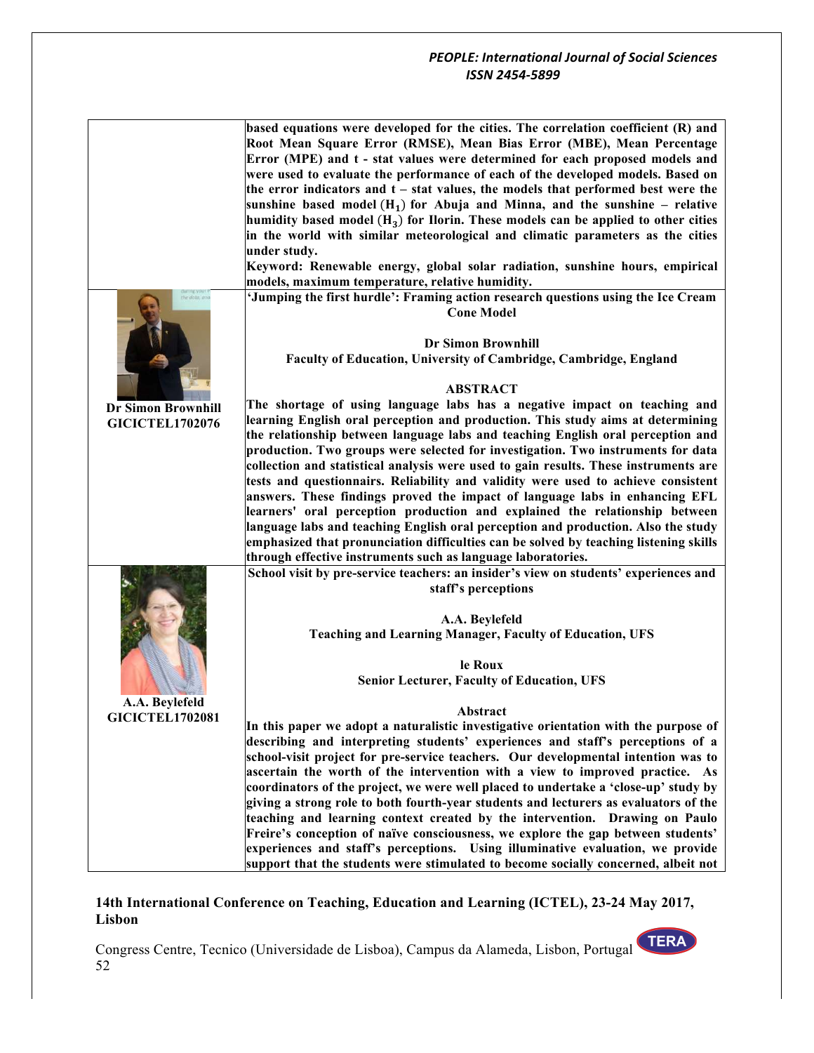**based equations were developed for the cities. The correlation coefficient (R) and Root Mean Square Error (RMSE), Mean Bias Error (MBE), Mean Percentage Error (MPE) and t - stat values were determined for each proposed models and were used to evaluate the performance of each of the developed models. Based on the error indicators and t – stat values, the models that performed best were the sunshine based model ($H_1$) for Abuja and Minna, and the sunshine – relative humidity based model ($H_3$) for Ilorin. These models can be applied to other cities in the world with similar meteorological and climatic parameters as the cities under study.**

**Keyword: Renewable energy, global solar radiation, sunshine hours, empirical models, maximum temperature, relative humidity.**

---

**Dr Simon Brownhill**
**GICICTEL1702076**

**'Jumping the first hurdle': Framing action research questions using the Ice Cream Cone Model**

**Dr Simon Brownhill**
**Faculty of Education, University of Cambridge, Cambridge, England**

**ABSTRACT**

**The shortage of using language labs has a negative impact on teaching and learning English oral perception and production. This study aims at determining the relationship between language labs and teaching English oral perception and production. Two groups were selected for investigation. Two instruments for data collection and statistical analysis were used to gain results. These instruments are tests and questionnairs. Reliability and validity were used to achieve consistent answers. These findings proved the impact of language labs in enhancing EFL learners' oral perception production and explained the relationship between language labs and teaching English oral perception and production. Also the study emphasized that pronunciation difficulties can be solved by teaching listening skills through effective instruments such as language laboratories.**

---

**A.A. Beylefeld**
**GICICTEL1702081**

**School visit by pre-service teachers: an insider's view on students' experiences and staff's perceptions**

**A.A. Beylefeld**
**Teaching and Learning Manager, Faculty of Education, UFS**

**le Roux**
**Senior Lecturer, Faculty of Education, UFS**

**Abstract**

**In this paper we adopt a naturalistic investigative orientation with the purpose of describing and interpreting students' experiences and staff's perceptions of a school-visit project for pre-service teachers. Our developmental intention was to ascertain the worth of the intervention with a view to improved practice. As coordinators of the project, we were well placed to undertake a 'close-up' study by giving a strong role to both fourth-year students and lecturers as evaluators of the teaching and learning context created by the intervention. Drawing on Paulo Freire's conception of naïve consciousness, we explore the gap between students' experiences and staff's perceptions. Using illuminative evaluation, we provide support that the students were stimulated to become socially concerned, albeit not**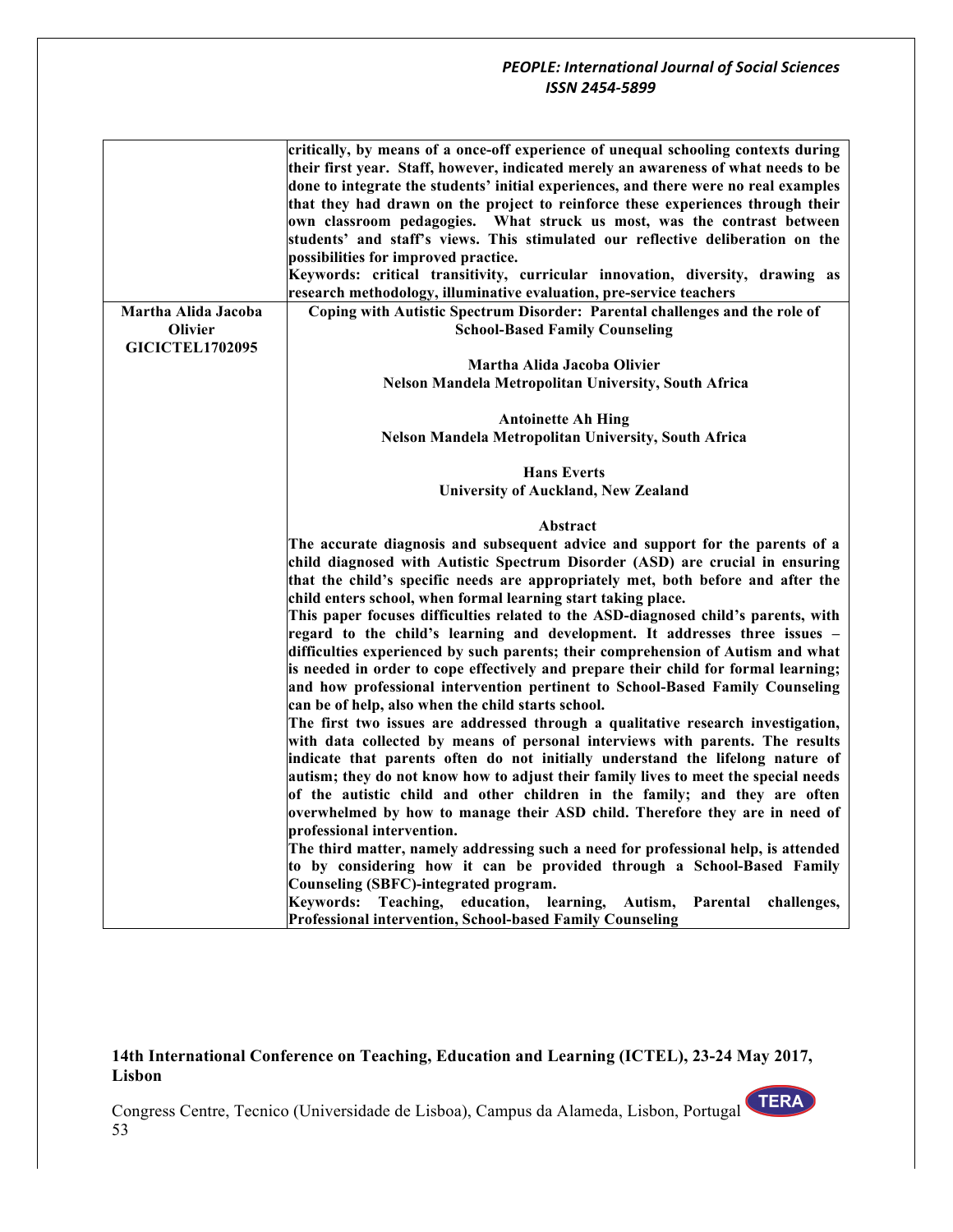| | |
|---|---|
| | **critically, by means of a once-off experience of unequal schooling contexts during their first year. Staff, however, indicated merely an awareness of what needs to be done to integrate the students' initial experiences, and there were no real examples that they had drawn on the project to reinforce these experiences through their own classroom pedagogies. What struck us most, was the contrast between students' and staff's views. This stimulated our reflective deliberation on the possibilities for improved practice.**<br>**Keywords: critical transitivity, curricular innovation, diversity, drawing as research methodology, illuminative evaluation, pre-service teachers** |
| **Martha Alida Jacoba Olivier**<br>**GICICTEL1702095** | **Coping with Autistic Spectrum Disorder: Parental challenges and the role of School-Based Family Counseling**<br><br>**Martha Alida Jacoba Olivier**<br>**Nelson Mandela Metropolitan University, South Africa**<br><br>**Antoinette Ah Hing**<br>**Nelson Mandela Metropolitan University, South Africa**<br><br>**Hans Everts**<br>**University of Auckland, New Zealand**<br><br>**Abstract**<br>**The accurate diagnosis and subsequent advice and support for the parents of a child diagnosed with Autistic Spectrum Disorder (ASD) are crucial in ensuring that the child's specific needs are appropriately met, both before and after the child enters school, when formal learning start taking place.**<br>**This paper focuses difficulties related to the ASD-diagnosed child's parents, with regard to the child's learning and development. It addresses three issues – difficulties experienced by such parents; their comprehension of Autism and what is needed in order to cope effectively and prepare their child for formal learning; and how professional intervention pertinent to School-Based Family Counseling can be of help, also when the child starts school.**<br>**The first two issues are addressed through a qualitative research investigation, with data collected by means of personal interviews with parents. The results indicate that parents often do not initially understand the lifelong nature of autism; they do not know how to adjust their family lives to meet the special needs of the autistic child and other children in the family; and they are often overwhelmed by how to manage their ASD child. Therefore they are in need of professional intervention.**<br>**The third matter, namely addressing such a need for professional help, is attended to by considering how it can be provided through a School-Based Family Counseling (SBFC)-integrated program.**<br>**Keywords: Teaching, education, learning, Autism, Parental challenges, Professional intervention, School-based Family Counseling** |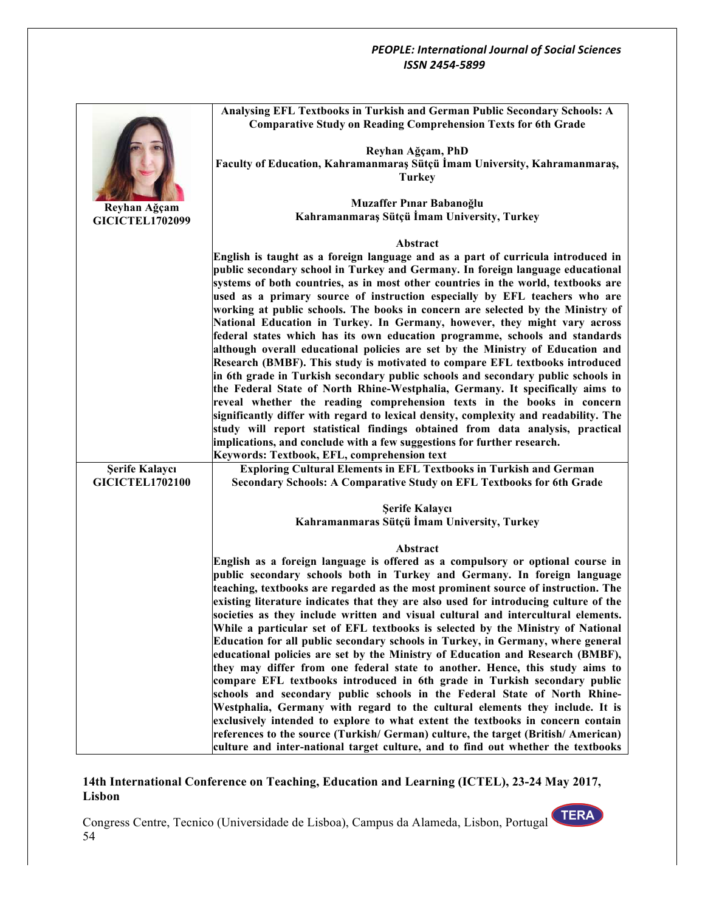**Reyhan Ağçam**
**GICICTEL1702099**

### Analysing EFL Textbooks in Turkish and German Public Secondary Schools: A Comparative Study on Reading Comprehension Texts for 6th Grade

**Reyhan Ağçam, PhD**
**Faculty of Education, Kahramanmaraş Sütçü İmam University, Kahramanmaraş, Turkey**

**Muzaffer Pınar Babanoğlu**
**Kahramanmaraş Sütçü İmam University, Turkey**

**Abstract**

**English is taught as a foreign language and as a part of curricula introduced in public secondary school in Turkey and Germany. In foreign language educational systems of both countries, as in most other countries in the world, textbooks are used as a primary source of instruction especially by EFL teachers who are working at public schools. The books in concern are selected by the Ministry of National Education in Turkey. In Germany, however, they might vary across federal states which has its own education programme, schools and standards although overall educational policies are set by the Ministry of Education and Research (BMBF). This study is motivated to compare EFL textbooks introduced in 6th grade in Turkish secondary public schools and secondary public schools in the Federal State of North Rhine-Westphalia, Germany. It specifically aims to reveal whether the reading comprehension texts in the books in concern significantly differ with regard to lexical density, complexity and readability. The study will report statistical findings obtained from data analysis, practical implications, and conclude with a few suggestions for further research.**

**Keywords: Textbook, EFL, comprehension text**

**Şerife Kalaycı**
**GICICTEL1702100**

### Exploring Cultural Elements in EFL Textbooks in Turkish and German Secondary Schools: A Comparative Study on EFL Textbooks for 6th Grade

**Şerife Kalaycı**
**Kahramanmaras Sütçü İmam University, Turkey**

**Abstract**

**English as a foreign language is offered as a compulsory or optional course in public secondary schools both in Turkey and Germany. In foreign language teaching, textbooks are regarded as the most prominent source of instruction. The existing literature indicates that they are also used for introducing culture of the societies as they include written and visual cultural and intercultural elements. While a particular set of EFL textbooks is selected by the Ministry of National Education for all public secondary schools in Turkey, in Germany, where general educational policies are set by the Ministry of Education and Research (BMBF), they may differ from one federal state to another. Hence, this study aims to compare EFL textbooks introduced in 6th grade in Turkish secondary public schools and secondary public schools in the Federal State of North Rhine-Westphalia, Germany with regard to the cultural elements they include. It is exclusively intended to explore to what extent the textbooks in concern contain references to the source (Turkish/ German) culture, the target (British/ American) culture and inter-national target culture, and to find out whether the textbooks**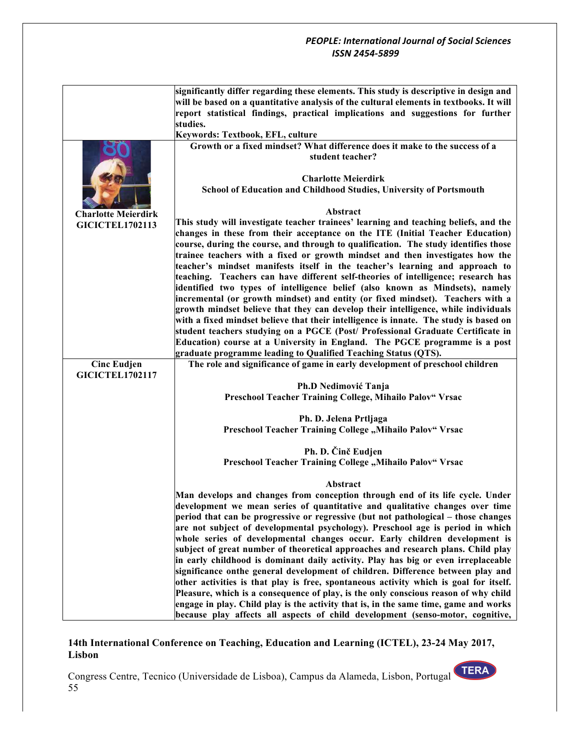| | |
|---|---|
| | **significantly differ regarding these elements. This study is descriptive in design and will be based on a quantitative analysis of the cultural elements in textbooks. It will report statistical findings, practical implications and suggestions for further studies.** **Keywords: Textbook, EFL, culture** |
| **Charlotte Meierdirk** **GICICTEL1702113** | **Growth or a fixed mindset? What difference does it make to the success of a student teacher?** **Charlotte Meierdirk** **School of Education and Childhood Studies, University of Portsmouth** **Abstract** **This study will investigate teacher trainees' learning and teaching beliefs, and the changes in these from their acceptance on the ITE (Initial Teacher Education) course, during the course, and through to qualification. The study identifies those trainee teachers with a fixed or growth mindset and then investigates how the teacher's mindset manifests itself in the teacher's learning and approach to teaching. Teachers can have different self-theories of intelligence; research has identified two types of intelligence belief (also known as Mindsets), namely incremental (or growth mindset) and entity (or fixed mindset). Teachers with a growth mindset believe that they can develop their intelligence, while individuals with a fixed mindset believe that their intelligence is innate. The study is based on student teachers studying on a PGCE (Post/ Professional Graduate Certificate in Education) course at a University in England. The PGCE programme is a post graduate programme leading to Qualified Teaching Status (QTS).** |
| **Cinc Eudjen** **GICICTEL1702117** | **The role and significance of game in early development of preschool children** **Ph.D Nedimović Tanja** **Preschool Teacher Training College, Mihailo Palov" Vrsac** **Ph. D. Jelena Prtljaga** **Preschool Teacher Training College „Mihailo Palov" Vrsac** **Ph. D. Činč Eudjen** **Preschool Teacher Training College „Mihailo Palov" Vrsac** **Abstract** **Man develops and changes from conception through end of its life cycle. Under development we mean series of quantitative and qualitative changes over time period that can be progressive or regressive (but not pathological – those changes are not subject of developmental psychology). Preschool age is period in which whole series of developmental changes occur. Early children development is subject of great number of theoretical approaches and research plans. Child play in early childhood is dominant daily activity. Play has big or even irreplaceable significance onthe general development of children. Difference between play and other activities is that play is free, spontaneous activity which is goal for itself. Pleasure, which is a consequence of play, is the only conscious reason of why child engage in play. Child play is the activity that is, in the same time, game and works because play affects all aspects of child development (senso-motor, cognitive,** |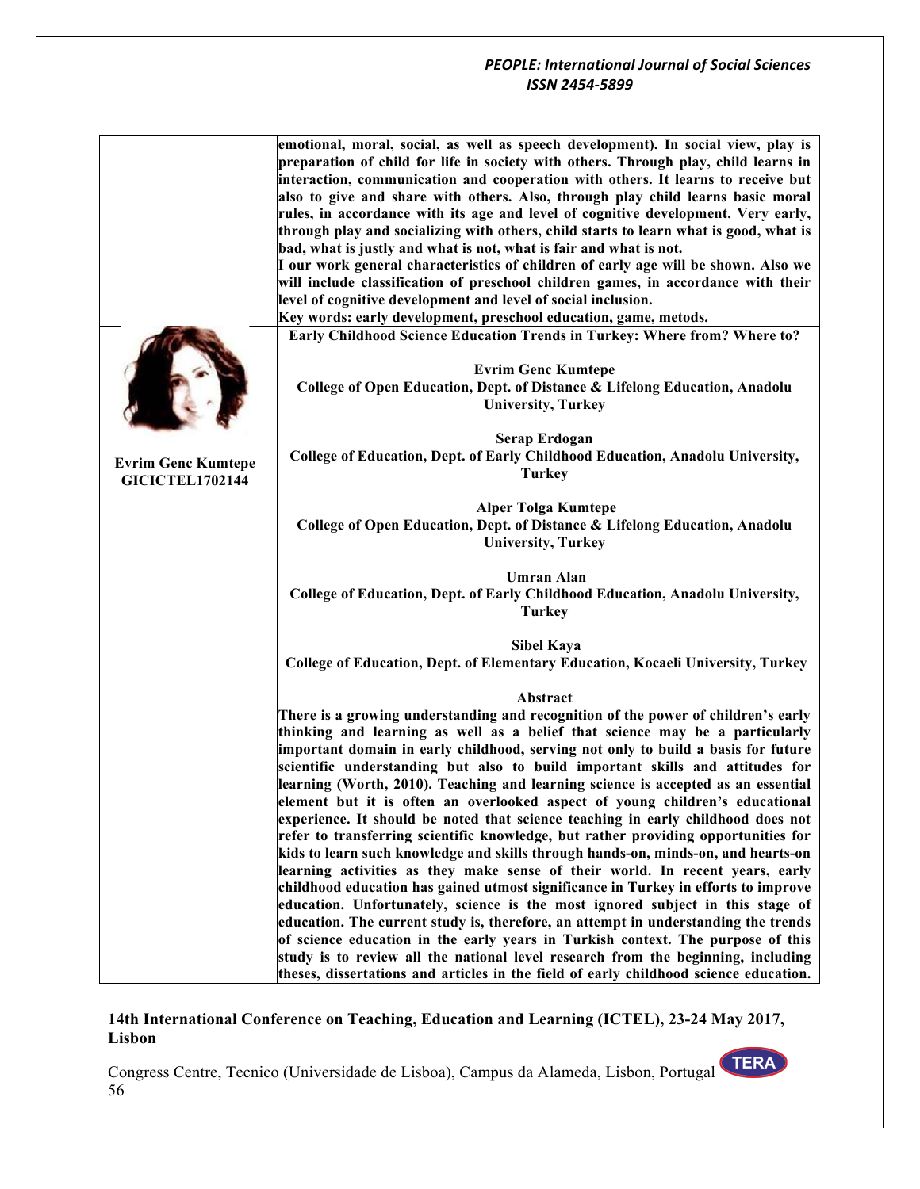**emotional, moral, social, as well as speech development). In social view, play is preparation of child for life in society with others. Through play, child learns in interaction, communication and cooperation with others. It learns to receive but also to give and share with others. Also, through play child learns basic moral rules, in accordance with its age and level of cognitive development. Very early, through play and socializing with others, child starts to learn what is good, what is bad, what is justly and what is not, what is fair and what is not.**

**I our work general characteristics of children of early age will be shown. Also we will include classification of preschool children games, in accordance with their level of cognitive development and level of social inclusion.**

**Key words: early development, preschool education, game, metods.**

**Evrim Genc Kumtepe**
**GICICTEL1702144**

## Early Childhood Science Education Trends in Turkey: Where from? Where to?

**Evrim Genc Kumtepe**
**College of Open Education, Dept. of Distance & Lifelong Education, Anadolu University, Turkey**

**Serap Erdogan**
**College of Education, Dept. of Early Childhood Education, Anadolu University, Turkey**

**Alper Tolga Kumtepe**
**College of Open Education, Dept. of Distance & Lifelong Education, Anadolu University, Turkey**

**Umran Alan**
**College of Education, Dept. of Early Childhood Education, Anadolu University, Turkey**

**Sibel Kaya**
**College of Education, Dept. of Elementary Education, Kocaeli University, Turkey**

### Abstract

**There is a growing understanding and recognition of the power of children's early thinking and learning as well as a belief that science may be a particularly important domain in early childhood, serving not only to build a basis for future scientific understanding but also to build important skills and attitudes for learning (Worth, 2010). Teaching and learning science is accepted as an essential element but it is often an overlooked aspect of young children's educational experience. It should be noted that science teaching in early childhood does not refer to transferring scientific knowledge, but rather providing opportunities for kids to learn such knowledge and skills through hands-on, minds-on, and hearts-on learning activities as they make sense of their world. In recent years, early childhood education has gained utmost significance in Turkey in efforts to improve education. Unfortunately, science is the most ignored subject in this stage of education. The current study is, therefore, an attempt in understanding the trends of science education in the early years in Turkish context. The purpose of this study is to review all the national level research from the beginning, including theses, dissertations and articles in the field of early childhood science education.**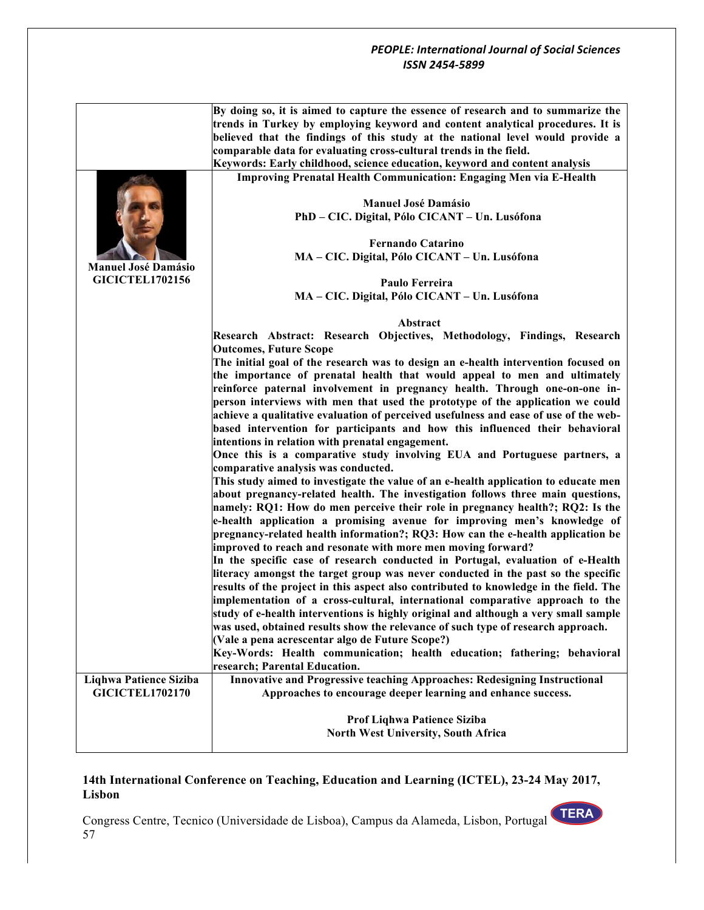By doing so, it is aimed to capture the essence of research and to summarize the trends in Turkey by employing keyword and content analytical procedures. It is believed that the findings of this study at the national level would provide a comparable data for evaluating cross-cultural trends in the field.

**Keywords: Early childhood, science education, keyword and content analysis**

---

**Manuel José Damásio**
**GICICTEL1702156**

### Improving Prenatal Health Communication: Engaging Men via E-Health

**Manuel José Damásio**
PhD – CIC. Digital, Pólo CICANT – Un. Lusófona

**Fernando Catarino**
MA – CIC. Digital, Pólo CICANT – Un. Lusófona

**Paulo Ferreira**
MA – CIC. Digital, Pólo CICANT – Un. Lusófona

**Abstract**

**Research Abstract: Research Objectives, Methodology, Findings, Research Outcomes, Future Scope**

The initial goal of the research was to design an e-health intervention focused on the importance of prenatal health that would appeal to men and ultimately reinforce paternal involvement in pregnancy health. Through one-on-one in-person interviews with men that used the prototype of the application we could achieve a qualitative evaluation of perceived usefulness and ease of use of the web-based intervention for participants and how this influenced their behavioral intentions in relation with prenatal engagement.

Once this is a comparative study involving EUA and Portuguese partners, a comparative analysis was conducted.

This study aimed to investigate the value of an e-health application to educate men about pregnancy-related health. The investigation follows three main questions, namely: RQ1: How do men perceive their role in pregnancy health?; RQ2: Is the e-health application a promising avenue for improving men's knowledge of pregnancy-related health information?; RQ3: How can the e-health application be improved to reach and resonate with more men moving forward?

In the specific case of research conducted in Portugal, evaluation of e-Health literacy amongst the target group was never conducted in the past so the specific results of the project in this aspect also contributed to knowledge in the field. The implementation of a cross-cultural, international comparative approach to the study of e-health interventions is highly original and although a very small sample was used, obtained results show the relevance of such type of research approach.

(Vale a pena acrescentar algo de Future Scope?)

**Key-Words: Health communication; health education; fathering; behavioral research; Parental Education.**

---

**Liqhwa Patience Siziba**
**GICICTEL1702170**

### Innovative and Progressive teaching Approaches: Redesigning Instructional Approaches to encourage deeper learning and enhance success.

**Prof Liqhwa Patience Siziba**
North West University, South Africa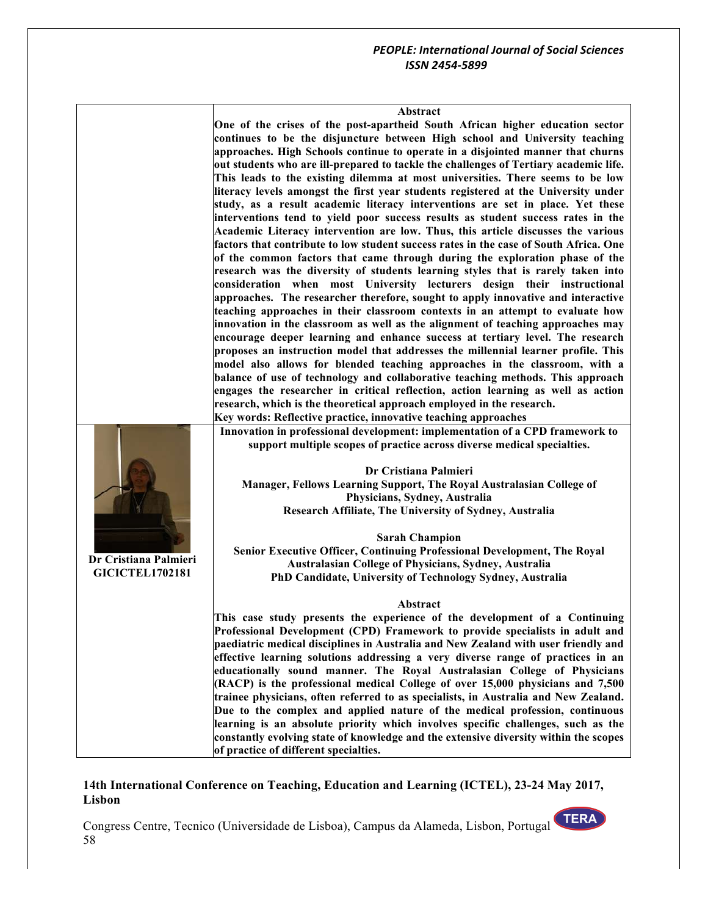**Abstract**

**One of the crises of the post-apartheid South African higher education sector continues to be the disjuncture between High school and University teaching approaches. High Schools continue to operate in a disjointed manner that churns out students who are ill-prepared to tackle the challenges of Tertiary academic life. This leads to the existing dilemma at most universities. There seems to be low literacy levels amongst the first year students registered at the University under study, as a result academic literacy interventions are set in place. Yet these interventions tend to yield poor success results as student success rates in the Academic Literacy intervention are low. Thus, this article discusses the various factors that contribute to low student success rates in the case of South Africa. One of the common factors that came through during the exploration phase of the research was the diversity of students learning styles that is rarely taken into consideration when most University lecturers design their instructional approaches. The researcher therefore, sought to apply innovative and interactive teaching approaches in their classroom contexts in an attempt to evaluate how innovation in the classroom as well as the alignment of teaching approaches may encourage deeper learning and enhance success at tertiary level. The research proposes an instruction model that addresses the millennial learner profile. This model also allows for blended teaching approaches in the classroom, with a balance of use of technology and collaborative teaching methods. This approach engages the researcher in critical reflection, action learning as well as action research, which is the theoretical approach employed in the research.**

**Key words: Reflective practice, innovative teaching approaches**

---

**Dr Cristiana Palmieri**
**GICICTEL1702181**

**Innovation in professional development: implementation of a CPD framework to support multiple scopes of practice across diverse medical specialties.**

**Dr Cristiana Palmieri**
**Manager, Fellows Learning Support, The Royal Australasian College of Physicians, Sydney, Australia**
**Research Affiliate, The University of Sydney, Australia**

**Sarah Champion**
**Senior Executive Officer, Continuing Professional Development, The Royal Australasian College of Physicians, Sydney, Australia**
**PhD Candidate, University of Technology Sydney, Australia**

**Abstract**

**This case study presents the experience of the development of a Continuing Professional Development (CPD) Framework to provide specialists in adult and paediatric medical disciplines in Australia and New Zealand with user friendly and effective learning solutions addressing a very diverse range of practices in an educationally sound manner. The Royal Australasian College of Physicians (RACP) is the professional medical College of over 15,000 physicians and 7,500 trainee physicians, often referred to as specialists, in Australia and New Zealand. Due to the complex and applied nature of the medical profession, continuous learning is an absolute priority which involves specific challenges, such as the constantly evolving state of knowledge and the extensive diversity within the scopes of practice of different specialties.**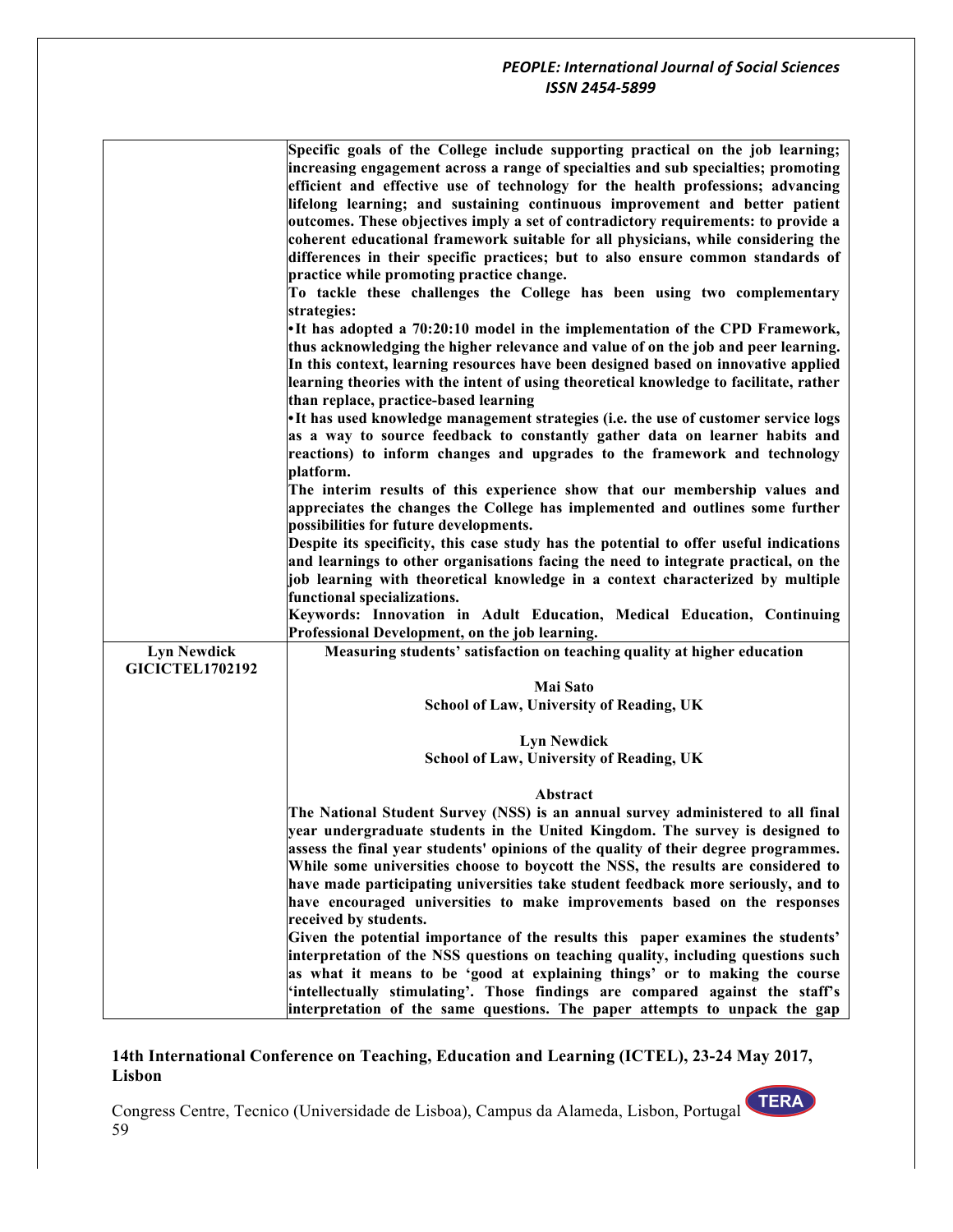| | |
|---|---|
| | **Specific goals of the College include supporting practical on the job learning; increasing engagement across a range of specialties and sub specialties; promoting efficient and effective use of technology for the health professions; advancing lifelong learning; and sustaining continuous improvement and better patient outcomes. These objectives imply a set of contradictory requirements: to provide a coherent educational framework suitable for all physicians, while considering the differences in their specific practices; but to also ensure common standards of practice while promoting practice change.**<br>**To tackle these challenges the College has been using two complementary strategies:**<br>**•It has adopted a 70:20:10 model in the implementation of the CPD Framework, thus acknowledging the higher relevance and value of on the job and peer learning. In this context, learning resources have been designed based on innovative applied learning theories with the intent of using theoretical knowledge to facilitate, rather than replace, practice-based learning**<br>**•It has used knowledge management strategies (i.e. the use of customer service logs as a way to source feedback to constantly gather data on learner habits and reactions) to inform changes and upgrades to the framework and technology platform.**<br>**The interim results of this experience show that our membership values and appreciates the changes the College has implemented and outlines some further possibilities for future developments.**<br>**Despite its specificity, this case study has the potential to offer useful indications and learnings to other organisations facing the need to integrate practical, on the job learning with theoretical knowledge in a context characterized by multiple functional specializations.**<br>**Keywords: Innovation in Adult Education, Medical Education, Continuing Professional Development, on the job learning.** |
| **Lyn Newdick**<br>**GICICTEL1702192** | **Measuring students' satisfaction on teaching quality at higher education**<br><br>**Mai Sato**<br>**School of Law, University of Reading, UK**<br><br>**Lyn Newdick**<br>**School of Law, University of Reading, UK**<br><br>**Abstract**<br>**The National Student Survey (NSS) is an annual survey administered to all final year undergraduate students in the United Kingdom. The survey is designed to assess the final year students' opinions of the quality of their degree programmes. While some universities choose to boycott the NSS, the results are considered to have made participating universities take student feedback more seriously, and to have encouraged universities to make improvements based on the responses received by students.**<br>**Given the potential importance of the results this paper examines the students' interpretation of the NSS questions on teaching quality, including questions such as what it means to be 'good at explaining things' or to making the course 'intellectually stimulating'. Those findings are compared against the staff's interpretation of the same questions. The paper attempts to unpack the gap** |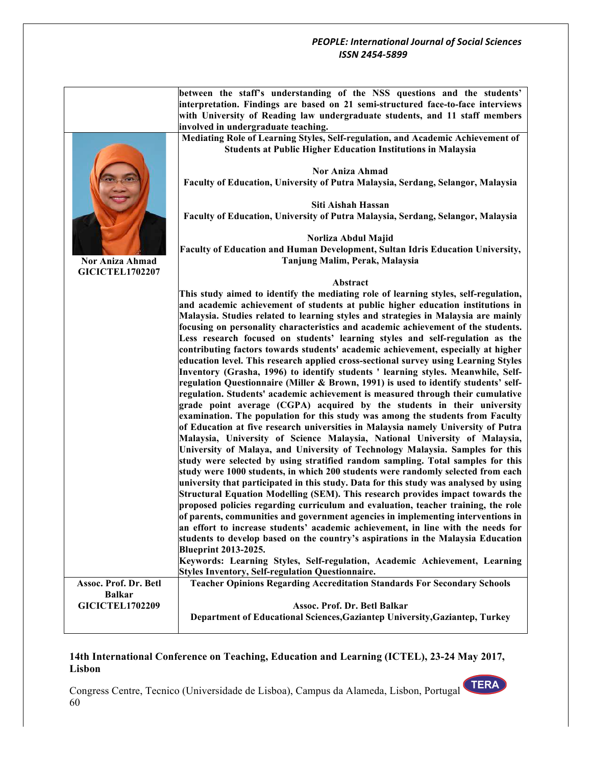| | |
|---|---|
| | **between the staff's understanding of the NSS questions and the students' interpretation. Findings are based on 21 semi-structured face-to-face interviews with University of Reading law undergraduate students, and 11 staff members involved in undergraduate teaching.** |
| **Nor Aniza Ahmad**<br>**GICICTEL1702207** | **Mediating Role of Learning Styles, Self-regulation, and Academic Achievement of Students at Public Higher Education Institutions in Malaysia**<br><br>**Nor Aniza Ahmad**<br>**Faculty of Education, University of Putra Malaysia, Serdang, Selangor, Malaysia**<br><br>**Siti Aishah Hassan**<br>**Faculty of Education, University of Putra Malaysia, Serdang, Selangor, Malaysia**<br><br>**Norliza Abdul Majid**<br>**Faculty of Education and Human Development, Sultan Idris Education University, Tanjung Malim, Perak, Malaysia**<br><br>**Abstract**<br>**This study aimed to identify the mediating role of learning styles, self-regulation, and academic achievement of students at public higher education institutions in Malaysia. Studies related to learning styles and strategies in Malaysia are mainly focusing on personality characteristics and academic achievement of the students. Less research focused on students' learning styles and self-regulation as the contributing factors towards students' academic achievement, especially at higher education level. This research applied cross-sectional survey using Learning Styles Inventory (Grasha, 1996) to identify students ' learning styles. Meanwhile, Self-regulation Questionnaire (Miller & Brown, 1991) is used to identify students' self-regulation. Students' academic achievement is measured through their cumulative grade point average (CGPA) acquired by the students in their university examination. The population for this study was among the students from Faculty of Education at five research universities in Malaysia namely University of Putra Malaysia, University of Science Malaysia, National University of Malaysia, University of Malaya, and University of Technology Malaysia. Samples for this study were selected by using stratified random sampling. Total samples for this study were 1000 students, in which 200 students were randomly selected from each university that participated in this study. Data for this study was analysed by using Structural Equation Modelling (SEM). This research provides impact towards the proposed policies regarding curriculum and evaluation, teacher training, the role of parents, communities and government agencies in implementing interventions in an effort to increase students' academic achievement, in line with the needs for students to develop based on the country's aspirations in the Malaysia Education Blueprint 2013-2025.**<br>**Keywords: Learning Styles, Self-regulation, Academic Achievement, Learning Styles Inventory, Self-regulation Questionnaire.** |
| **Assoc. Prof. Dr. Betl Balkar**<br>**GICICTEL1702209** | **Teacher Opinions Regarding Accreditation Standards For Secondary Schools**<br><br>**Assoc. Prof. Dr. Betl Balkar**<br>**Department of Educational Sciences,Gaziantep University,Gaziantep, Turkey** |

**14th International Conference on Teaching, Education and Learning (ICTEL), 23-24 May 2017, Lisbon**

Congress Centre, Tecnico (Universidade de Lisboa), Campus da Alameda, Lisbon, Portugal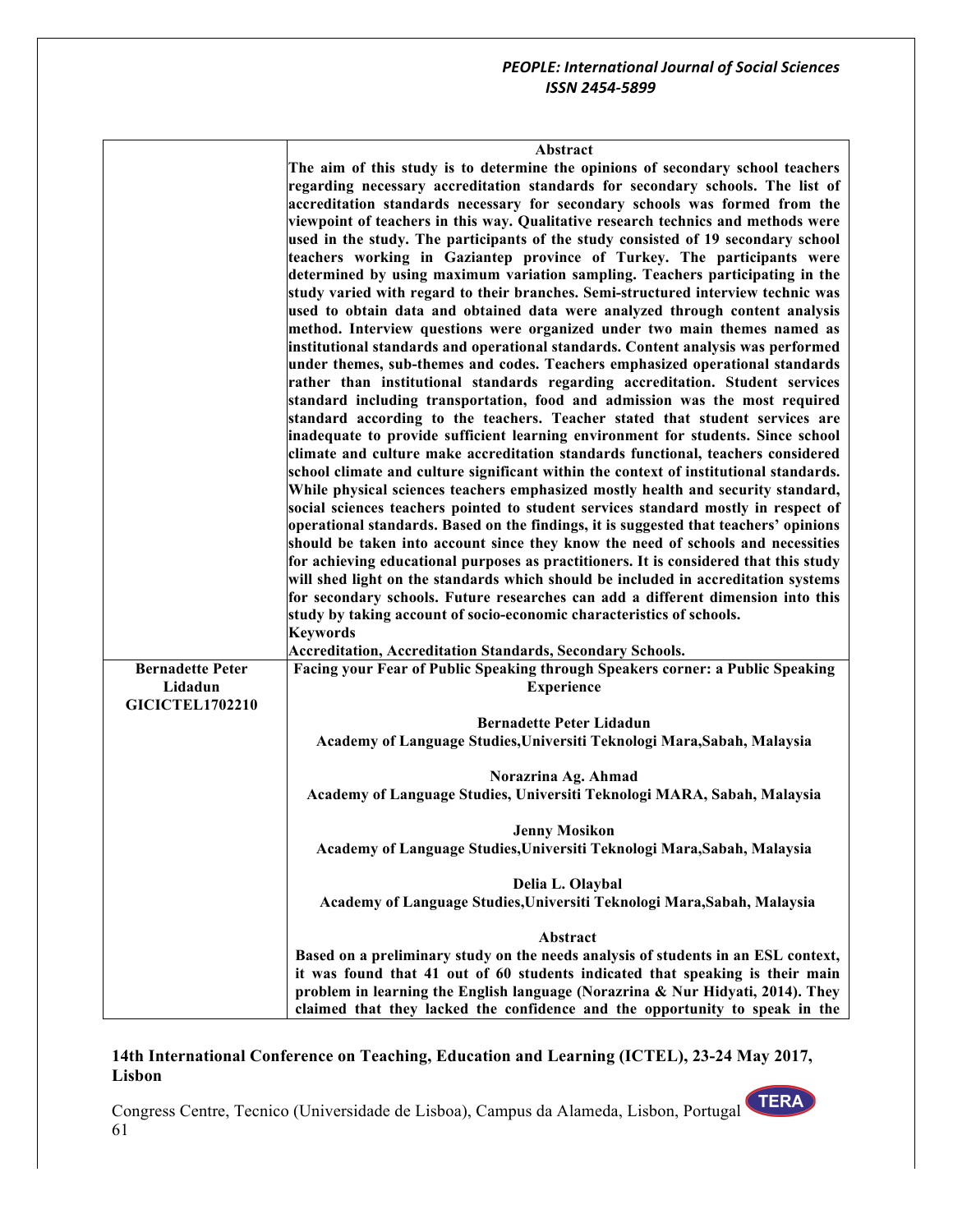| | **Abstract**<br>**The aim of this study is to determine the opinions of secondary school teachers regarding necessary accreditation standards for secondary schools. The list of accreditation standards necessary for secondary schools was formed from the viewpoint of teachers in this way. Qualitative research technics and methods were used in the study. The participants of the study consisted of 19 secondary school teachers working in Gaziantep province of Turkey. The participants were determined by using maximum variation sampling. Teachers participating in the study varied with regard to their branches. Semi-structured interview technic was used to obtain data and obtained data were analyzed through content analysis method. Interview questions were organized under two main themes named as institutional standards and operational standards. Content analysis was performed under themes, sub-themes and codes. Teachers emphasized operational standards rather than institutional standards regarding accreditation. Student services standard including transportation, food and admission was the most required standard according to the teachers. Teacher stated that student services are inadequate to provide sufficient learning environment for students. Since school climate and culture make accreditation standards functional, teachers considered school climate and culture significant within the context of institutional standards. While physical sciences teachers emphasized mostly health and security standard, social sciences teachers pointed to student services standard mostly in respect of operational standards. Based on the findings, it is suggested that teachers' opinions should be taken into account since they know the need of schools and necessities for achieving educational purposes as practitioners. It is considered that this study will shed light on the standards which should be included in accreditation systems for secondary schools. Future researches can add a different dimension into this study by taking account of socio-economic characteristics of schools.**<br>**Keywords**<br>**Accreditation, Accreditation Standards, Secondary Schools.** |
|---|---|
| **Bernadette Peter Lidadun**<br>**GICICTEL1702210** | **Facing your Fear of Public Speaking through Speakers corner: a Public Speaking Experience**<br><br>**Bernadette Peter Lidadun**<br>**Academy of Language Studies,Universiti Teknologi Mara,Sabah, Malaysia**<br><br>**Norazrina Ag. Ahmad**<br>**Academy of Language Studies, Universiti Teknologi MARA, Sabah, Malaysia**<br><br>**Jenny Mosikon**<br>**Academy of Language Studies,Universiti Teknologi Mara,Sabah, Malaysia**<br><br>**Delia L. Olaybal**<br>**Academy of Language Studies,Universiti Teknologi Mara,Sabah, Malaysia**<br><br>**Abstract**<br>**Based on a preliminary study on the needs analysis of students in an ESL context, it was found that 41 out of 60 students indicated that speaking is their main problem in learning the English language (Norazrina & Nur Hidyati, 2014). They claimed that they lacked the confidence and the opportunity to speak in the** |

**14th International Conference on Teaching, Education and Learning (ICTEL), 23-24 May 2017, Lisbon**

Congress Centre, Tecnico (Universidade de Lisboa), Campus da Alameda, Lisbon, Portugal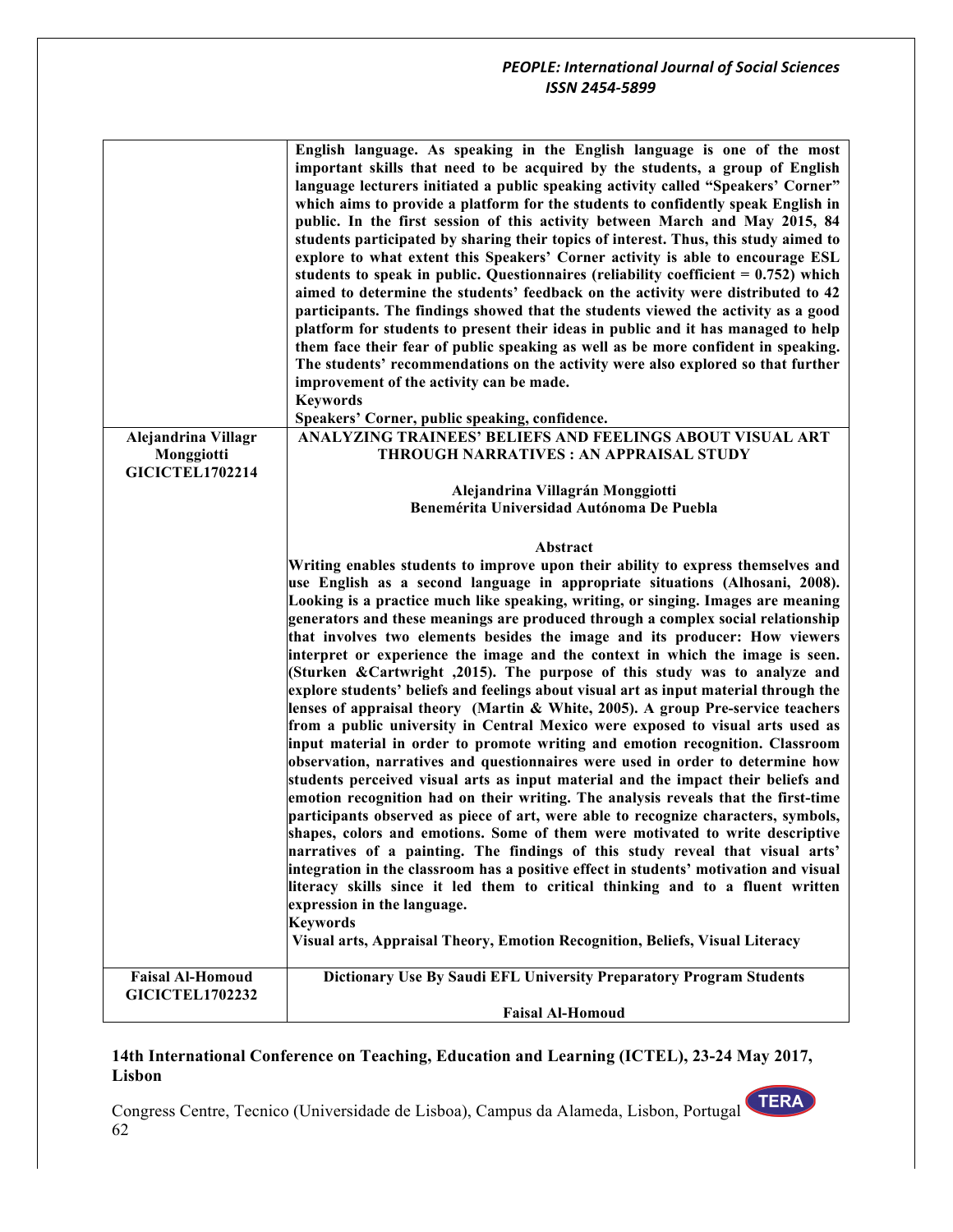| | |
|---|---|
| | **English language. As speaking in the English language is one of the most important skills that need to be acquired by the students, a group of English language lecturers initiated a public speaking activity called "Speakers' Corner" which aims to provide a platform for the students to confidently speak English in public. In the first session of this activity between March and May 2015, 84 students participated by sharing their topics of interest. Thus, this study aimed to explore to what extent this Speakers' Corner activity is able to encourage ESL students to speak in public. Questionnaires (reliability coefficient = 0.752) which aimed to determine the students' feedback on the activity were distributed to 42 participants. The findings showed that the students viewed the activity as a good platform for students to present their ideas in public and it has managed to help them face their fear of public speaking as well as be more confident in speaking. The students' recommendations on the activity were also explored so that further improvement of the activity can be made.**<br>**Keywords**<br>**Speakers' Corner, public speaking, confidence.** |
| **Alejandrina Villagr Monggiotti GICICTEL1702214** | **ANALYZING TRAINEES' BELIEFS AND FEELINGS ABOUT VISUAL ART THROUGH NARRATIVES : AN APPRAISAL STUDY**<br><br>**Alejandrina Villagrán Monggiotti**<br>**Benemérita Universidad Autónoma De Puebla**<br><br>**Abstract**<br>**Writing enables students to improve upon their ability to express themselves and use English as a second language in appropriate situations (Alhosani, 2008). Looking is a practice much like speaking, writing, or singing. Images are meaning generators and these meanings are produced through a complex social relationship that involves two elements besides the image and its producer: How viewers interpret or experience the image and the context in which the image is seen. (Sturken &Cartwright ,2015). The purpose of this study was to analyze and explore students' beliefs and feelings about visual art as input material through the lenses of appraisal theory (Martin & White, 2005). A group Pre-service teachers from a public university in Central Mexico were exposed to visual arts used as input material in order to promote writing and emotion recognition. Classroom observation, narratives and questionnaires were used in order to determine how students perceived visual arts as input material and the impact their beliefs and emotion recognition had on their writing. The analysis reveals that the first-time participants observed as piece of art, were able to recognize characters, symbols, shapes, colors and emotions. Some of them were motivated to write descriptive narratives of a painting. The findings of this study reveal that visual arts' integration in the classroom has a positive effect in students' motivation and visual literacy skills since it led them to critical thinking and to a fluent written expression in the language.**<br>**Keywords**<br>**Visual arts, Appraisal Theory, Emotion Recognition, Beliefs, Visual Literacy** |
| **Faisal Al-Homoud GICICTEL1702232** | **Dictionary Use By Saudi EFL University Preparatory Program Students**<br><br>**Faisal Al-Homoud** |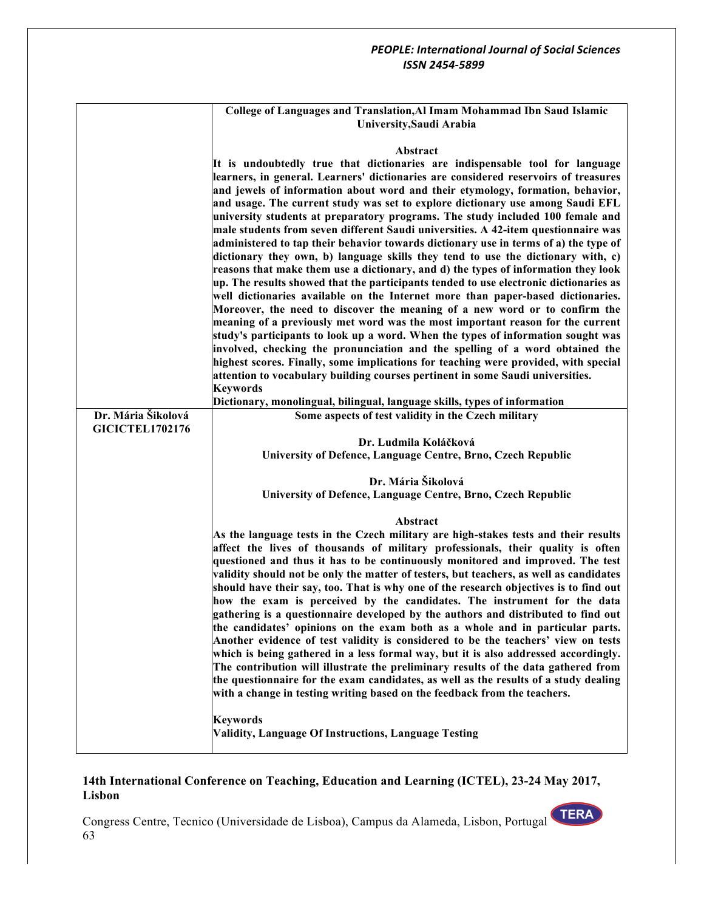| | **College of Languages and Translation,Al Imam Mohammad Ibn Saud Islamic University,Saudi Arabia**<br><br>**Abstract**<br>**It is undoubtedly true that dictionaries are indispensable tool for language learners, in general. Learners' dictionaries are considered reservoirs of treasures and jewels of information about word and their etymology, formation, behavior, and usage. The current study was set to explore dictionary use among Saudi EFL university students at preparatory programs. The study included 100 female and male students from seven different Saudi universities. A 42-item questionnaire was administered to tap their behavior towards dictionary use in terms of a) the type of dictionary they own, b) language skills they tend to use the dictionary with, c) reasons that make them use a dictionary, and d) the types of information they look up. The results showed that the participants tended to use electronic dictionaries as well dictionaries available on the Internet more than paper-based dictionaries. Moreover, the need to discover the meaning of a new word or to confirm the meaning of a previously met word was the most important reason for the current study's participants to look up a word. When the types of information sought was involved, checking the pronunciation and the spelling of a word obtained the highest scores. Finally, some implications for teaching were provided, with special attention to vocabulary building courses pertinent in some Saudi universities.**<br>**Keywords**<br>**Dictionary, monolingual, bilingual, language skills, types of information** |
|---|---|
| **Dr. Mária Šikolová**<br>**GICICTEL1702176** | **Some aspects of test validity in the Czech military**<br><br>**Dr. Ludmila Koláčková**<br>**University of Defence, Language Centre, Brno, Czech Republic**<br><br>**Dr. Mária Šikolová**<br>**University of Defence, Language Centre, Brno, Czech Republic**<br><br>**Abstract**<br>**As the language tests in the Czech military are high-stakes tests and their results affect the lives of thousands of military professionals, their quality is often questioned and thus it has to be continuously monitored and improved. The test validity should not be only the matter of testers, but teachers, as well as candidates should have their say, too. That is why one of the research objectives is to find out how the exam is perceived by the candidates. The instrument for the data gathering is a questionnaire developed by the authors and distributed to find out the candidates' opinions on the exam both as a whole and in particular parts. Another evidence of test validity is considered to be the teachers' view on tests which is being gathered in a less formal way, but it is also addressed accordingly. The contribution will illustrate the preliminary results of the data gathered from the questionnaire for the exam candidates, as well as the results of a study dealing with a change in testing writing based on the feedback from the teachers.**<br><br>**Keywords**<br>**Validity, Language Of Instructions, Language Testing** |

**14th International Conference on Teaching, Education and Learning (ICTEL), 23-24 May 2017, Lisbon**

Congress Centre, Tecnico (Universidade de Lisboa), Campus da Alameda, Lisbon, Portugal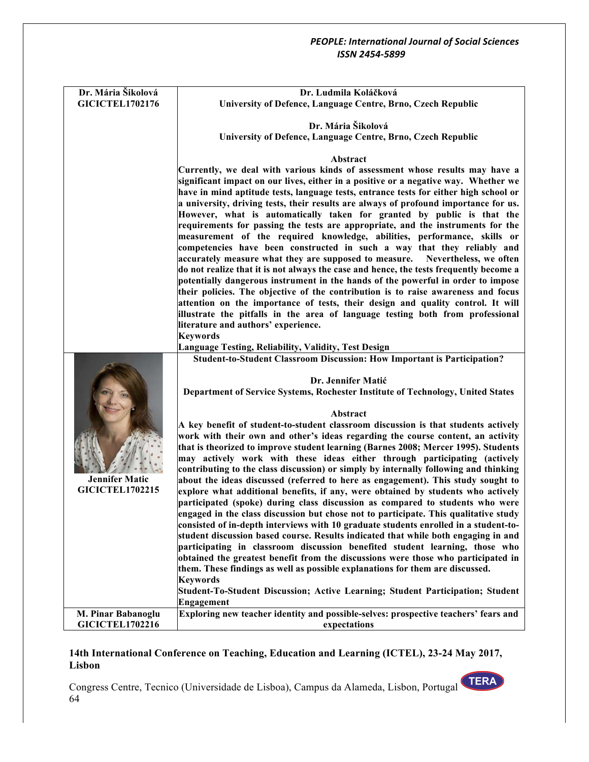| | |
|---|---|
| **Dr. Mária Šikolová**<br>**GICICTEL1702176** | **Dr. Ludmila Koláčková**<br>**University of Defence, Language Centre, Brno, Czech Republic**<br><br>**Dr. Mária Šikolová**<br>**University of Defence, Language Centre, Brno, Czech Republic**<br><br>**Abstract**<br>**Currently, we deal with various kinds of assessment whose results may have a significant impact on our lives, either in a positive or a negative way. Whether we have in mind aptitude tests, language tests, entrance tests for either high school or a university, driving tests, their results are always of profound importance for us. However, what is automatically taken for granted by public is that the requirements for passing the tests are appropriate, and the instruments for the measurement of the required knowledge, abilities, performance, skills or competencies have been constructed in such a way that they reliably and accurately measure what they are supposed to measure. Nevertheless, we often do not realize that it is not always the case and hence, the tests frequently become a potentially dangerous instrument in the hands of the powerful in order to impose their policies. The objective of the contribution is to raise awareness and focus attention on the importance of tests, their design and quality control. It will illustrate the pitfalls in the area of language testing both from professional literature and authors' experience.**<br>**Keywords**<br>**Language Testing, Reliability, Validity, Test Design** |
| **Jennifer Matic**<br>**GICICTEL1702215** | **Student-to-Student Classroom Discussion: How Important is Participation?**<br><br>**Dr. Jennifer Matić**<br>**Department of Service Systems, Rochester Institute of Technology, United States**<br><br>**Abstract**<br>**A key benefit of student-to-student classroom discussion is that students actively work with their own and other's ideas regarding the course content, an activity that is theorized to improve student learning (Barnes 2008; Mercer 1995). Students may actively work with these ideas either through participating (actively contributing to the class discussion) or simply by internally following and thinking about the ideas discussed (referred to here as engagement). This study sought to explore what additional benefits, if any, were obtained by students who actively participated (spoke) during class discussion as compared to students who were engaged in the class discussion but chose not to participate. This qualitative study consisted of in-depth interviews with 10 graduate students enrolled in a student-to-student discussion based course. Results indicated that while both engaging in and participating in classroom discussion benefited student learning, those who obtained the greatest benefit from the discussions were those who participated in them. These findings as well as possible explanations for them are discussed.**<br>**Keywords**<br>**Student-To-Student Discussion; Active Learning; Student Participation; Student Engagement** |
| **M. Pinar Babanoglu**<br>**GICICTEL1702216** | **Exploring new teacher identity and possible-selves: prospective teachers' fears and expectations** |

**14th International Conference on Teaching, Education and Learning (ICTEL), 23-24 May 2017, Lisbon**

Congress Centre, Tecnico (Universidade de Lisboa), Campus da Alameda, Lisbon, Portugal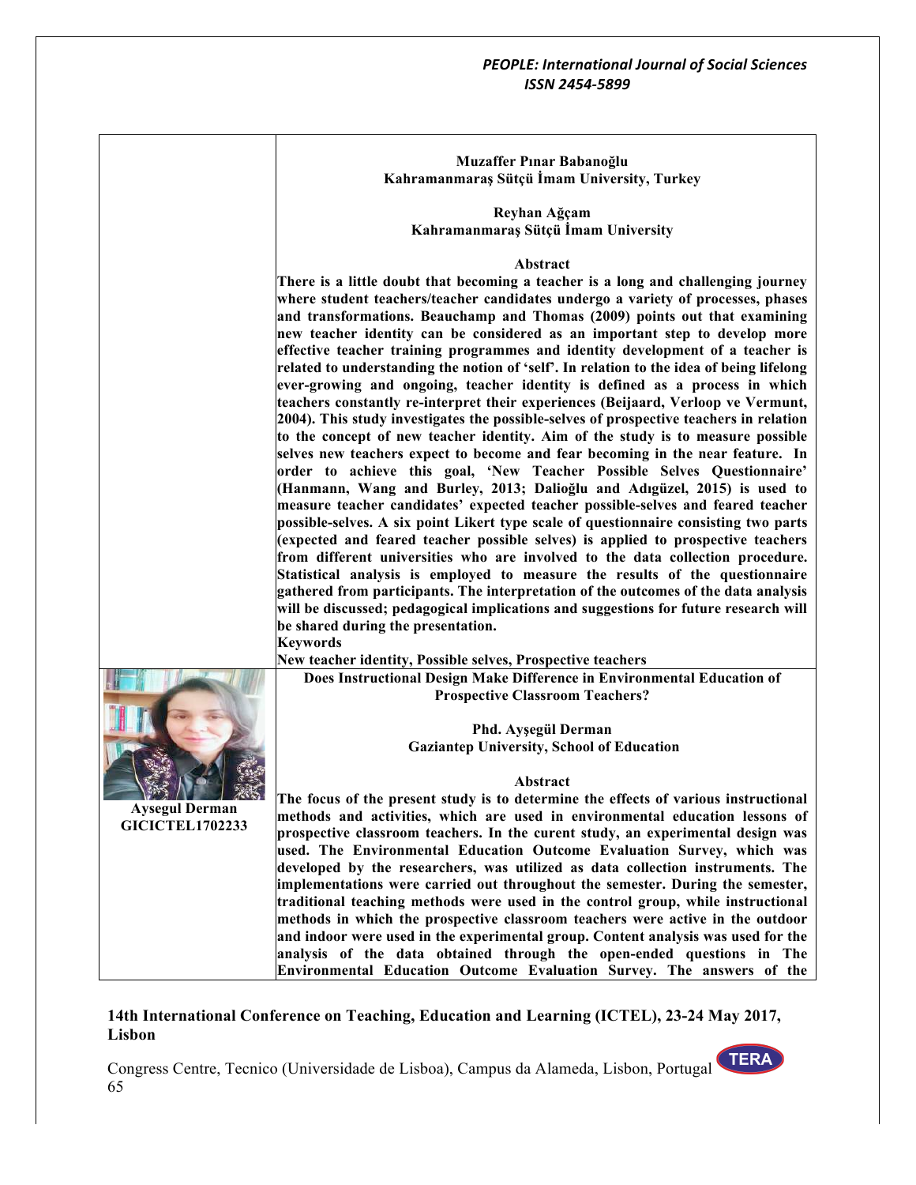**Muzaffer Pınar Babanoğlu**
**Kahramanmaraş Sütçü İmam University, Turkey**

**Reyhan Ağçam**
**Kahramanmaraş Sütçü İmam University**

### Abstract

**There is a little doubt that becoming a teacher is a long and challenging journey where student teachers/teacher candidates undergo a variety of processes, phases and transformations. Beauchamp and Thomas (2009) points out that examining new teacher identity can be considered as an important step to develop more effective teacher training programmes and identity development of a teacher is related to understanding the notion of 'self'. In relation to the idea of being lifelong ever-growing and ongoing, teacher identity is defined as a process in which teachers constantly re-interpret their experiences (Beijaard, Verloop ve Vermunt, 2004). This study investigates the possible-selves of prospective teachers in relation to the concept of new teacher identity. Aim of the study is to measure possible selves new teachers expect to become and fear becoming in the near feature. In order to achieve this goal, 'New Teacher Possible Selves Questionnaire' (Hanmann, Wang and Burley, 2013; Dalioğlu and Adıgüzel, 2015) is used to measure teacher candidates' expected teacher possible-selves and feared teacher possible-selves. A six point Likert type scale of questionnaire consisting two parts (expected and feared teacher possible selves) is applied to prospective teachers from different universities who are involved to the data collection procedure. Statistical analysis is employed to measure the results of the questionnaire gathered from participants. The interpretation of the outcomes of the data analysis will be discussed; pedagogical implications and suggestions for future research will be shared during the presentation.**

**Keywords**

**New teacher identity, Possible selves, Prospective teachers**

---

**Aysegul Derman**
**GICICTEL1702233**

## Does Instructional Design Make Difference in Environmental Education of Prospective Classroom Teachers?

**Phd. Ayşegül Derman**
**Gaziantep University, School of Education**

### Abstract

**The focus of the present study is to determine the effects of various instructional methods and activities, which are used in environmental education lessons of prospective classroom teachers. In the curent study, an experimental design was used. The Environmental Education Outcome Evaluation Survey, which was developed by the researchers, was utilized as data collection instruments. The implementations were carried out throughout the semester. During the semester, traditional teaching methods were used in the control group, while instructional methods in which the prospective classroom teachers were active in the outdoor and indoor were used in the experimental group. Content analysis was used for the analysis of the data obtained through the open-ended questions in The Environmental Education Outcome Evaluation Survey. The answers of the**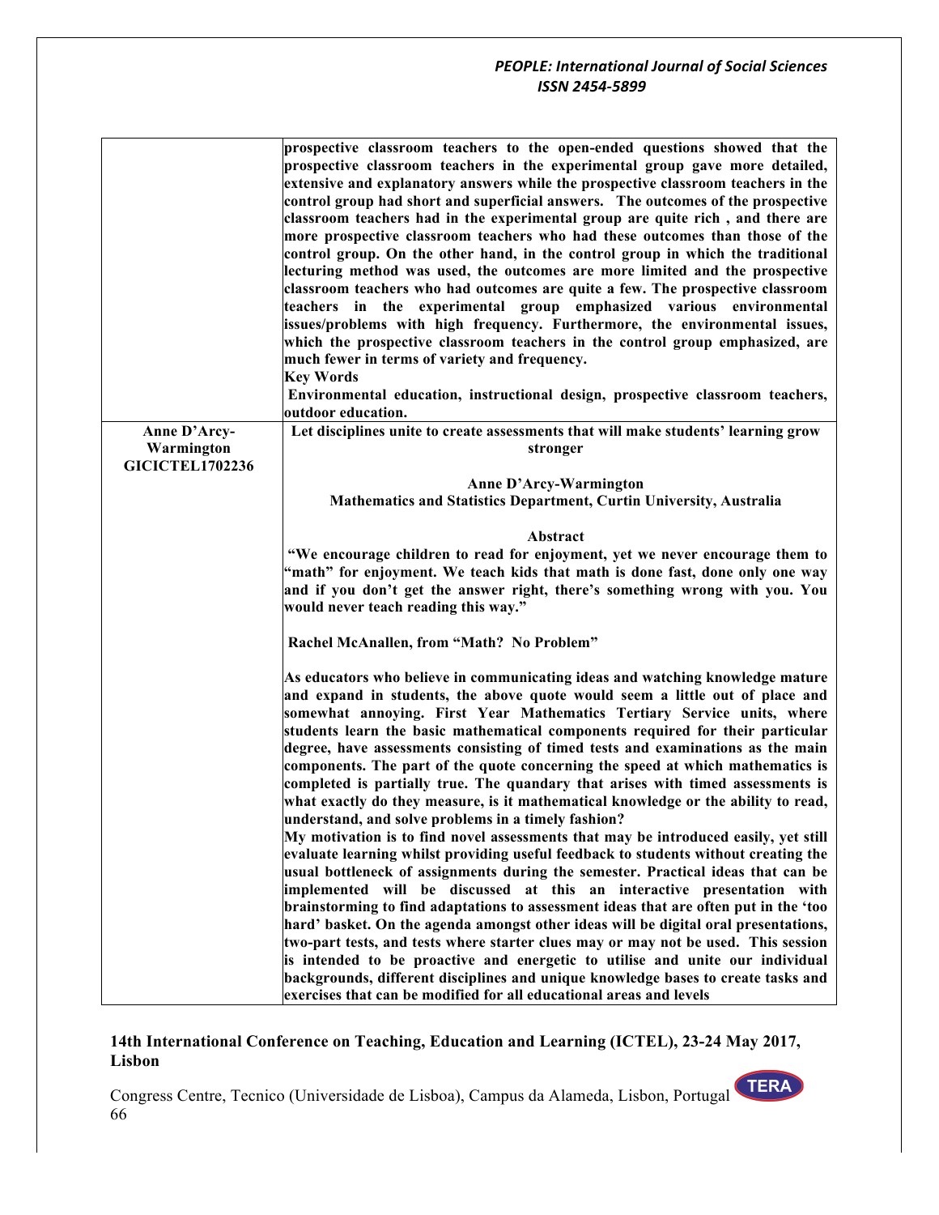| | |
|---|---|
| | **prospective classroom teachers to the open-ended questions showed that the prospective classroom teachers in the experimental group gave more detailed, extensive and explanatory answers while the prospective classroom teachers in the control group had short and superficial answers. The outcomes of the prospective classroom teachers had in the experimental group are quite rich , and there are more prospective classroom teachers who had these outcomes than those of the control group. On the other hand, in the control group in which the traditional lecturing method was used, the outcomes are more limited and the prospective classroom teachers who had outcomes are quite a few. The prospective classroom teachers in the experimental group emphasized various environmental issues/problems with high frequency. Furthermore, the environmental issues, which the prospective classroom teachers in the control group emphasized, are much fewer in terms of variety and frequency.**<br>**Key Words**<br>**Environmental education, instructional design, prospective classroom teachers, outdoor education.** |
| **Anne D'Arcy-Warmington**<br>**GICICTEL1702236** | **Let disciplines unite to create assessments that will make students' learning grow stronger**<br><br>**Anne D'Arcy-Warmington**<br>**Mathematics and Statistics Department, Curtin University, Australia**<br><br>**Abstract**<br>**"We encourage children to read for enjoyment, yet we never encourage them to "math" for enjoyment. We teach kids that math is done fast, done only one way and if you don't get the answer right, there's something wrong with you. You would never teach reading this way."**<br><br>**Rachel McAnallen, from "Math? No Problem"**<br><br>**As educators who believe in communicating ideas and watching knowledge mature and expand in students, the above quote would seem a little out of place and somewhat annoying. First Year Mathematics Tertiary Service units, where students learn the basic mathematical components required for their particular degree, have assessments consisting of timed tests and examinations as the main components. The part of the quote concerning the speed at which mathematics is completed is partially true. The quandary that arises with timed assessments is what exactly do they measure, is it mathematical knowledge or the ability to read, understand, and solve problems in a timely fashion?**<br>**My motivation is to find novel assessments that may be introduced easily, yet still evaluate learning whilst providing useful feedback to students without creating the usual bottleneck of assignments during the semester. Practical ideas that can be implemented will be discussed at this an interactive presentation with brainstorming to find adaptations to assessment ideas that are often put in the 'too hard' basket. On the agenda amongst other ideas will be digital oral presentations, two-part tests, and tests where starter clues may or may not be used. This session is intended to be proactive and energetic to utilise and unite our individual backgrounds, different disciplines and unique knowledge bases to create tasks and exercises that can be modified for all educational areas and levels** |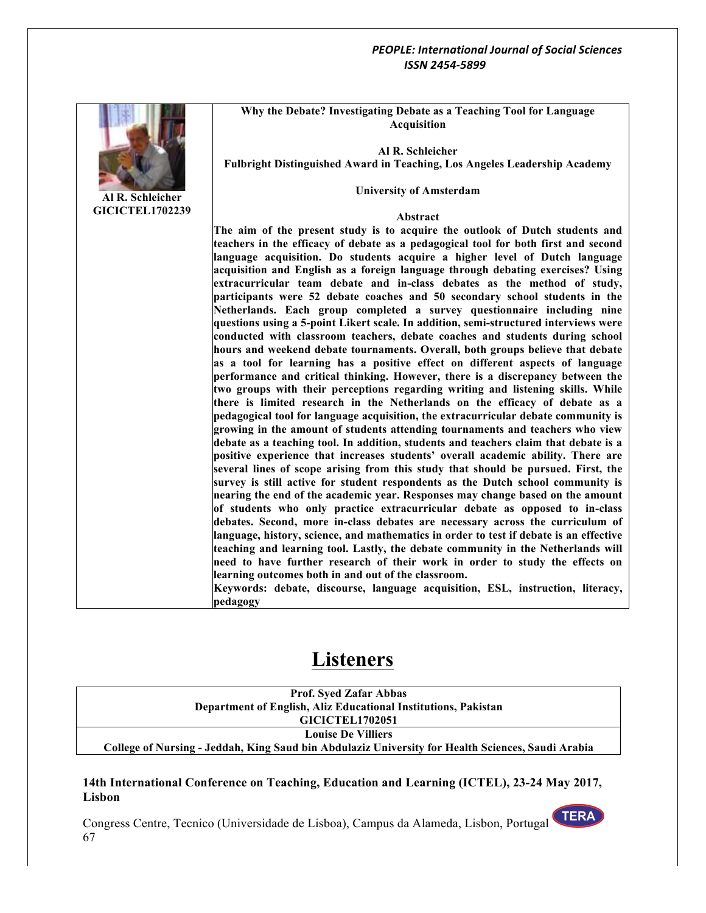Al R. Schleicher
GICICTEL1702239

**Why the Debate? Investigating Debate as a Teaching Tool for Language Acquisition**

**Al R. Schleicher**
**Fulbright Distinguished Award in Teaching, Los Angeles Leadership Academy**

**University of Amsterdam**

**Abstract**

**The aim of the present study is to acquire the outlook of Dutch students and teachers in the efficacy of debate as a pedagogical tool for both first and second language acquisition. Do students acquire a higher level of Dutch language acquisition and English as a foreign language through debating exercises? Using extracurricular team debate and in-class debates as the method of study, participants were 52 debate coaches and 50 secondary school students in the Netherlands. Each group completed a survey questionnaire including nine questions using a 5-point Likert scale. In addition, semi-structured interviews were conducted with classroom teachers, debate coaches and students during school hours and weekend debate tournaments. Overall, both groups believe that debate as a tool for learning has a positive effect on different aspects of language performance and critical thinking. However, there is a discrepancy between the two groups with their perceptions regarding writing and listening skills. While there is limited research in the Netherlands on the efficacy of debate as a pedagogical tool for language acquisition, the extracurricular debate community is growing in the amount of students attending tournaments and teachers who view debate as a teaching tool. In addition, students and teachers claim that debate is a positive experience that increases students' overall academic ability. There are several lines of scope arising from this study that should be pursued. First, the survey is still active for student respondents as the Dutch school community is nearing the end of the academic year. Responses may change based on the amount of students who only practice extracurricular debate as opposed to in-class debates. Second, more in-class debates are necessary across the curriculum of language, history, science, and mathematics in order to test if debate is an effective teaching and learning tool. Lastly, the debate community in the Netherlands will need to have further research of their work in order to study the effects on learning outcomes both in and out of the classroom.**

**Keywords: debate, discourse, language acquisition, ESL, instruction, literacy, pedagogy**

# Listeners

| |
|---|
| **Prof. Syed Zafar Abbas**<br>**Department of English, Aliz Educational Institutions, Pakistan**<br>**GICICTEL1702051** |
| **Louise De Villiers**<br>**College of Nursing - Jeddah, King Saud bin Abdulaziz University for Health Sciences, Saudi Arabia** |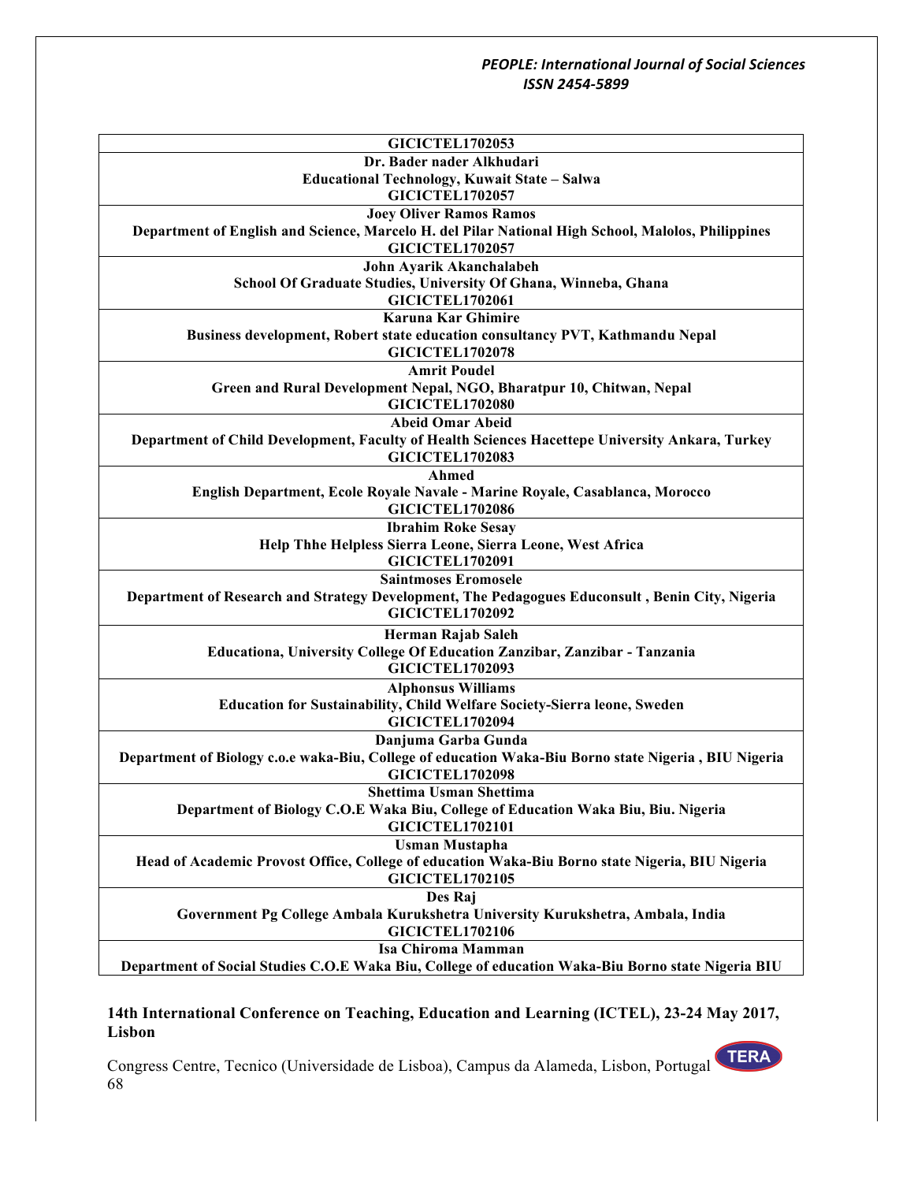| GICICTEL1702053 |
|---|
| **Dr. Bader nader Alkhudari**<br>**Educational Technology, Kuwait State – Salwa** |
| **GICICTEL1702057** |
| **Joey Oliver Ramos Ramos**<br>**Department of English and Science, Marcelo H. del Pilar National High School, Malolos, Philippines** |
| **GICICTEL1702057** |
| **John Ayarik Akanchalabeh**<br>**School Of Graduate Studies, University Of Ghana, Winneba, Ghana** |
| **GICICTEL1702061** |
| **Karuna Kar Ghimire**<br>**Business development, Robert state education consultancy PVT, Kathmandu Nepal** |
| **GICICTEL1702078** |
| **Amrit Poudel**<br>**Green and Rural Development Nepal, NGO, Bharatpur 10, Chitwan, Nepal** |
| **GICICTEL1702080** |
| **Abeid Omar Abeid**<br>**Department of Child Development, Faculty of Health Sciences Hacettepe University Ankara, Turkey** |
| **GICICTEL1702083** |
| **Ahmed**<br>**English Department, Ecole Royale Navale - Marine Royale, Casablanca, Morocco** |
| **GICICTEL1702086** |
| **Ibrahim Roke Sesay**<br>**Help Thhe Helpless Sierra Leone, Sierra Leone, West Africa** |
| **GICICTEL1702091** |
| **Saintmoses Eromosele**<br>**Department of Research and Strategy Development, The Pedagogues Educonsult , Benin City, Nigeria** |
| **GICICTEL1702092** |
| **Herman Rajab Saleh**<br>**Educationa, University College Of Education Zanzibar, Zanzibar - Tanzania** |
| **GICICTEL1702093** |
| **Alphonsus Williams**<br>**Education for Sustainability, Child Welfare Society-Sierra leone, Sweden** |
| **GICICTEL1702094** |
| **Danjuma Garba Gunda**<br>**Department of Biology c.o.e waka-Biu, College of education Waka-Biu Borno state Nigeria , BIU Nigeria** |
| **GICICTEL1702098** |
| **Shettima Usman Shettima**<br>**Department of Biology C.O.E Waka Biu, College of Education Waka Biu, Biu. Nigeria** |
| **GICICTEL1702101** |
| **Usman Mustapha**<br>**Head of Academic Provost Office, College of education Waka-Biu Borno state Nigeria, BIU Nigeria** |
| **GICICTEL1702105** |
| **Des Raj**<br>**Government Pg College Ambala Kurukshetra University Kurukshetra, Ambala, India** |
| **GICICTEL1702106** |
| **Isa Chiroma Mamman**<br>**Department of Social Studies C.O.E Waka Biu, College of education Waka-Biu Borno state Nigeria BIU** |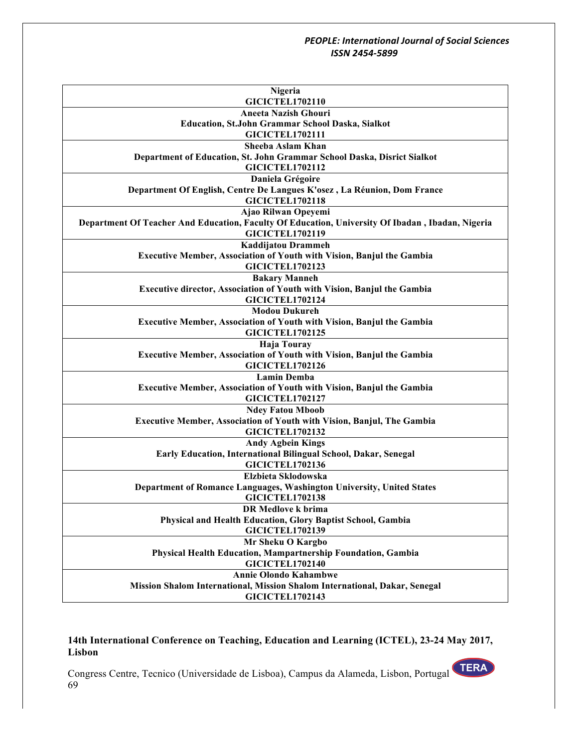**Nigeria**
**GICICTEL1702110**

**Aneeta Nazish Ghouri**
**Education, St.John Grammar School Daska, Sialkot**
**GICICTEL1702111**

**Sheeba Aslam Khan**
**Department of Education, St. John Grammar School Daska, Disrict Sialkot**
**GICICTEL1702112**

**Daniela Grégoire**
**Department Of English, Centre De Langues K'osez , La Réunion, Dom France**
**GICICTEL1702118**

**Ajao Rilwan Opeyemi**
**Department Of Teacher And Education, Faculty Of Education, University Of Ibadan , Ibadan, Nigeria**
**GICICTEL1702119**

**Kaddijatou Drammeh**
**Executive Member, Association of Youth with Vision, Banjul the Gambia**
**GICICTEL1702123**

**Bakary Manneh**
**Executive director, Association of Youth with Vision, Banjul the Gambia**
**GICICTEL1702124**

**Modou Dukureh**
**Executive Member, Association of Youth with Vision, Banjul the Gambia**
**GICICTEL1702125**

**Haja Touray**
**Executive Member, Association of Youth with Vision, Banjul the Gambia**
**GICICTEL1702126**

**Lamin Demba**
**Executive Member, Association of Youth with Vision, Banjul the Gambia**
**GICICTEL1702127**

**Ndey Fatou Mboob**
**Executive Member, Association of Youth with Vision, Banjul, The Gambia**
**GICICTEL1702132**

**Andy Agbein Kings**
**Early Education, International Bilingual School, Dakar, Senegal**
**GICICTEL1702136**

**Elzbieta Sklodowska**
**Department of Romance Languages, Washington University, United States**
**GICICTEL1702138**

**DR Medlove k brima**
**Physical and Health Education, Glory Baptist School, Gambia**
**GICICTEL1702139**

**Mr Sheku O Kargbo**
**Physical Health Education, Mampartnership Foundation, Gambia**
**GICICTEL1702140**

**Annie Olondo Kahambwe**
**Mission Shalom International, Mission Shalom International, Dakar, Senegal**
**GICICTEL1702143**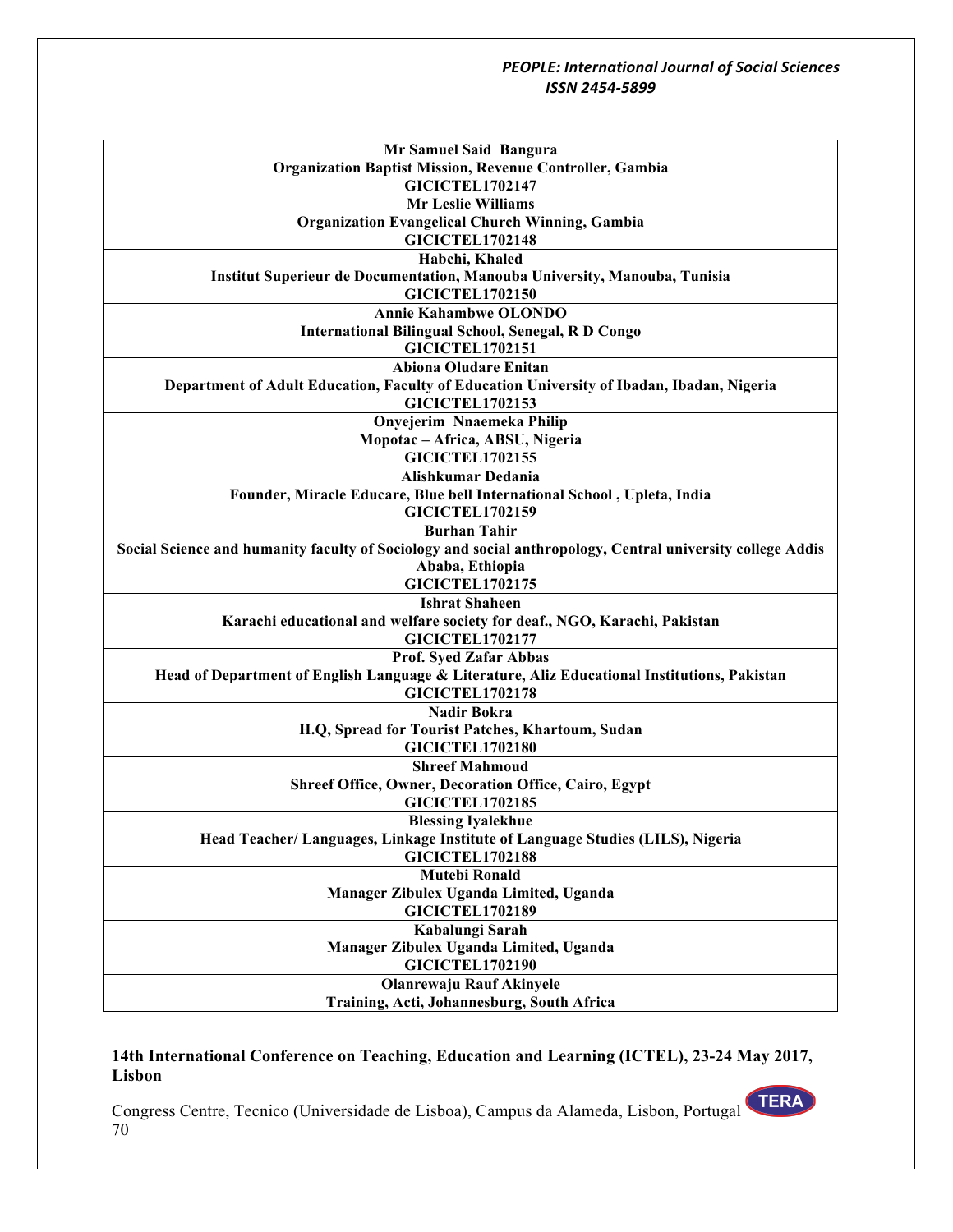**Mr Samuel Said Bangura**
**Organization Baptist Mission, Revenue Controller, Gambia**
**GICICTEL1702147**

**Mr Leslie Williams**
**Organization Evangelical Church Winning, Gambia**
**GICICTEL1702148**

**Habchi, Khaled**
**Institut Superieur de Documentation, Manouba University, Manouba, Tunisia**
**GICICTEL1702150**

**Annie Kahambwe OLONDO**
**International Bilingual School, Senegal, R D Congo**
**GICICTEL1702151**

**Abiona Oludare Enitan**
**Department of Adult Education, Faculty of Education University of Ibadan, Ibadan, Nigeria**
**GICICTEL1702153**

**Onyejerim Nnaemeka Philip**
**Mopotac – Africa, ABSU, Nigeria**
**GICICTEL1702155**

**Alishkumar Dedania**
**Founder, Miracle Educare, Blue bell International School , Upleta, India**
**GICICTEL1702159**

**Burhan Tahir**
**Social Science and humanity faculty of Sociology and social anthropology, Central university college Addis Ababa, Ethiopia**
**GICICTEL1702175**

**Ishrat Shaheen**
**Karachi educational and welfare society for deaf., NGO, Karachi, Pakistan**
**GICICTEL1702177**

**Prof. Syed Zafar Abbas**
**Head of Department of English Language & Literature, Aliz Educational Institutions, Pakistan**
**GICICTEL1702178**

**Nadir Bokra**
**H.Q, Spread for Tourist Patches, Khartoum, Sudan**
**GICICTEL1702180**

**Shreef Mahmoud**
**Shreef Office, Owner, Decoration Office, Cairo, Egypt**
**GICICTEL1702185**

**Blessing Iyalekhue**
**Head Teacher/ Languages, Linkage Institute of Language Studies (LILS), Nigeria**
**GICICTEL1702188**

**Mutebi Ronald**
**Manager Zibulex Uganda Limited, Uganda**
**GICICTEL1702189**

**Kabalungi Sarah**
**Manager Zibulex Uganda Limited, Uganda**
**GICICTEL1702190**

**Olanrewaju Rauf Akinyele**
**Training, Acti, Johannesburg, South Africa**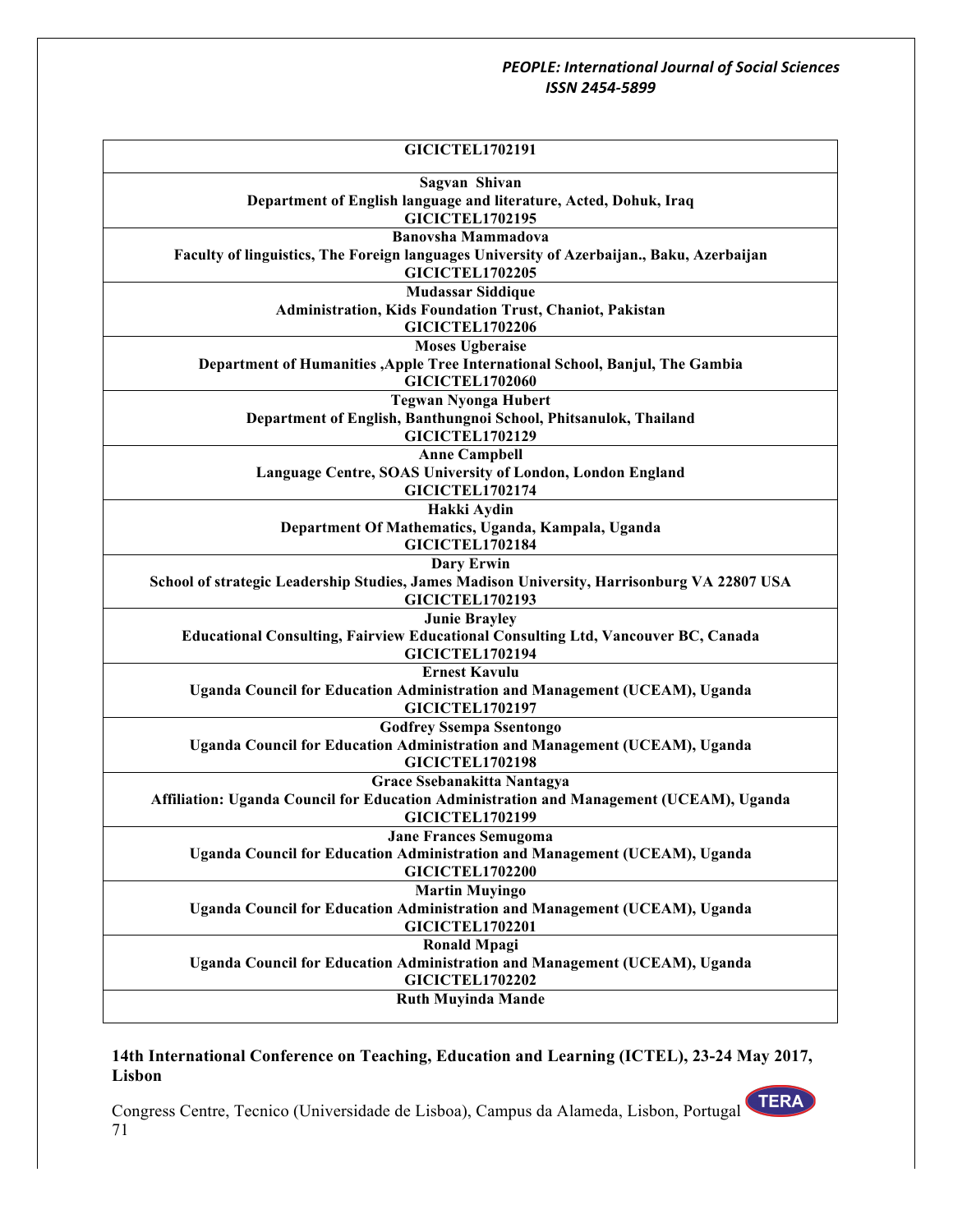| GICICTEL1702191 |
|---|
| **Sagvan Shivan**<br>**Department of English language and literature, Acted, Dohuk, Iraq**<br>**GICICTEL1702195** |
| **Banovsha Mammadova**<br>**Faculty of linguistics, The Foreign languages University of Azerbaijan., Baku, Azerbaijan**<br>**GICICTEL1702205** |
| **Mudassar Siddique**<br>**Administration, Kids Foundation Trust, Chaniot, Pakistan**<br>**GICICTEL1702206** |
| **Moses Ugberaise**<br>**Department of Humanities ,Apple Tree International School, Banjul, The Gambia**<br>**GICICTEL1702060** |
| **Tegwan Nyonga Hubert**<br>**Department of English, Banthungnoi School, Phitsanulok, Thailand**<br>**GICICTEL1702129** |
| **Anne Campbell**<br>**Language Centre, SOAS University of London, London England**<br>**GICICTEL1702174** |
| **Hakki Aydin**<br>**Department Of Mathematics, Uganda, Kampala, Uganda**<br>**GICICTEL1702184** |
| **Dary Erwin**<br>**School of strategic Leadership Studies, James Madison University, Harrisonburg VA 22807 USA**<br>**GICICTEL1702193** |
| **Junie Brayley**<br>**Educational Consulting, Fairview Educational Consulting Ltd, Vancouver BC, Canada**<br>**GICICTEL1702194** |
| **Ernest Kavulu**<br>**Uganda Council for Education Administration and Management (UCEAM), Uganda**<br>**GICICTEL1702197** |
| **Godfrey Ssempa Ssentongo**<br>**Uganda Council for Education Administration and Management (UCEAM), Uganda**<br>**GICICTEL1702198** |
| **Grace Ssebanakitta Nantagya**<br>**Affiliation: Uganda Council for Education Administration and Management (UCEAM), Uganda**<br>**GICICTEL1702199** |
| **Jane Frances Semugoma**<br>**Uganda Council for Education Administration and Management (UCEAM), Uganda**<br>**GICICTEL1702200** |
| **Martin Muyingo**<br>**Uganda Council for Education Administration and Management (UCEAM), Uganda**<br>**GICICTEL1702201** |
| **Ronald Mpagi**<br>**Uganda Council for Education Administration and Management (UCEAM), Uganda**<br>**GICICTEL1702202** |
| **Ruth Muyinda Mande** |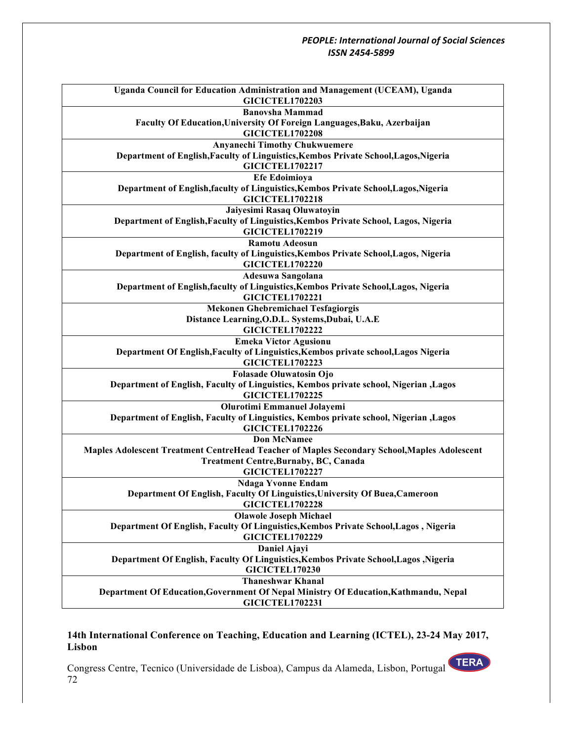| Uganda Council for Education Administration and Management (UCEAM), Uganda<br>GICICTEL1702203 |
|---|
| Banovsha Mammad<br>Faculty Of Education,University Of Foreign Languages,Baku, Azerbaijan<br>GICICTEL1702208 |
| Anyanechi Timothy Chukwuemere<br>Department of English,Faculty of Linguistics,Kembos Private School,Lagos,Nigeria<br>GICICTEL1702217 |
| Efe Edoimioya<br>Department of English,faculty of Linguistics,Kembos Private School,Lagos,Nigeria<br>GICICTEL1702218 |
| Jaiyesimi Rasaq Oluwatoyin<br>Department of English,Faculty of Linguistics,Kembos Private School, Lagos, Nigeria<br>GICICTEL1702219 |
| Ramotu Adeosun<br>Department of English, faculty of Linguistics,Kembos Private School,Lagos, Nigeria<br>GICICTEL1702220 |
| Adesuwa Sangolana<br>Department of English,faculty of Linguistics,Kembos Private School,Lagos, Nigeria<br>GICICTEL1702221 |
| Mekonen Ghebremichael Tesfagiorgis<br>Distance Learning,O.D.L. Systems,Dubai, U.A.E<br>GICICTEL1702222 |
| Emeka Victor Agusionu<br>Department Of English,Faculty of Linguistics,Kembos private school,Lagos Nigeria<br>GICICTEL1702223 |
| Folasade Oluwatosin Ojo<br>Department of English, Faculty of Linguistics, Kembos private school, Nigerian ,Lagos<br>GICICTEL1702225 |
| Olurotimi Emmanuel Jolayemi<br>Department of English, Faculty of Linguistics, Kembos private school, Nigerian ,Lagos<br>GICICTEL1702226 |
| Don McNamee<br>Maples Adolescent Treatment CentreHead Teacher of Maples Secondary School,Maples Adolescent Treatment Centre,Burnaby, BC, Canada<br>GICICTEL1702227 |
| Ndaga Yvonne Endam<br>Department Of English, Faculty Of Linguistics,University Of Buea,Cameroon<br>GICICTEL1702228 |
| Olawole Joseph Michael<br>Department Of English, Faculty Of Linguistics,Kembos Private School,Lagos , Nigeria<br>GICICTEL1702229 |
| Daniel Ajayi<br>Department Of English, Faculty Of Linguistics,Kembos Private School,Lagos ,Nigeria<br>GICICTEL170230 |
| Thaneshwar Khanal<br>Department Of Education,Government Of Nepal Ministry Of Education,Kathmandu, Nepal<br>GICICTEL1702231 |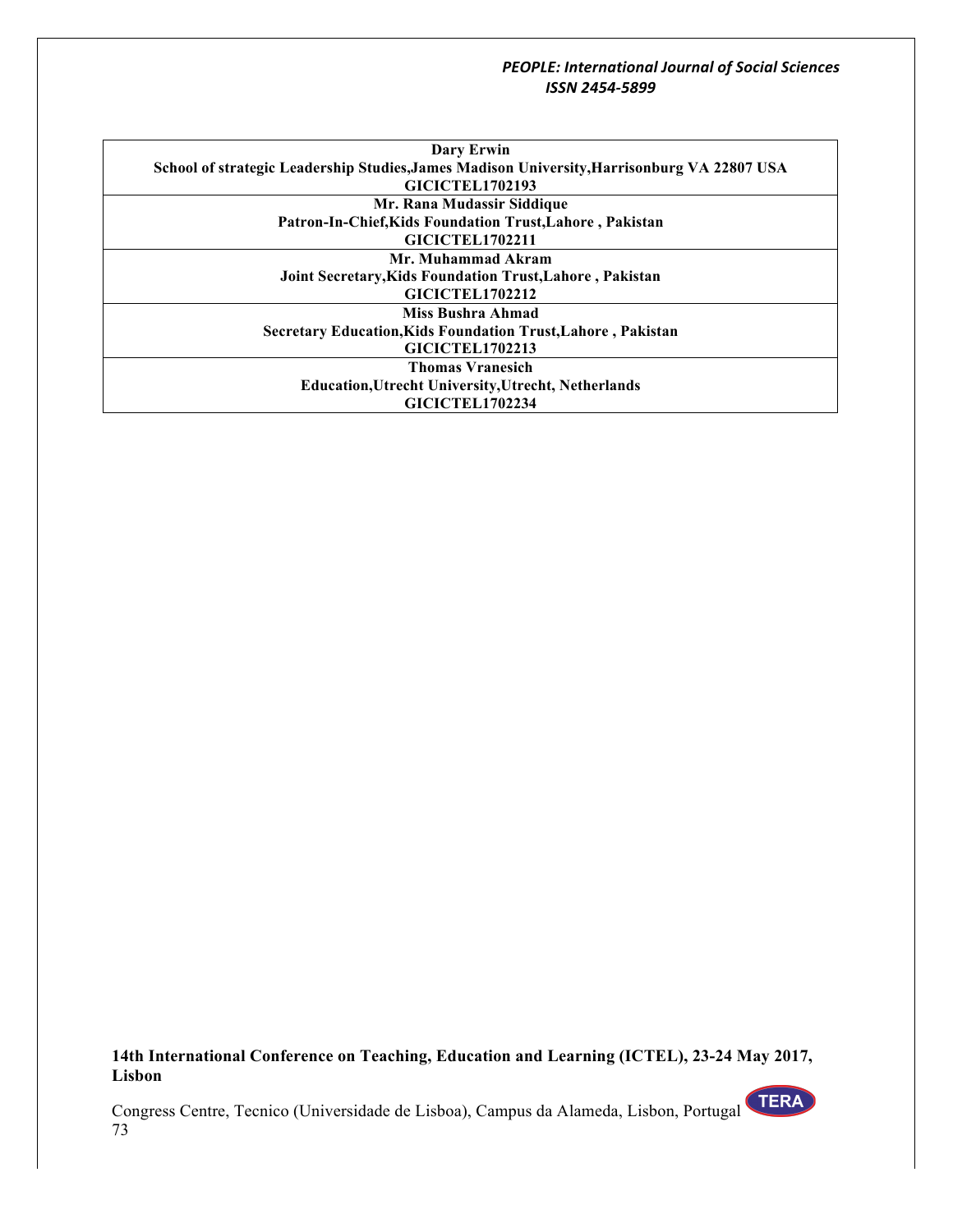| |
|---|
| **Dary Erwin**<br>**School of strategic Leadership Studies,James Madison University,Harrisonburg VA 22807 USA**<br>**GICICTEL1702193** |
| **Mr. Rana Mudassir Siddique**<br>**Patron-In-Chief,Kids Foundation Trust,Lahore , Pakistan**<br>**GICICTEL1702211** |
| **Mr. Muhammad Akram**<br>**Joint Secretary,Kids Foundation Trust,Lahore , Pakistan**<br>**GICICTEL1702212** |
| **Miss Bushra Ahmad**<br>**Secretary Education,Kids Foundation Trust,Lahore , Pakistan**<br>**GICICTEL1702213** |
| **Thomas Vranesich**<br>**Education,Utrecht University,Utrecht, Netherlands**<br>**GICICTEL1702234** |